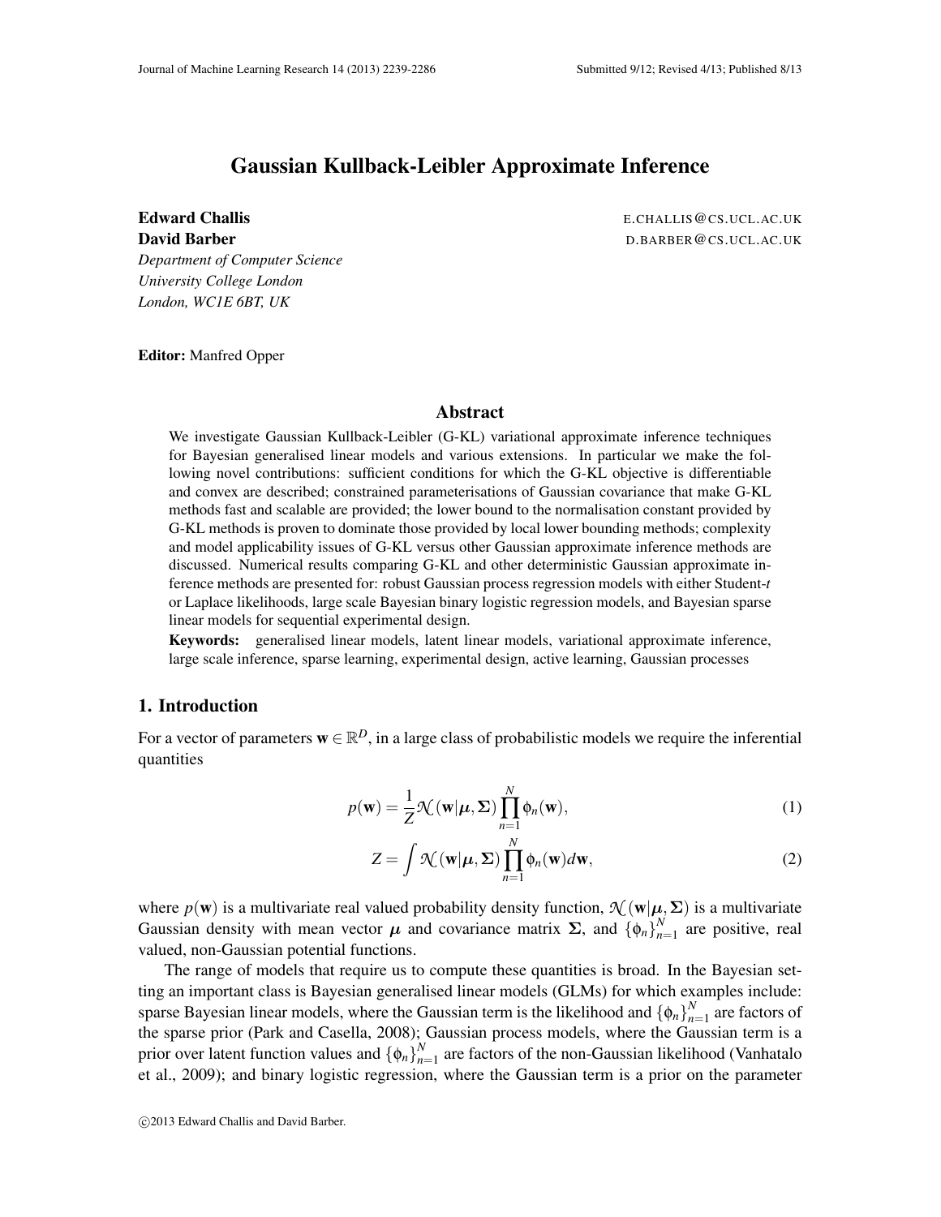# Gaussian Kullback-Leibler Approximate Inference

**Edward Challis** E.CHALLIS@CS.UCL.AC.UK
**David Barber** D.BARBER@CS.UCL.AC.UK
*Department of Computer Science*
*University College London*
*London, WC1E 6BT, UK*

**Editor:** Manfred Opper

## Abstract

We investigate Gaussian Kullback-Leibler (G-KL) variational approximate inference techniques for Bayesian generalised linear models and various extensions. In particular we make the following novel contributions: sufficient conditions for which the G-KL objective is differentiable and convex are described; constrained parameterisations of Gaussian covariance that make G-KL methods fast and scalable are provided; the lower bound to the normalisation constant provided by G-KL methods is proven to dominate those provided by local lower bounding methods; complexity and model applicability issues of G-KL versus other Gaussian approximate inference methods are discussed. Numerical results comparing G-KL and other deterministic Gaussian approximate inference methods are presented for: robust Gaussian process regression models with either Student-*t* or Laplace likelihoods, large scale Bayesian binary logistic regression models, and Bayesian sparse linear models for sequential experimental design.

**Keywords:** generalised linear models, latent linear models, variational approximate inference, large scale inference, sparse learning, experimental design, active learning, Gaussian processes

## 1. Introduction

For a vector of parameters $\mathbf{w} \in \mathbb{R}^D$, in a large class of probabilistic models we require the inferential quantities

$$p(\mathbf{w}) = \frac{1}{Z}\mathcal{N}(\mathbf{w}|\boldsymbol{\mu}, \boldsymbol{\Sigma}) \prod_{n=1}^{N} \phi_n(\mathbf{w}), \tag{1}$$

$$Z = \int \mathcal{N}(\mathbf{w}|\boldsymbol{\mu}, \boldsymbol{\Sigma}) \prod_{n=1}^{N} \phi_n(\mathbf{w}) d\mathbf{w}, \tag{2}$$

where $p(\mathbf{w})$ is a multivariate real valued probability density function, $\mathcal{N}(\mathbf{w}|\boldsymbol{\mu}, \boldsymbol{\Sigma})$ is a multivariate Gaussian density with mean vector $\boldsymbol{\mu}$ and covariance matrix $\boldsymbol{\Sigma}$, and $\{\phi_n\}_{n=1}^N$ are positive, real valued, non-Gaussian potential functions.

The range of models that require us to compute these quantities is broad. In the Bayesian setting an important class is Bayesian generalised linear models (GLMs) for which examples include: sparse Bayesian linear models, where the Gaussian term is the likelihood and $\{\phi_n\}_{n=1}^N$ are factors of the sparse prior (Park and Casella, 2008); Gaussian process models, where the Gaussian term is a prior over latent function values and $\{\phi_n\}_{n=1}^N$ are factors of the non-Gaussian likelihood (Vanhatalo et al., 2009); and binary logistic regression, where the Gaussian term is a prior on the parameter

©2013 Edward Challis and David Barber.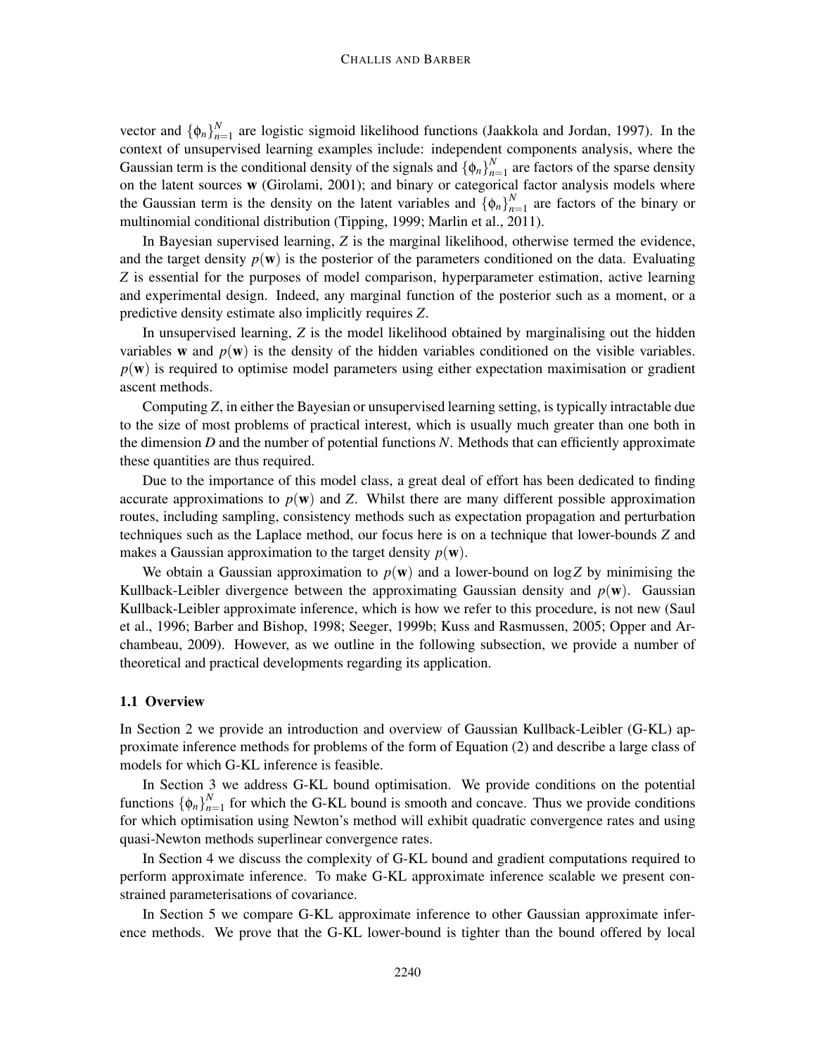vector and $\{\phi_n\}_{n=1}^N$ are logistic sigmoid likelihood functions (Jaakkola and Jordan, 1997). In the context of unsupervised learning examples include: independent components analysis, where the Gaussian term is the conditional density of the signals and $\{\phi_n\}_{n=1}^N$ are factors of the sparse density on the latent sources $\mathbf{w}$ (Girolami, 2001); and binary or categorical factor analysis models where the Gaussian term is the density on the latent variables and $\{\phi_n\}_{n=1}^N$ are factors of the binary or multinomial conditional distribution (Tipping, 1999; Marlin et al., 2011).

In Bayesian supervised learning, $Z$ is the marginal likelihood, otherwise termed the evidence, and the target density $p(\mathbf{w})$ is the posterior of the parameters conditioned on the data. Evaluating $Z$ is essential for the purposes of model comparison, hyperparameter estimation, active learning and experimental design. Indeed, any marginal function of the posterior such as a moment, or a predictive density estimate also implicitly requires $Z$.

In unsupervised learning, $Z$ is the model likelihood obtained by marginalising out the hidden variables $\mathbf{w}$ and $p(\mathbf{w})$ is the density of the hidden variables conditioned on the visible variables. $p(\mathbf{w})$ is required to optimise model parameters using either expectation maximisation or gradient ascent methods.

Computing $Z$, in either the Bayesian or unsupervised learning setting, is typically intractable due to the size of most problems of practical interest, which is usually much greater than one both in the dimension $D$ and the number of potential functions $N$. Methods that can efficiently approximate these quantities are thus required.

Due to the importance of this model class, a great deal of effort has been dedicated to finding accurate approximations to $p(\mathbf{w})$ and $Z$. Whilst there are many different possible approximation routes, including sampling, consistency methods such as expectation propagation and perturbation techniques such as the Laplace method, our focus here is on a technique that lower-bounds $Z$ and makes a Gaussian approximation to the target density $p(\mathbf{w})$.

We obtain a Gaussian approximation to $p(\mathbf{w})$ and a lower-bound on $\log Z$ by minimising the Kullback-Leibler divergence between the approximating Gaussian density and $p(\mathbf{w})$. Gaussian Kullback-Leibler approximate inference, which is how we refer to this procedure, is not new (Saul et al., 1996; Barber and Bishop, 1998; Seeger, 1999b; Kuss and Rasmussen, 2005; Opper and Archambeau, 2009). However, as we outline in the following subsection, we provide a number of theoretical and practical developments regarding its application.

### 1.1 Overview

In Section 2 we provide an introduction and overview of Gaussian Kullback-Leibler (G-KL) approximate inference methods for problems of the form of Equation (2) and describe a large class of models for which G-KL inference is feasible.

In Section 3 we address G-KL bound optimisation. We provide conditions on the potential functions $\{\phi_n\}_{n=1}^N$ for which the G-KL bound is smooth and concave. Thus we provide conditions for which optimisation using Newton's method will exhibit quadratic convergence rates and using quasi-Newton methods superlinear convergence rates.

In Section 4 we discuss the complexity of G-KL bound and gradient computations required to perform approximate inference. To make G-KL approximate inference scalable we present constrained parameterisations of covariance.

In Section 5 we compare G-KL approximate inference to other Gaussian approximate inference methods. We prove that the G-KL lower-bound is tighter than the bound offered by local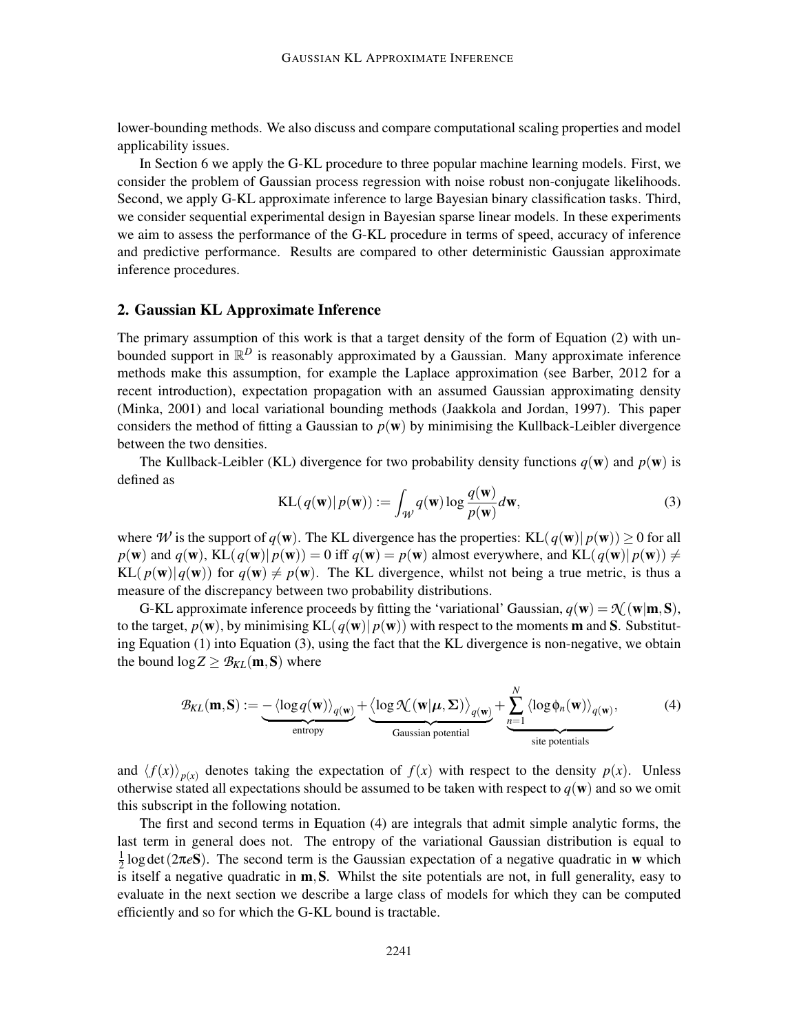lower-bounding methods. We also discuss and compare computational scaling properties and model applicability issues.

In Section 6 we apply the G-KL procedure to three popular machine learning models. First, we consider the problem of Gaussian process regression with noise robust non-conjugate likelihoods. Second, we apply G-KL approximate inference to large Bayesian binary classification tasks. Third, we consider sequential experimental design in Bayesian sparse linear models. In these experiments we aim to assess the performance of the G-KL procedure in terms of speed, accuracy of inference and predictive performance. Results are compared to other deterministic Gaussian approximate inference procedures.

## 2. Gaussian KL Approximate Inference

The primary assumption of this work is that a target density of the form of Equation (2) with unbounded support in $\mathbb{R}^D$ is reasonably approximated by a Gaussian. Many approximate inference methods make this assumption, for example the Laplace approximation (see Barber, 2012 for a recent introduction), expectation propagation with an assumed Gaussian approximating density (Minka, 2001) and local variational bounding methods (Jaakkola and Jordan, 1997). This paper considers the method of fitting a Gaussian to $p(\mathbf{w})$ by minimising the Kullback-Leibler divergence between the two densities.

The Kullback-Leibler (KL) divergence for two probability density functions $q(\mathbf{w})$ and $p(\mathbf{w})$ is defined as

$$\mathrm{KL}(\,q(\mathbf{w})|\,p(\mathbf{w})) := \int_{\mathcal{W}} q(\mathbf{w}) \log \frac{q(\mathbf{w})}{p(\mathbf{w})} d\mathbf{w}, \tag{3}$$

where $\mathcal{W}$ is the support of $q(\mathbf{w})$. The KL divergence has the properties: $\mathrm{KL}(\,q(\mathbf{w})|\,p(\mathbf{w})) \geq 0$ for all $p(\mathbf{w})$ and $q(\mathbf{w})$, $\mathrm{KL}(\,q(\mathbf{w})|\,p(\mathbf{w})) = 0$ iff $q(\mathbf{w}) = p(\mathbf{w})$ almost everywhere, and $\mathrm{KL}(\,q(\mathbf{w})|\,p(\mathbf{w})) \neq \mathrm{KL}(\,p(\mathbf{w})|\,q(\mathbf{w}))$ for $q(\mathbf{w}) \neq p(\mathbf{w})$. The KL divergence, whilst not being a true metric, is thus a measure of the discrepancy between two probability distributions.

G-KL approximate inference proceeds by fitting the 'variational' Gaussian, $q(\mathbf{w}) = \mathcal{N}(\mathbf{w}|\mathbf{m}, \mathbf{S})$, to the target, $p(\mathbf{w})$, by minimising $\mathrm{KL}(\,q(\mathbf{w})|\,p(\mathbf{w}))$ with respect to the moments $\mathbf{m}$ and $\mathbf{S}$. Substituting Equation (1) into Equation (3), using the fact that the KL divergence is non-negative, we obtain the bound $\log Z \geq \mathcal{B}_{KL}(\mathbf{m}, \mathbf{S})$ where

$$\mathcal{B}_{KL}(\mathbf{m}, \mathbf{S}) := \underbrace{-\left\langle \log q(\mathbf{w}) \right\rangle_{q(\mathbf{w})}}_{\text{entropy}} + \underbrace{\left\langle \log \mathcal{N}(\mathbf{w}|\boldsymbol{\mu}, \boldsymbol{\Sigma}) \right\rangle_{q(\mathbf{w})}}_{\text{Gaussian potential}} + \underbrace{\sum_{n=1}^{N} \left\langle \log \phi_n(\mathbf{w}) \right\rangle_{q(\mathbf{w})}}_{\text{site potentials}}, \tag{4}$$

and $\langle f(x) \rangle_{p(x)}$ denotes taking the expectation of $f(x)$ with respect to the density $p(x)$. Unless otherwise stated all expectations should be assumed to be taken with respect to $q(\mathbf{w})$ and so we omit this subscript in the following notation.

The first and second terms in Equation (4) are integrals that admit simple analytic forms, the last term in general does not. The entropy of the variational Gaussian distribution is equal to $\frac{1}{2} \log \det (2\pi e \mathbf{S})$. The second term is the Gaussian expectation of a negative quadratic in $\mathbf{w}$ which is itself a negative quadratic in $\mathbf{m}, \mathbf{S}$. Whilst the site potentials are not, in full generality, easy to evaluate in the next section we describe a large class of models for which they can be computed efficiently and so for which the G-KL bound is tractable.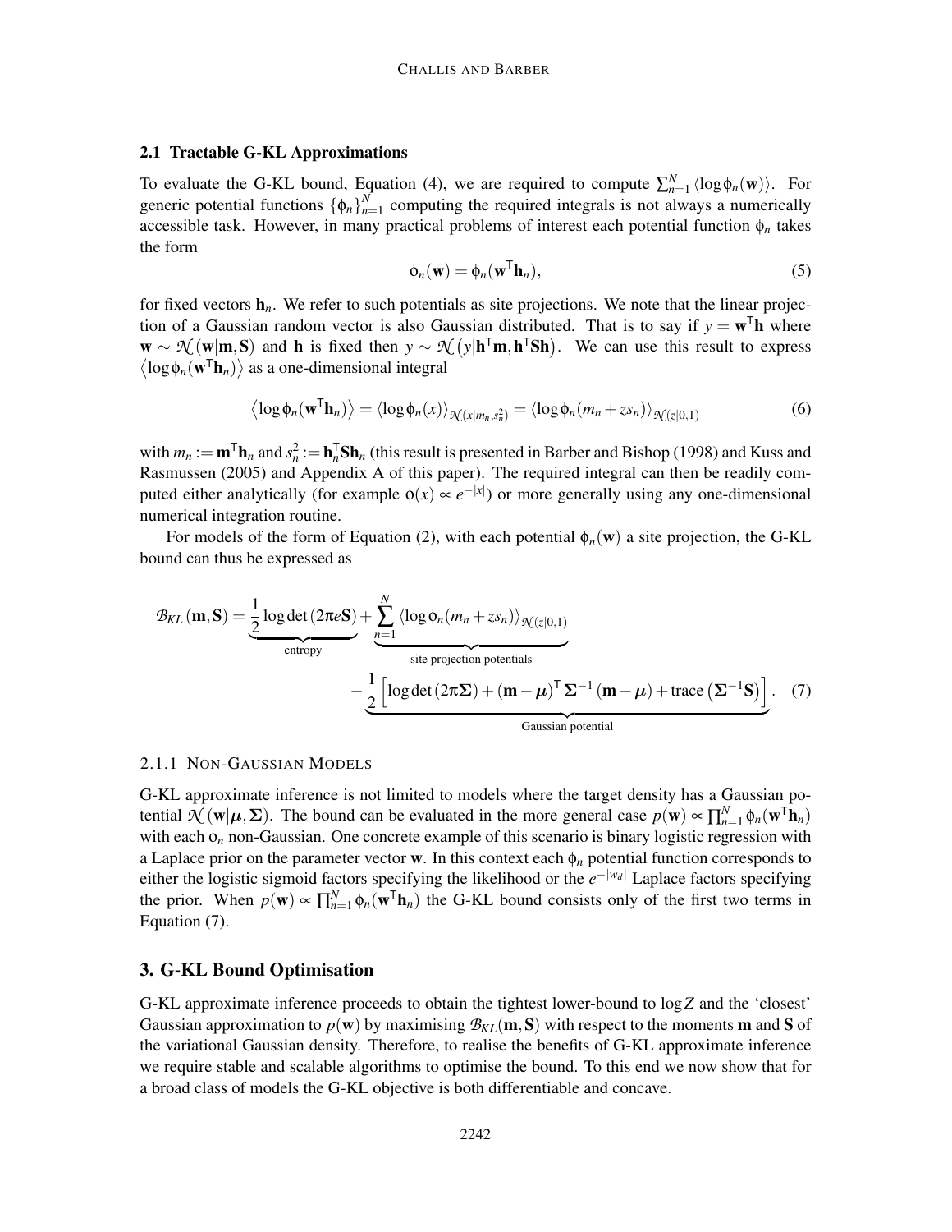### 2.1 Tractable G-KL Approximations

To evaluate the G-KL bound, Equation (4), we are required to compute $\sum_{n=1}^{N} \langle \log \phi_n(\mathbf{w}) \rangle$. For generic potential functions $\{\phi_n\}_{n=1}^{N}$ computing the required integrals is not always a numerically accessible task. However, in many practical problems of interest each potential function $\phi_n$ takes the form

$$\phi_n(\mathbf{w}) = \phi_n(\mathbf{w}^\mathsf{T}\mathbf{h}_n), \tag{5}$$

for fixed vectors $\mathbf{h}_n$. We refer to such potentials as site projections. We note that the linear projection of a Gaussian random vector is also Gaussian distributed. That is to say if $y = \mathbf{w}^\mathsf{T}\mathbf{h}$ where $\mathbf{w} \sim \mathcal{N}(\mathbf{w}|\mathbf{m}, \mathbf{S})$ and $\mathbf{h}$ is fixed then $y \sim \mathcal{N}\left(y|\mathbf{h}^\mathsf{T}\mathbf{m}, \mathbf{h}^\mathsf{T}\mathbf{S}\mathbf{h}\right)$. We can use this result to express $\left\langle \log \phi_n(\mathbf{w}^\mathsf{T}\mathbf{h}_n) \right\rangle$ as a one-dimensional integral

$$\left\langle \log \phi_n(\mathbf{w}^\mathsf{T}\mathbf{h}_n) \right\rangle = \langle \log \phi_n(x) \rangle_{\mathcal{N}(x|m_n, s_n^2)} = \langle \log \phi_n(m_n + z s_n) \rangle_{\mathcal{N}(z|0,1)} \tag{6}$$

with $m_n := \mathbf{m}^\mathsf{T}\mathbf{h}_n$ and $s_n^2 := \mathbf{h}_n^\mathsf{T}\mathbf{S}\mathbf{h}_n$ (this result is presented in Barber and Bishop (1998) and Kuss and Rasmussen (2005) and Appendix A of this paper). The required integral can then be readily computed either analytically (for example $\phi(x) \propto e^{-|x|}$) or more generally using any one-dimensional numerical integration routine.

For models of the form of Equation (2), with each potential $\phi_n(\mathbf{w})$ a site projection, the G-KL bound can thus be expressed as

$$\mathcal{B}_{KL}(\mathbf{m}, \mathbf{S}) = \underbrace{\frac{1}{2}\log\det(2\pi e\mathbf{S})}_{\text{entropy}} + \underbrace{\sum_{n=1}^{N} \langle \log \phi_n(m_n + z s_n) \rangle_{\mathcal{N}(z|0,1)}}_{\text{site projection potentials}} \\ - \underbrace{\frac{1}{2}\left[\log\det(2\pi\boldsymbol{\Sigma}) + (\mathbf{m}-\boldsymbol{\mu})^\mathsf{T}\boldsymbol{\Sigma}^{-1}(\mathbf{m}-\boldsymbol{\mu}) + \text{trace}\left(\boldsymbol{\Sigma}^{-1}\mathbf{S}\right)\right]}_{\text{Gaussian potential}}. \tag{7}$$

#### 2.1.1 Non-Gaussian Models

G-KL approximate inference is not limited to models where the target density has a Gaussian potential $\mathcal{N}(\mathbf{w}|\boldsymbol{\mu}, \boldsymbol{\Sigma})$. The bound can be evaluated in the more general case $p(\mathbf{w}) \propto \prod_{n=1}^{N} \phi_n(\mathbf{w}^\mathsf{T}\mathbf{h}_n)$ with each $\phi_n$ non-Gaussian. One concrete example of this scenario is binary logistic regression with a Laplace prior on the parameter vector $\mathbf{w}$. In this context each $\phi_n$ potential function corresponds to either the logistic sigmoid factors specifying the likelihood or the $e^{-|w_d|}$ Laplace factors specifying the prior. When $p(\mathbf{w}) \propto \prod_{n=1}^{N} \phi_n(\mathbf{w}^\mathsf{T}\mathbf{h}_n)$ the G-KL bound consists only of the first two terms in Equation (7).

## 3. G-KL Bound Optimisation

G-KL approximate inference proceeds to obtain the tightest lower-bound to $\log Z$ and the 'closest' Gaussian approximation to $p(\mathbf{w})$ by maximising $\mathcal{B}_{KL}(\mathbf{m}, \mathbf{S})$ with respect to the moments $\mathbf{m}$ and $\mathbf{S}$ of the variational Gaussian density. Therefore, to realise the benefits of G-KL approximate inference we require stable and scalable algorithms to optimise the bound. To this end we now show that for a broad class of models the G-KL objective is both differentiable and concave.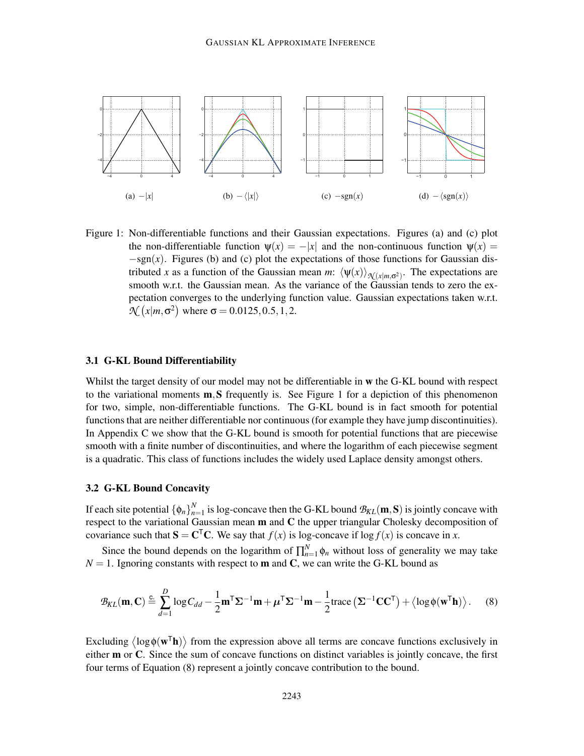(a) $-|x|$

(b) $-\langle|x|\rangle$

(c) $-\text{sgn}(x)$

(d) $-\langle\text{sgn}(x)\rangle$

Figure 1: Non-differentiable functions and their Gaussian expectations. Figures (a) and (c) plot the non-differentiable function $\psi(x) = -|x|$ and the non-continuous function $\psi(x) = -\text{sgn}(x)$. Figures (b) and (c) plot the expectations of those functions for Gaussian distributed $x$ as a function of the Gaussian mean $m$: $\langle\psi(x)\rangle_{\mathcal{N}(x|m,\sigma^2)}$. The expectations are smooth w.r.t. the Gaussian mean. As the variance of the Gaussian tends to zero the expectation converges to the underlying function value. Gaussian expectations taken w.r.t. $\mathcal{N}\left(x|m,\sigma^2\right)$ where $\sigma = 0.0125, 0.5, 1, 2$.

### 3.1 G-KL Bound Differentiability

Whilst the target density of our model may not be differentiable in $\mathbf{w}$ the G-KL bound with respect to the variational moments $\mathbf{m}, \mathbf{S}$ frequently is. See Figure 1 for a depiction of this phenomenon for two, simple, non-differentiable functions. The G-KL bound is in fact smooth for potential functions that are neither differentiable nor continuous (for example they have jump discontinuities). In Appendix C we show that the G-KL bound is smooth for potential functions that are piecewise smooth with a finite number of discontinuities, and where the logarithm of each piecewise segment is a quadratic. This class of functions includes the widely used Laplace density amongst others.

### 3.2 G-KL Bound Concavity

If each site potential $\{\phi_n\}_{n=1}^N$ is log-concave then the G-KL bound $\mathcal{B}_{KL}(\mathbf{m}, \mathbf{S})$ is jointly concave with respect to the variational Gaussian mean $\mathbf{m}$ and $\mathbf{C}$ the upper triangular Cholesky decomposition of covariance such that $\mathbf{S} = \mathbf{C}^\mathsf{T}\mathbf{C}$. We say that $f(x)$ is log-concave if $\log f(x)$ is concave in $x$.

Since the bound depends on the logarithm of $\prod_{n=1}^N \phi_n$ without loss of generality we may take $N = 1$. Ignoring constants with respect to $\mathbf{m}$ and $\mathbf{C}$, we can write the G-KL bound as

$$\mathcal{B}_{KL}(\mathbf{m}, \mathbf{C}) \overset{\text{c.}}{=} \sum_{d=1}^{D} \log C_{dd} - \frac{1}{2}\mathbf{m}^\mathsf{T}\mathbf{\Sigma}^{-1}\mathbf{m} + \boldsymbol{\mu}^\mathsf{T}\mathbf{\Sigma}^{-1}\mathbf{m} - \frac{1}{2}\text{trace}\left(\mathbf{\Sigma}^{-1}\mathbf{C}\mathbf{C}^\mathsf{T}\right) + \left\langle \log \phi(\mathbf{w}^\mathsf{T}\mathbf{h}) \right\rangle. \quad (8)$$

Excluding $\left\langle \log \phi(\mathbf{w}^\mathsf{T}\mathbf{h}) \right\rangle$ from the expression above all terms are concave functions exclusively in either $\mathbf{m}$ or $\mathbf{C}$. Since the sum of concave functions on distinct variables is jointly concave, the first four terms of Equation (8) represent a jointly concave contribution to the bound.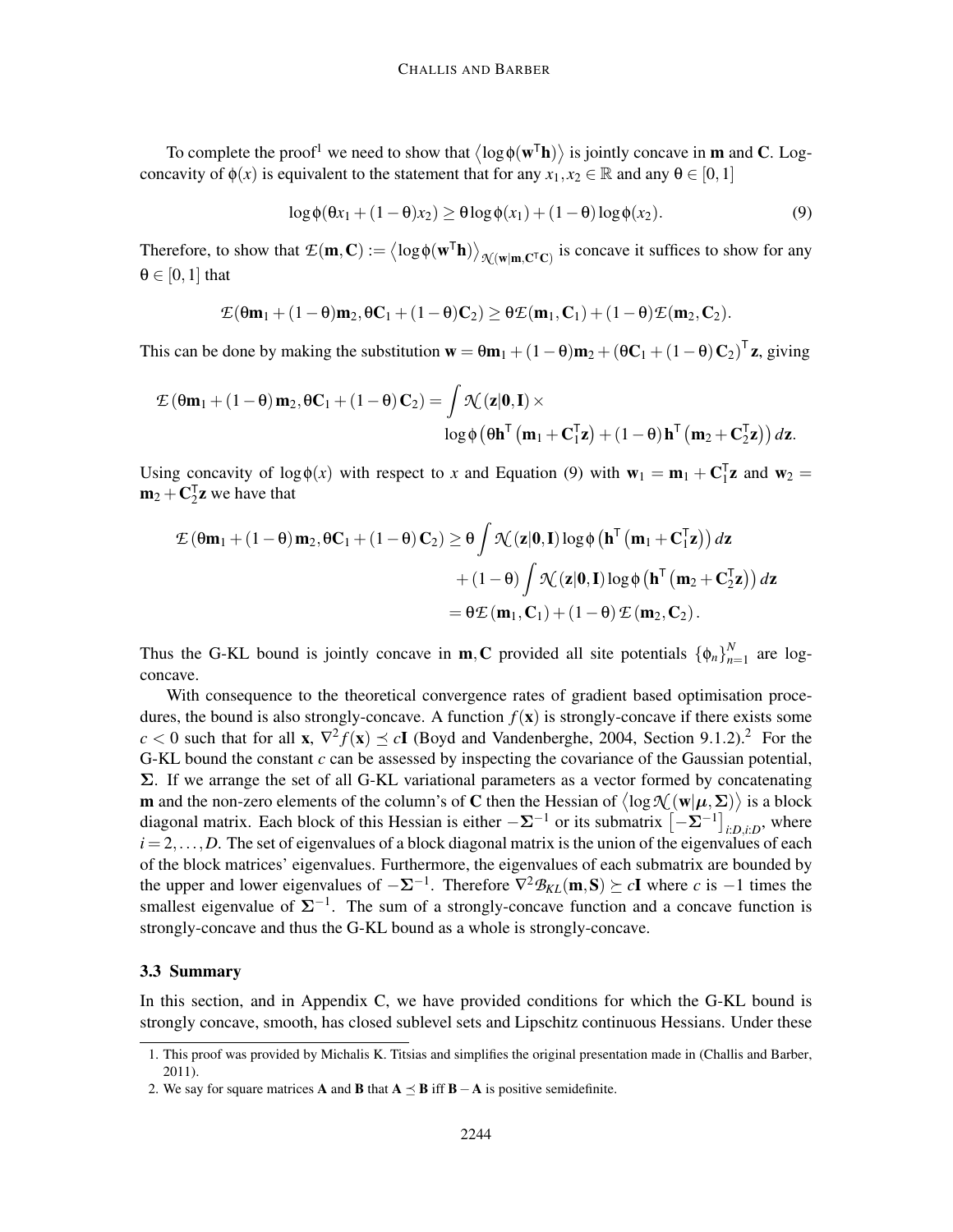To complete the proof[1] we need to show that $\langle \log \phi(\mathbf{w}^\mathsf{T}\mathbf{h}) \rangle$ is jointly concave in $\mathbf{m}$ and $\mathbf{C}$. Log-concavity of $\phi(x)$ is equivalent to the statement that for any $x_1, x_2 \in \mathbb{R}$ and any $\theta \in [0,1]$

$$\log \phi(\theta x_1 + (1-\theta)x_2) \geq \theta \log \phi(x_1) + (1-\theta)\log \phi(x_2). \tag{9}$$

Therefore, to show that $\mathcal{E}(\mathbf{m}, \mathbf{C}) := \langle \log \phi(\mathbf{w}^\mathsf{T}\mathbf{h}) \rangle_{\mathcal{N}(\mathbf{w}|\mathbf{m}, \mathbf{C}^\mathsf{T}\mathbf{C})}$ is concave it suffices to show for any $\theta \in [0,1]$ that

$$\mathcal{E}(\theta \mathbf{m}_1 + (1-\theta)\mathbf{m}_2, \theta \mathbf{C}_1 + (1-\theta)\mathbf{C}_2) \geq \theta \mathcal{E}(\mathbf{m}_1, \mathbf{C}_1) + (1-\theta)\mathcal{E}(\mathbf{m}_2, \mathbf{C}_2).$$

This can be done by making the substitution $\mathbf{w} = \theta \mathbf{m}_1 + (1-\theta)\mathbf{m}_2 + (\theta \mathbf{C}_1 + (1-\theta)\mathbf{C}_2)^\mathsf{T}\mathbf{z}$, giving

$$\mathcal{E}(\theta \mathbf{m}_1 + (1-\theta)\mathbf{m}_2, \theta \mathbf{C}_1 + (1-\theta)\mathbf{C}_2) = \int \mathcal{N}(\mathbf{z}|\mathbf{0}, \mathbf{I}) \times \log \phi\left(\theta \mathbf{h}^\mathsf{T}\left(\mathbf{m}_1 + \mathbf{C}_1^\mathsf{T}\mathbf{z}\right) + (1-\theta)\mathbf{h}^\mathsf{T}\left(\mathbf{m}_2 + \mathbf{C}_2^\mathsf{T}\mathbf{z}\right)\right) d\mathbf{z}.$$

Using concavity of $\log \phi(x)$ with respect to $x$ and Equation (9) with $\mathbf{w}_1 = \mathbf{m}_1 + \mathbf{C}_1^\mathsf{T}\mathbf{z}$ and $\mathbf{w}_2 = \mathbf{m}_2 + \mathbf{C}_2^\mathsf{T}\mathbf{z}$ we have that

$$\begin{aligned}
\mathcal{E}(\theta \mathbf{m}_1 + (1-\theta)\mathbf{m}_2, \theta \mathbf{C}_1 + (1-\theta)\mathbf{C}_2) &\geq \theta \int \mathcal{N}(\mathbf{z}|\mathbf{0}, \mathbf{I}) \log \phi\left(\mathbf{h}^\mathsf{T}\left(\mathbf{m}_1 + \mathbf{C}_1^\mathsf{T}\mathbf{z}\right)\right) d\mathbf{z} \\
&\quad + (1-\theta) \int \mathcal{N}(\mathbf{z}|\mathbf{0}, \mathbf{I}) \log \phi\left(\mathbf{h}^\mathsf{T}\left(\mathbf{m}_2 + \mathbf{C}_2^\mathsf{T}\mathbf{z}\right)\right) d\mathbf{z} \\
&= \theta \mathcal{E}(\mathbf{m}_1, \mathbf{C}_1) + (1-\theta)\mathcal{E}(\mathbf{m}_2, \mathbf{C}_2).
\end{aligned}$$

Thus the G-KL bound is jointly concave in $\mathbf{m}, \mathbf{C}$ provided all site potentials $\{\phi_n\}_{n=1}^N$ are log-concave.

With consequence to the theoretical convergence rates of gradient based optimisation procedures, the bound is also strongly-concave. A function $f(\mathbf{x})$ is strongly-concave if there exists some $c < 0$ such that for all $\mathbf{x}$, $\nabla^2 f(\mathbf{x}) \preceq c\mathbf{I}$ (Boyd and Vandenberghe, 2004, Section 9.1.2).[2] For the G-KL bound the constant $c$ can be assessed by inspecting the covariance of the Gaussian potential, $\boldsymbol{\Sigma}$. If we arrange the set of all G-KL variational parameters as a vector formed by concatenating $\mathbf{m}$ and the non-zero elements of the column's of $\mathbf{C}$ then the Hessian of $\langle \log \mathcal{N}(\mathbf{w}|\boldsymbol{\mu}, \boldsymbol{\Sigma}) \rangle$ is a block diagonal matrix. Each block of this Hessian is either $-\boldsymbol{\Sigma}^{-1}$ or its submatrix $\left[-\boldsymbol{\Sigma}^{-1}\right]_{i:D,i:D}$, where $i = 2, \ldots, D$. The set of eigenvalues of a block diagonal matrix is the union of the eigenvalues of each of the block matrices' eigenvalues. Furthermore, the eigenvalues of each submatrix are bounded by the upper and lower eigenvalues of $-\boldsymbol{\Sigma}^{-1}$. Therefore $\nabla^2 \mathcal{B}_{KL}(\mathbf{m}, \mathbf{S}) \succeq c\mathbf{I}$ where $c$ is $-1$ times the smallest eigenvalue of $\boldsymbol{\Sigma}^{-1}$. The sum of a strongly-concave function and a concave function is strongly-concave and thus the G-KL bound as a whole is strongly-concave.

### 3.3 Summary

In this section, and in Appendix C, we have provided conditions for which the G-KL bound is strongly concave, smooth, has closed sublevel sets and Lipschitz continuous Hessians. Under these

---

1. This proof was provided by Michalis K. Titsias and simplifies the original presentation made in (Challis and Barber, 2011).
2. We say for square matrices $\mathbf{A}$ and $\mathbf{B}$ that $\mathbf{A} \preceq \mathbf{B}$ iff $\mathbf{B} - \mathbf{A}$ is positive semidefinite.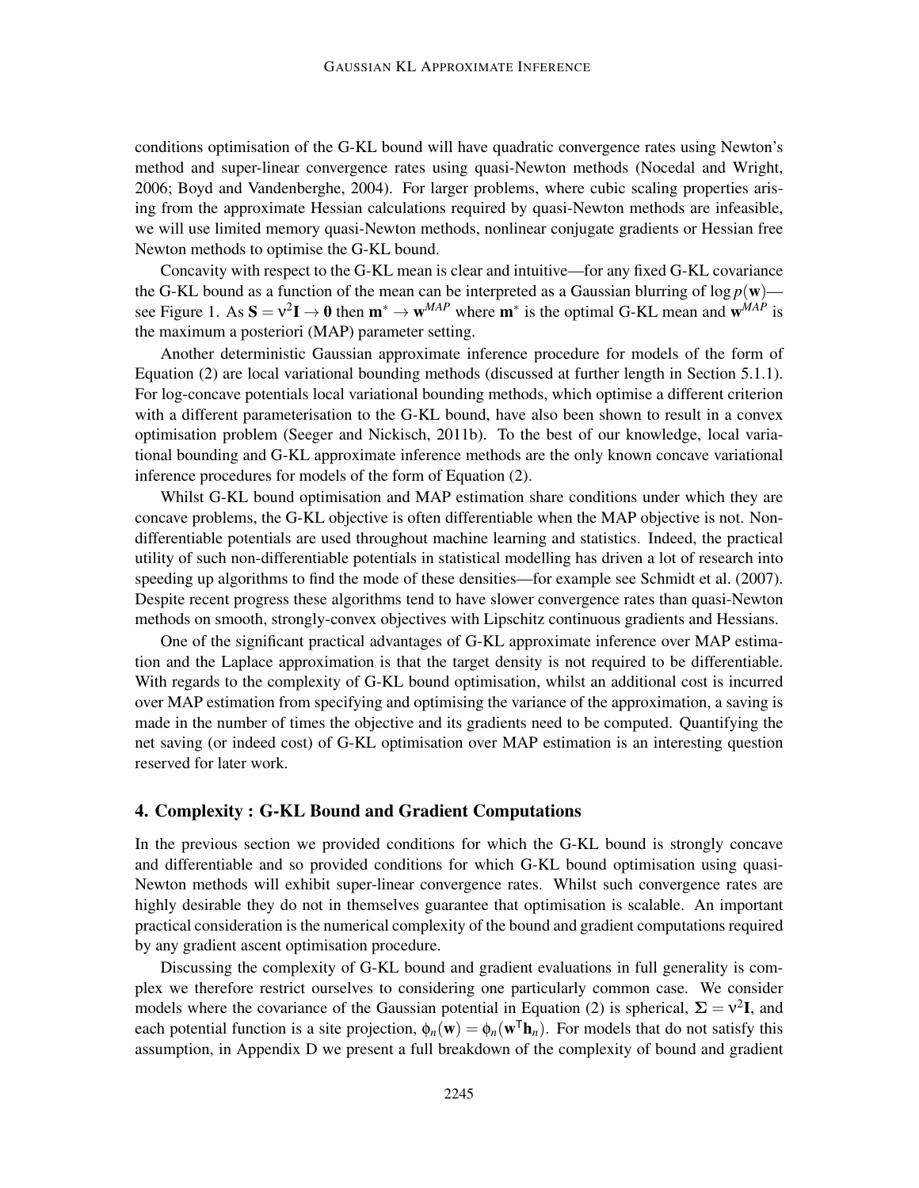conditions optimisation of the G-KL bound will have quadratic convergence rates using Newton's method and super-linear convergence rates using quasi-Newton methods (Nocedal and Wright, 2006; Boyd and Vandenberghe, 2004). For larger problems, where cubic scaling properties arising from the approximate Hessian calculations required by quasi-Newton methods are infeasible, we will use limited memory quasi-Newton methods, nonlinear conjugate gradients or Hessian free Newton methods to optimise the G-KL bound.

Concavity with respect to the G-KL mean is clear and intuitive—for any fixed G-KL covariance the G-KL bound as a function of the mean can be interpreted as a Gaussian blurring of $\log p(\mathbf{w})$—see Figure 1. As $\mathbf{S} = \nu^2\mathbf{I} \rightarrow \mathbf{0}$ then $\mathbf{m}^* \rightarrow \mathbf{w}^{MAP}$ where $\mathbf{m}^*$ is the optimal G-KL mean and $\mathbf{w}^{MAP}$ is the maximum a posteriori (MAP) parameter setting.

Another deterministic Gaussian approximate inference procedure for models of the form of Equation (2) are local variational bounding methods (discussed at further length in Section 5.1.1). For log-concave potentials local variational bounding methods, which optimise a different criterion with a different parameterisation to the G-KL bound, have also been shown to result in a convex optimisation problem (Seeger and Nickisch, 2011b). To the best of our knowledge, local variational bounding and G-KL approximate inference methods are the only known concave variational inference procedures for models of the form of Equation (2).

Whilst G-KL bound optimisation and MAP estimation share conditions under which they are concave problems, the G-KL objective is often differentiable when the MAP objective is not. Non-differentiable potentials are used throughout machine learning and statistics. Indeed, the practical utility of such non-differentiable potentials in statistical modelling has driven a lot of research into speeding up algorithms to find the mode of these densities—for example see Schmidt et al. (2007). Despite recent progress these algorithms tend to have slower convergence rates than quasi-Newton methods on smooth, strongly-convex objectives with Lipschitz continuous gradients and Hessians.

One of the significant practical advantages of G-KL approximate inference over MAP estimation and the Laplace approximation is that the target density is not required to be differentiable. With regards to the complexity of G-KL bound optimisation, whilst an additional cost is incurred over MAP estimation from specifying and optimising the variance of the approximation, a saving is made in the number of times the objective and its gradients need to be computed. Quantifying the net saving (or indeed cost) of G-KL optimisation over MAP estimation is an interesting question reserved for later work.

## 4. Complexity : G-KL Bound and Gradient Computations

In the previous section we provided conditions for which the G-KL bound is strongly concave and differentiable and so provided conditions for which G-KL bound optimisation using quasi-Newton methods will exhibit super-linear convergence rates. Whilst such convergence rates are highly desirable they do not in themselves guarantee that optimisation is scalable. An important practical consideration is the numerical complexity of the bound and gradient computations required by any gradient ascent optimisation procedure.

Discussing the complexity of G-KL bound and gradient evaluations in full generality is complex we therefore restrict ourselves to considering one particularly common case. We consider models where the covariance of the Gaussian potential in Equation (2) is spherical, $\boldsymbol{\Sigma} = \nu^2\mathbf{I}$, and each potential function is a site projection, $\phi_n(\mathbf{w}) = \phi_n(\mathbf{w}^\mathsf{T}\mathbf{h}_n)$. For models that do not satisfy this assumption, in Appendix D we present a full breakdown of the complexity of bound and gradient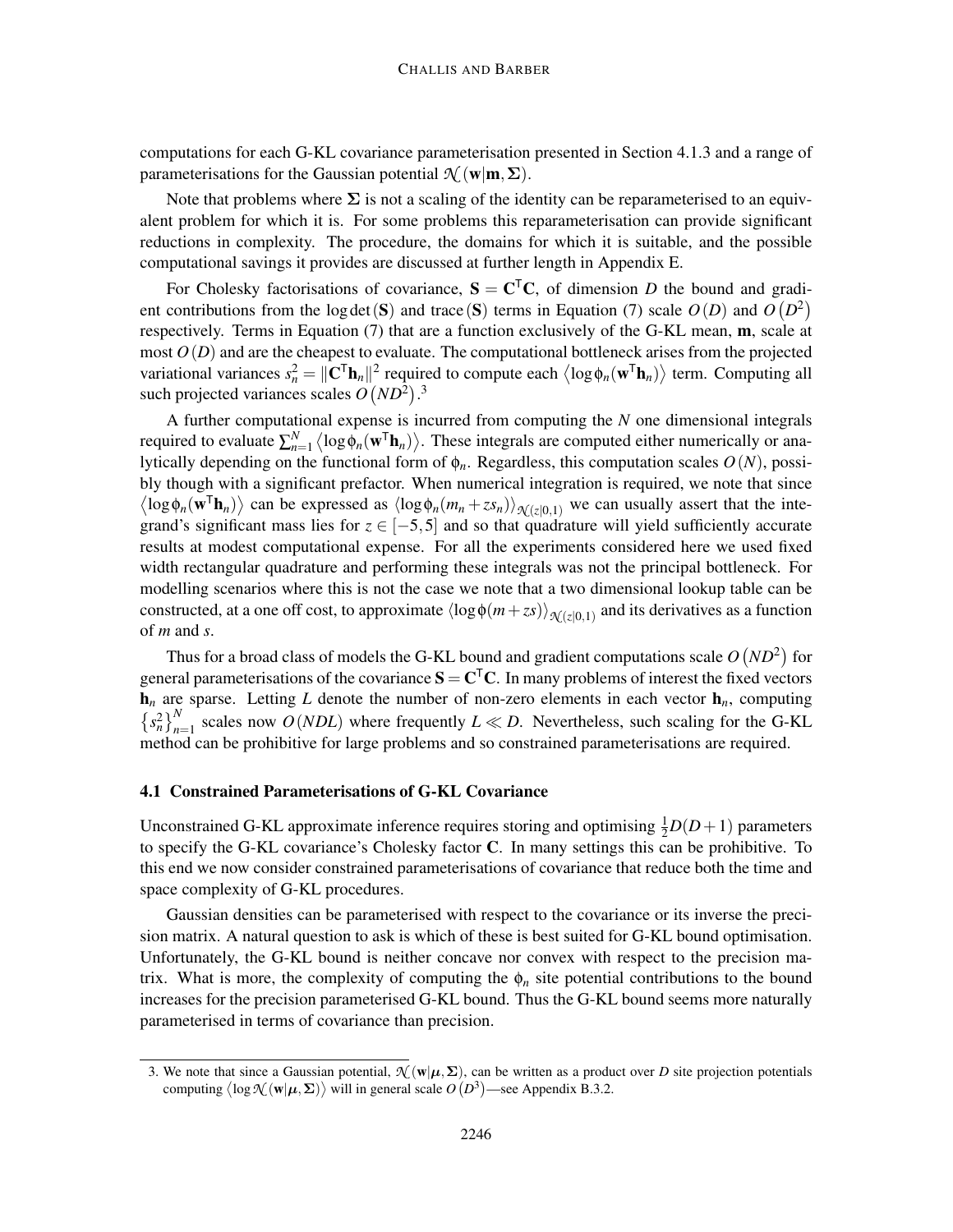computations for each G-KL covariance parameterisation presented in Section 4.1.3 and a range of parameterisations for the Gaussian potential $\mathcal{N}(\mathbf{w}|\mathbf{m},\boldsymbol{\Sigma})$.

Note that problems where $\boldsymbol{\Sigma}$ is not a scaling of the identity can be reparameterised to an equivalent problem for which it is. For some problems this reparameterisation can provide significant reductions in complexity. The procedure, the domains for which it is suitable, and the possible computational savings it provides are discussed at further length in Appendix E.

For Cholesky factorisations of covariance, $\mathbf{S} = \mathbf{C}^{\mathsf{T}}\mathbf{C}$, of dimension $D$ the bound and gradient contributions from the $\log\det(\mathbf{S})$ and $\operatorname{trace}(\mathbf{S})$ terms in Equation (7) scale $O(D)$ and $O(D^2)$ respectively. Terms in Equation (7) that are a function exclusively of the G-KL mean, $\mathbf{m}$, scale at most $O(D)$ and are the cheapest to evaluate. The computational bottleneck arises from the projected variational variances $s_n^2 = \|\mathbf{C}^{\mathsf{T}}\mathbf{h}_n\|^2$ required to compute each $\left\langle \log\phi_n(\mathbf{w}^{\mathsf{T}}\mathbf{h}_n)\right\rangle$ term. Computing all such projected variances scales $O(ND^2)$.[3]

A further computational expense is incurred from computing the $N$ one dimensional integrals required to evaluate $\sum_{n=1}^{N}\left\langle \log\phi_n(\mathbf{w}^{\mathsf{T}}\mathbf{h}_n)\right\rangle$. These integrals are computed either numerically or analytically depending on the functional form of $\phi_n$. Regardless, this computation scales $O(N)$, possibly though with a significant prefactor. When numerical integration is required, we note that since $\left\langle \log\phi_n(\mathbf{w}^{\mathsf{T}}\mathbf{h}_n)\right\rangle$ can be expressed as $\left\langle \log\phi_n(m_n + zs_n)\right\rangle_{\mathcal{N}(z|0,1)}$ we can usually assert that the integrand's significant mass lies for $z \in [-5,5]$ and so that quadrature will yield sufficiently accurate results at modest computational expense. For all the experiments considered here we used fixed width rectangular quadrature and performing these integrals was not the principal bottleneck. For modelling scenarios where this is not the case we note that a two dimensional lookup table can be constructed, at a one off cost, to approximate $\left\langle \log\phi(m+zs)\right\rangle_{\mathcal{N}(z|0,1)}$ and its derivatives as a function of $m$ and $s$.

Thus for a broad class of models the G-KL bound and gradient computations scale $O(ND^2)$ for general parameterisations of the covariance $\mathbf{S} = \mathbf{C}^{\mathsf{T}}\mathbf{C}$. In many problems of interest the fixed vectors $\mathbf{h}_n$ are sparse. Letting $L$ denote the number of non-zero elements in each vector $\mathbf{h}_n$, computing $\left\{s_n^2\right\}_{n=1}^{N}$ scales now $O(NDL)$ where frequently $L \ll D$. Nevertheless, such scaling for the G-KL method can be prohibitive for large problems and so constrained parameterisations are required.

### 4.1 Constrained Parameterisations of G-KL Covariance

Unconstrained G-KL approximate inference requires storing and optimising $\frac{1}{2}D(D+1)$ parameters to specify the G-KL covariance's Cholesky factor $\mathbf{C}$. In many settings this can be prohibitive. To this end we now consider constrained parameterisations of covariance that reduce both the time and space complexity of G-KL procedures.

Gaussian densities can be parameterised with respect to the covariance or its inverse the precision matrix. A natural question to ask is which of these is best suited for G-KL bound optimisation. Unfortunately, the G-KL bound is neither concave nor convex with respect to the precision matrix. What is more, the complexity of computing the $\phi_n$ site potential contributions to the bound increases for the precision parameterised G-KL bound. Thus the G-KL bound seems more naturally parameterised in terms of covariance than precision.

3. We note that since a Gaussian potential, $\mathcal{N}(\mathbf{w}|\boldsymbol{\mu},\boldsymbol{\Sigma})$, can be written as a product over $D$ site projection potentials computing $\left\langle \log\mathcal{N}(\mathbf{w}|\boldsymbol{\mu},\boldsymbol{\Sigma})\right\rangle$ will in general scale $O(D^3)$—see Appendix B.3.2.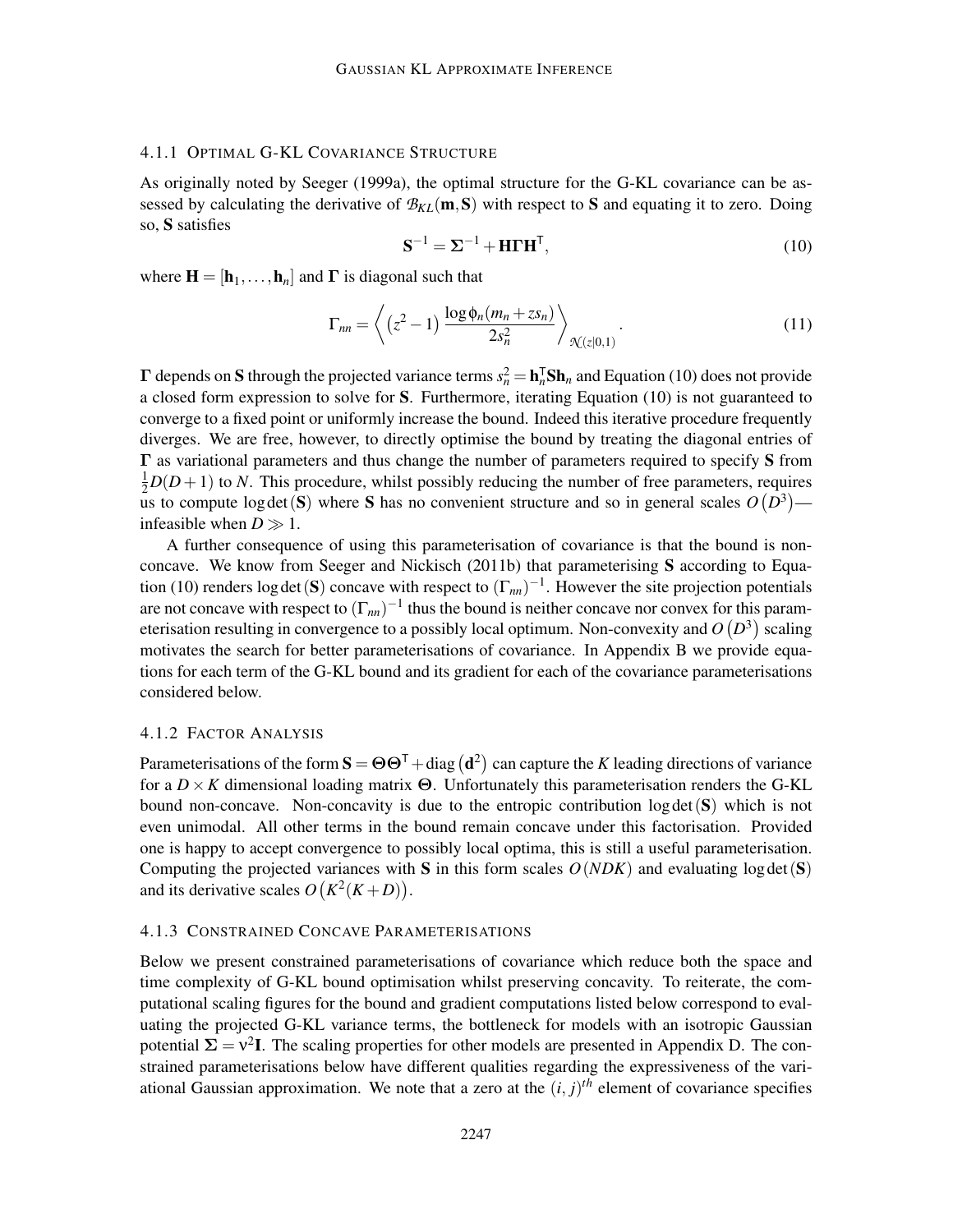#### 4.1.1 Optimal G-KL Covariance Structure

As originally noted by Seeger (1999a), the optimal structure for the G-KL covariance can be assessed by calculating the derivative of $\mathcal{B}_{KL}(\mathbf{m}, \mathbf{S})$ with respect to $\mathbf{S}$ and equating it to zero. Doing so, $\mathbf{S}$ satisfies

$$\mathbf{S}^{-1} = \mathbf{\Sigma}^{-1} + \mathbf{H}\mathbf{\Gamma}\mathbf{H}^{\mathsf{T}}, \tag{10}$$

where $\mathbf{H} = [\mathbf{h}_1, \ldots, \mathbf{h}_n]$ and $\mathbf{\Gamma}$ is diagonal such that

$$\Gamma_{nn} = \left\langle \left(z^2 - 1\right) \frac{\log \phi_n(m_n + z s_n)}{2 s_n^2} \right\rangle_{\mathcal{N}(z|0,1)}. \tag{11}$$

$\mathbf{\Gamma}$ depends on $\mathbf{S}$ through the projected variance terms $s_n^2 = \mathbf{h}_n^{\mathsf{T}} \mathbf{S} \mathbf{h}_n$ and Equation (10) does not provide a closed form expression to solve for $\mathbf{S}$. Furthermore, iterating Equation (10) is not guaranteed to converge to a fixed point or uniformly increase the bound. Indeed this iterative procedure frequently diverges. We are free, however, to directly optimise the bound by treating the diagonal entries of $\mathbf{\Gamma}$ as variational parameters and thus change the number of parameters required to specify $\mathbf{S}$ from $\frac{1}{2}D(D+1)$ to $N$. This procedure, whilst possibly reducing the number of free parameters, requires us to compute $\log\det(\mathbf{S})$ where $\mathbf{S}$ has no convenient structure and so in general scales $O\left(D^3\right)$—infeasible when $D \gg 1$.

A further consequence of using this parameterisation of covariance is that the bound is non-concave. We know from Seeger and Nickisch (2011b) that parameterising $\mathbf{S}$ according to Equation (10) renders $\log\det(\mathbf{S})$ concave with respect to $(\Gamma_{nn})^{-1}$. However the site projection potentials are not concave with respect to $(\Gamma_{nn})^{-1}$ thus the bound is neither concave nor convex for this parameterisation resulting in convergence to a possibly local optimum. Non-convexity and $O\left(D^3\right)$ scaling motivates the search for better parameterisations of covariance. In Appendix B we provide equations for each term of the G-KL bound and its gradient for each of the covariance parameterisations considered below.

#### 4.1.2 Factor Analysis

Parameterisations of the form $\mathbf{S} = \mathbf{\Theta}\mathbf{\Theta}^{\mathsf{T}} + \text{diag}\left(\mathbf{d}^2\right)$ can capture the $K$ leading directions of variance for a $D \times K$ dimensional loading matrix $\mathbf{\Theta}$. Unfortunately this parameterisation renders the G-KL bound non-concave. Non-concavity is due to the entropic contribution $\log\det(\mathbf{S})$ which is not even unimodal. All other terms in the bound remain concave under this factorisation. Provided one is happy to accept convergence to possibly local optima, this is still a useful parameterisation. Computing the projected variances with $\mathbf{S}$ in this form scales $O(NDK)$ and evaluating $\log\det(\mathbf{S})$ and its derivative scales $O\left(K^2(K+D)\right)$.

#### 4.1.3 Constrained Concave Parameterisations

Below we present constrained parameterisations of covariance which reduce both the space and time complexity of G-KL bound optimisation whilst preserving concavity. To reiterate, the computational scaling figures for the bound and gradient computations listed below correspond to evaluating the projected G-KL variance terms, the bottleneck for models with an isotropic Gaussian potential $\mathbf{\Sigma} = \nu^2 \mathbf{I}$. The scaling properties for other models are presented in Appendix D. The constrained parameterisations below have different qualities regarding the expressiveness of the variational Gaussian approximation. We note that a zero at the $(i, j)^{th}$ element of covariance specifies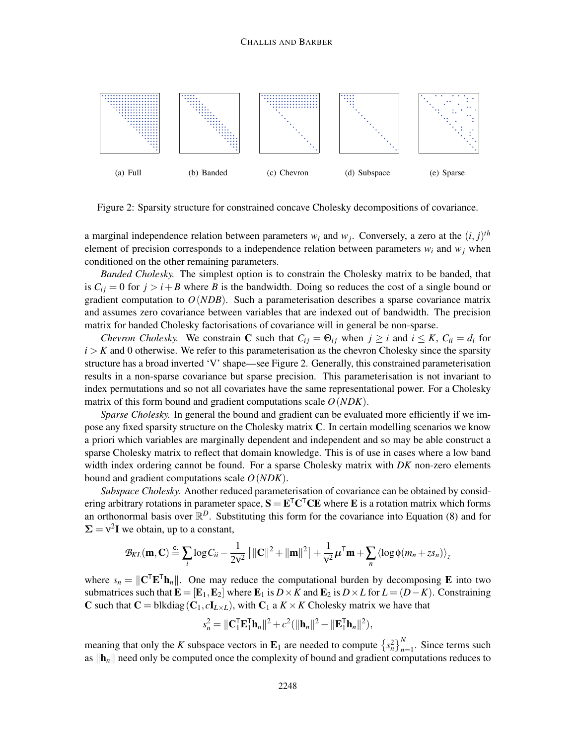(a) Full (b) Banded (c) Chevron (d) Subspace (e) Sparse

Figure 2: Sparsity structure for constrained concave Cholesky decompositions of covariance.

a marginal independence relation between parameters $w_i$ and $w_j$. Conversely, a zero at the $(i, j)^{th}$ element of precision corresponds to a independence relation between parameters $w_i$ and $w_j$ when conditioned on the other remaining parameters.

*Banded Cholesky.* The simplest option is to constrain the Cholesky matrix to be banded, that is $C_{ij} = 0$ for $j > i + B$ where $B$ is the bandwidth. Doing so reduces the cost of a single bound or gradient computation to $O(NDB)$. Such a parameterisation describes a sparse covariance matrix and assumes zero covariance between variables that are indexed out of bandwidth. The precision matrix for banded Cholesky factorisations of covariance will in general be non-sparse.

*Chevron Cholesky.* We constrain $\mathbf{C}$ such that $C_{ij} = \Theta_{ij}$ when $j \geq i$ and $i \leq K$, $C_{ii} = d_i$ for $i > K$ and 0 otherwise. We refer to this parameterisation as the chevron Cholesky since the sparsity structure has a broad inverted 'V' shape—see Figure 2. Generally, this constrained parameterisation results in a non-sparse covariance but sparse precision. This parameterisation is not invariant to index permutations and so not all covariates have the same representational power. For a Cholesky matrix of this form bound and gradient computations scale $O(NDK)$.

*Sparse Cholesky.* In general the bound and gradient can be evaluated more efficiently if we impose any fixed sparsity structure on the Cholesky matrix $\mathbf{C}$. In certain modelling scenarios we know a priori which variables are marginally dependent and independent and so may be able construct a sparse Cholesky matrix to reflect that domain knowledge. This is of use in cases where a low band width index ordering cannot be found. For a sparse Cholesky matrix with $DK$ non-zero elements bound and gradient computations scale $O(NDK)$.

*Subspace Cholesky.* Another reduced parameterisation of covariance can be obtained by considering arbitrary rotations in parameter space, $\mathbf{S} = \mathbf{E}^{\mathsf{T}}\mathbf{C}^{\mathsf{T}}\mathbf{C}\mathbf{E}$ where $\mathbf{E}$ is a rotation matrix which forms an orthonormal basis over $\mathbb{R}^D$. Substituting this form for the covariance into Equation (8) and for $\Sigma = \nu^2\mathbf{I}$ we obtain, up to a constant,

$$\mathcal{B}_{KL}(\mathbf{m}, \mathbf{C}) \stackrel{c.}{=} \sum_i \log C_{ii} - \frac{1}{2\nu^2}\left[\|\mathbf{C}\|^2 + \|\mathbf{m}\|^2\right] + \frac{1}{\nu^2}\boldsymbol{\mu}^{\mathsf{T}}\mathbf{m} + \sum_n \left\langle \log \phi(m_n + z s_n)\right\rangle_z$$

where $s_n = \|\mathbf{C}^{\mathsf{T}}\mathbf{E}^{\mathsf{T}}\mathbf{h}_n\|$. One may reduce the computational burden by decomposing $\mathbf{E}$ into two submatrices such that $\mathbf{E} = [\mathbf{E}_1, \mathbf{E}_2]$ where $\mathbf{E}_1$ is $D \times K$ and $\mathbf{E}_2$ is $D \times L$ for $L = (D - K)$. Constraining $\mathbf{C}$ such that $\mathbf{C} = \text{blkdiag}(\mathbf{C}_1, c\mathbf{I}_{L \times L})$, with $\mathbf{C}_1$ a $K \times K$ Cholesky matrix we have that

$$s_n^2 = \|\mathbf{C}_1^{\mathsf{T}}\mathbf{E}_1^{\mathsf{T}}\mathbf{h}_n\|^2 + c^2(\|\mathbf{h}_n\|^2 - \|\mathbf{E}_1^{\mathsf{T}}\mathbf{h}_n\|^2),$$

meaning that only the $K$ subspace vectors in $\mathbf{E}_1$ are needed to compute $\left\{s_n^2\right\}_{n=1}^N$. Since terms such as $\|\mathbf{h}_n\|$ need only be computed once the complexity of bound and gradient computations reduces to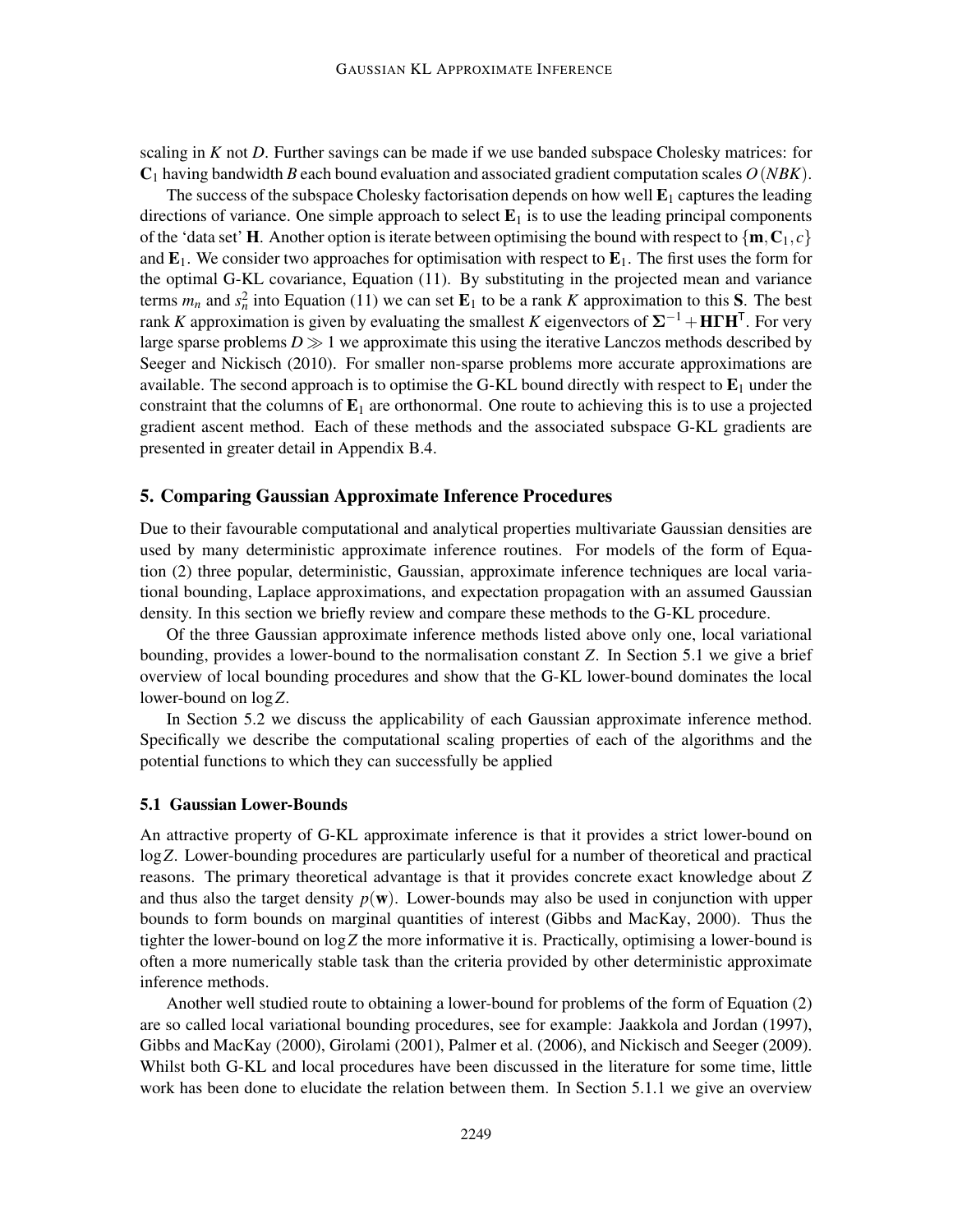scaling in $K$ not $D$. Further savings can be made if we use banded subspace Cholesky matrices: for $\mathbf{C}_1$ having bandwidth $B$ each bound evaluation and associated gradient computation scales $O(NBK)$.

The success of the subspace Cholesky factorisation depends on how well $\mathbf{E}_1$ captures the leading directions of variance. One simple approach to select $\mathbf{E}_1$ is to use the leading principal components of the 'data set' $\mathbf{H}$. Another option is iterate between optimising the bound with respect to $\{\mathbf{m}, \mathbf{C}_1, c\}$ and $\mathbf{E}_1$. We consider two approaches for optimisation with respect to $\mathbf{E}_1$. The first uses the form for the optimal G-KL covariance, Equation (11). By substituting in the projected mean and variance terms $m_n$ and $s_n^2$ into Equation (11) we can set $\mathbf{E}_1$ to be a rank $K$ approximation to this $\mathbf{S}$. The best rank $K$ approximation is given by evaluating the smallest $K$ eigenvectors of $\mathbf{\Sigma}^{-1} + \mathbf{H}\mathbf{\Gamma}\mathbf{H}^{\mathsf{T}}$. For very large sparse problems $D \gg 1$ we approximate this using the iterative Lanczos methods described by Seeger and Nickisch (2010). For smaller non-sparse problems more accurate approximations are available. The second approach is to optimise the G-KL bound directly with respect to $\mathbf{E}_1$ under the constraint that the columns of $\mathbf{E}_1$ are orthonormal. One route to achieving this is to use a projected gradient ascent method. Each of these methods and the associated subspace G-KL gradients are presented in greater detail in Appendix B.4.

## 5. Comparing Gaussian Approximate Inference Procedures

Due to their favourable computational and analytical properties multivariate Gaussian densities are used by many deterministic approximate inference routines. For models of the form of Equation (2) three popular, deterministic, Gaussian, approximate inference techniques are local variational bounding, Laplace approximations, and expectation propagation with an assumed Gaussian density. In this section we briefly review and compare these methods to the G-KL procedure.

Of the three Gaussian approximate inference methods listed above only one, local variational bounding, provides a lower-bound to the normalisation constant $Z$. In Section 5.1 we give a brief overview of local bounding procedures and show that the G-KL lower-bound dominates the local lower-bound on $\log Z$.

In Section 5.2 we discuss the applicability of each Gaussian approximate inference method. Specifically we describe the computational scaling properties of each of the algorithms and the potential functions to which they can successfully be applied

### 5.1 Gaussian Lower-Bounds

An attractive property of G-KL approximate inference is that it provides a strict lower-bound on $\log Z$. Lower-bounding procedures are particularly useful for a number of theoretical and practical reasons. The primary theoretical advantage is that it provides concrete exact knowledge about $Z$ and thus also the target density $p(\mathbf{w})$. Lower-bounds may also be used in conjunction with upper bounds to form bounds on marginal quantities of interest (Gibbs and MacKay, 2000). Thus the tighter the lower-bound on $\log Z$ the more informative it is. Practically, optimising a lower-bound is often a more numerically stable task than the criteria provided by other deterministic approximate inference methods.

Another well studied route to obtaining a lower-bound for problems of the form of Equation (2) are so called local variational bounding procedures, see for example: Jaakkola and Jordan (1997), Gibbs and MacKay (2000), Girolami (2001), Palmer et al. (2006), and Nickisch and Seeger (2009). Whilst both G-KL and local procedures have been discussed in the literature for some time, little work has been done to elucidate the relation between them. In Section 5.1.1 we give an overview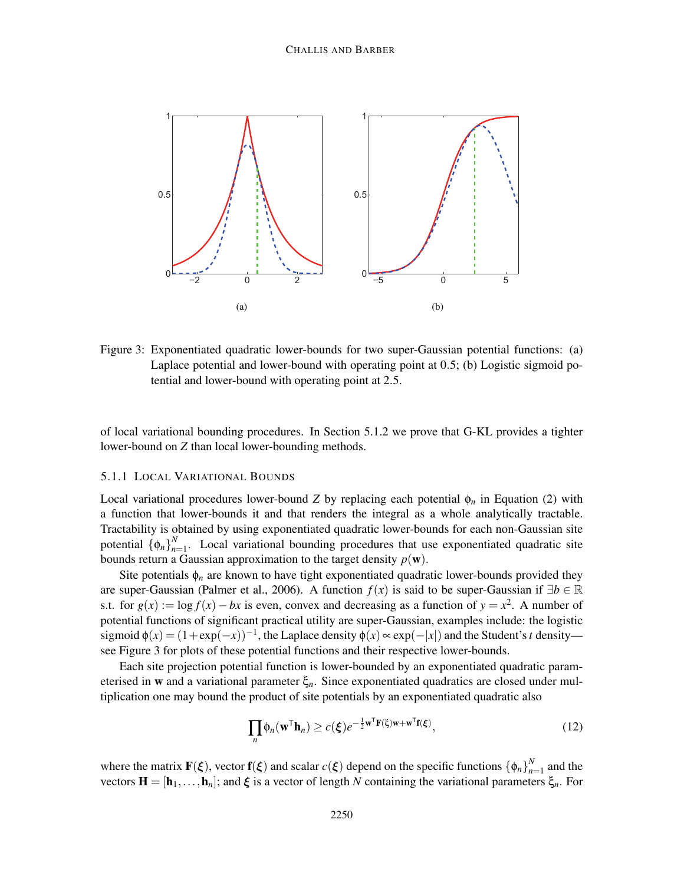Figure 3: Exponentiated quadratic lower-bounds for two super-Gaussian potential functions: (a) Laplace potential and lower-bound with operating point at 0.5; (b) Logistic sigmoid potential and lower-bound with operating point at 2.5.

of local variational bounding procedures. In Section 5.1.2 we prove that G-KL provides a tighter lower-bound on $Z$ than local lower-bounding methods.

#### 5.1.1 Local Variational Bounds

Local variational procedures lower-bound $Z$ by replacing each potential $\phi_n$ in Equation (2) with a function that lower-bounds it and that renders the integral as a whole analytically tractable. Tractability is obtained by using exponentiated quadratic lower-bounds for each non-Gaussian site potential $\{\phi_n\}_{n=1}^N$. Local variational bounding procedures that use exponentiated quadratic site bounds return a Gaussian approximation to the target density $p(\mathbf{w})$.

Site potentials $\phi_n$ are known to have tight exponentiated quadratic lower-bounds provided they are super-Gaussian (Palmer et al., 2006). A function $f(x)$ is said to be super-Gaussian if $\exists b \in \mathbb{R}$ s.t. for $g(x) := \log f(x) - bx$ is even, convex and decreasing as a function of $y = x^2$. A number of potential functions of significant practical utility are super-Gaussian, examples include: the logistic sigmoid $\phi(x) = (1+\exp(-x))^{-1}$, the Laplace density $\phi(x) \propto \exp(-|x|)$ and the Student's $t$ density—see Figure 3 for plots of these potential functions and their respective lower-bounds.

Each site projection potential function is lower-bounded by an exponentiated quadratic parameterised in $\mathbf{w}$ and a variational parameter $\xi_n$. Since exponentiated quadratics are closed under multiplication one may bound the product of site potentials by an exponentiated quadratic also

$$\prod_n \phi_n(\mathbf{w}^\mathsf{T}\mathbf{h}_n) \geq c(\boldsymbol{\xi}) e^{-\frac{1}{2}\mathbf{w}^\mathsf{T}\mathbf{F}(\xi)\mathbf{w} + \mathbf{w}^\mathsf{T}\mathbf{f}(\boldsymbol{\xi})}, \tag{12}$$

where the matrix $\mathbf{F}(\boldsymbol{\xi})$, vector $\mathbf{f}(\boldsymbol{\xi})$ and scalar $c(\boldsymbol{\xi})$ depend on the specific functions $\{\phi_n\}_{n=1}^N$ and the vectors $\mathbf{H} = [\mathbf{h}_1, \ldots, \mathbf{h}_n]$; and $\boldsymbol{\xi}$ is a vector of length $N$ containing the variational parameters $\xi_n$. For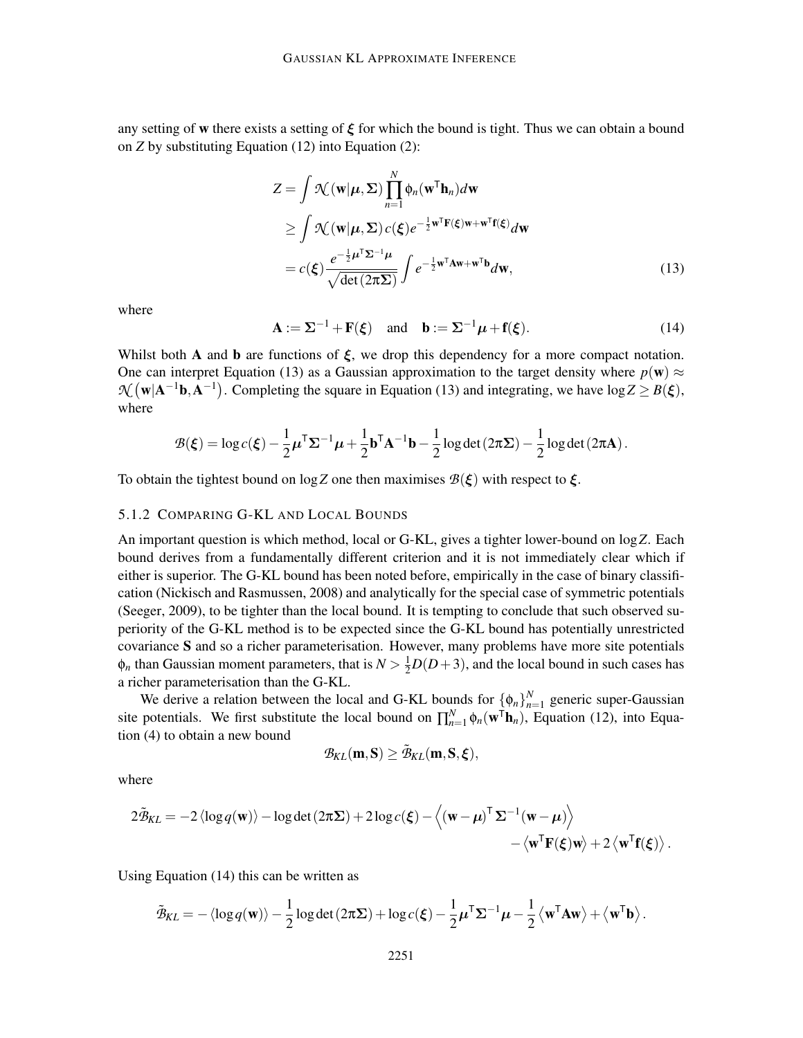any setting of $\mathbf{w}$ there exists a setting of $\boldsymbol{\xi}$ for which the bound is tight. Thus we can obtain a bound on $Z$ by substituting Equation (12) into Equation (2):

$$
\begin{aligned}
Z &= \int \mathcal{N}(\mathbf{w}|\boldsymbol{\mu}, \boldsymbol{\Sigma}) \prod_{n=1}^{N} \phi_n(\mathbf{w}^{\mathsf{T}}\mathbf{h}_n) d\mathbf{w} \\
&\geq \int \mathcal{N}(\mathbf{w}|\boldsymbol{\mu}, \boldsymbol{\Sigma})\, c(\boldsymbol{\xi}) e^{-\frac{1}{2}\mathbf{w}^{\mathsf{T}}\mathbf{F}(\boldsymbol{\xi})\mathbf{w} + \mathbf{w}^{\mathsf{T}}\mathbf{f}(\boldsymbol{\xi})} d\mathbf{w} \\
&= c(\boldsymbol{\xi}) \frac{e^{-\frac{1}{2}\boldsymbol{\mu}^{\mathsf{T}}\boldsymbol{\Sigma}^{-1}\boldsymbol{\mu}}}{\sqrt{\det(2\pi\boldsymbol{\Sigma})}} \int e^{-\frac{1}{2}\mathbf{w}^{\mathsf{T}}\mathbf{A}\mathbf{w} + \mathbf{w}^{\mathsf{T}}\mathbf{b}} d\mathbf{w}, \qquad (13)
\end{aligned}
$$

where

$$
\mathbf{A} := \boldsymbol{\Sigma}^{-1} + \mathbf{F}(\boldsymbol{\xi}) \quad \text{and} \quad \mathbf{b} := \boldsymbol{\Sigma}^{-1}\boldsymbol{\mu} + \mathbf{f}(\boldsymbol{\xi}). \qquad (14)
$$

Whilst both $\mathbf{A}$ and $\mathbf{b}$ are functions of $\boldsymbol{\xi}$, we drop this dependency for a more compact notation. One can interpret Equation (13) as a Gaussian approximation to the target density where $p(\mathbf{w}) \approx \mathcal{N}\left(\mathbf{w}|\mathbf{A}^{-1}\mathbf{b}, \mathbf{A}^{-1}\right)$. Completing the square in Equation (13) and integrating, we have $\log Z \geq B(\boldsymbol{\xi})$, where

$$
\mathcal{B}(\boldsymbol{\xi}) = \log c(\boldsymbol{\xi}) - \frac{1}{2}\boldsymbol{\mu}^{\mathsf{T}}\boldsymbol{\Sigma}^{-1}\boldsymbol{\mu} + \frac{1}{2}\mathbf{b}^{\mathsf{T}}\mathbf{A}^{-1}\mathbf{b} - \frac{1}{2}\log\det(2\pi\boldsymbol{\Sigma}) - \frac{1}{2}\log\det(2\pi\mathbf{A}).
$$

To obtain the tightest bound on $\log Z$ one then maximises $\mathcal{B}(\boldsymbol{\xi})$ with respect to $\boldsymbol{\xi}$.

#### 5.1.2 Comparing G-KL and Local Bounds

An important question is which method, local or G-KL, gives a tighter lower-bound on $\log Z$. Each bound derives from a fundamentally different criterion and it is not immediately clear which if either is superior. The G-KL bound has been noted before, empirically in the case of binary classification (Nickisch and Rasmussen, 2008) and analytically for the special case of symmetric potentials (Seeger, 2009), to be tighter than the local bound. It is tempting to conclude that such observed superiority of the G-KL method is to be expected since the G-KL bound has potentially unrestricted covariance $\mathbf{S}$ and so a richer parameterisation. However, many problems have more site potentials $\phi_n$ than Gaussian moment parameters, that is $N > \frac{1}{2}D(D+3)$, and the local bound in such cases has a richer parameterisation than the G-KL.

We derive a relation between the local and G-KL bounds for $\{\phi_n\}_{n=1}^N$ generic super-Gaussian site potentials. We first substitute the local bound on $\prod_{n=1}^N \phi_n(\mathbf{w}^{\mathsf{T}}\mathbf{h}_n)$, Equation (12), into Equation (4) to obtain a new bound

$$
\mathcal{B}_{KL}(\mathbf{m}, \mathbf{S}) \geq \tilde{\mathcal{B}}_{KL}(\mathbf{m}, \mathbf{S}, \boldsymbol{\xi}),
$$

where

$$
\begin{aligned}
2\tilde{\mathcal{B}}_{KL} = -2\langle \log q(\mathbf{w})\rangle - \log\det(2\pi\boldsymbol{\Sigma}) + 2\log c(\boldsymbol{\xi}) - \left\langle (\mathbf{w}-\boldsymbol{\mu})^{\mathsf{T}}\boldsymbol{\Sigma}^{-1}(\mathbf{w}-\boldsymbol{\mu})\right\rangle \\
- \left\langle \mathbf{w}^{\mathsf{T}}\mathbf{F}(\boldsymbol{\xi})\mathbf{w}\right\rangle + 2\left\langle \mathbf{w}^{\mathsf{T}}\mathbf{f}(\boldsymbol{\xi})\right\rangle.
\end{aligned}
$$

Using Equation (14) this can be written as

$$
\tilde{\mathcal{B}}_{KL} = -\langle \log q(\mathbf{w})\rangle - \frac{1}{2}\log\det(2\pi\boldsymbol{\Sigma}) + \log c(\boldsymbol{\xi}) - \frac{1}{2}\boldsymbol{\mu}^{\mathsf{T}}\boldsymbol{\Sigma}^{-1}\boldsymbol{\mu} - \frac{1}{2}\left\langle \mathbf{w}^{\mathsf{T}}\mathbf{A}\mathbf{w}\right\rangle + \left\langle \mathbf{w}^{\mathsf{T}}\mathbf{b}\right\rangle.
$$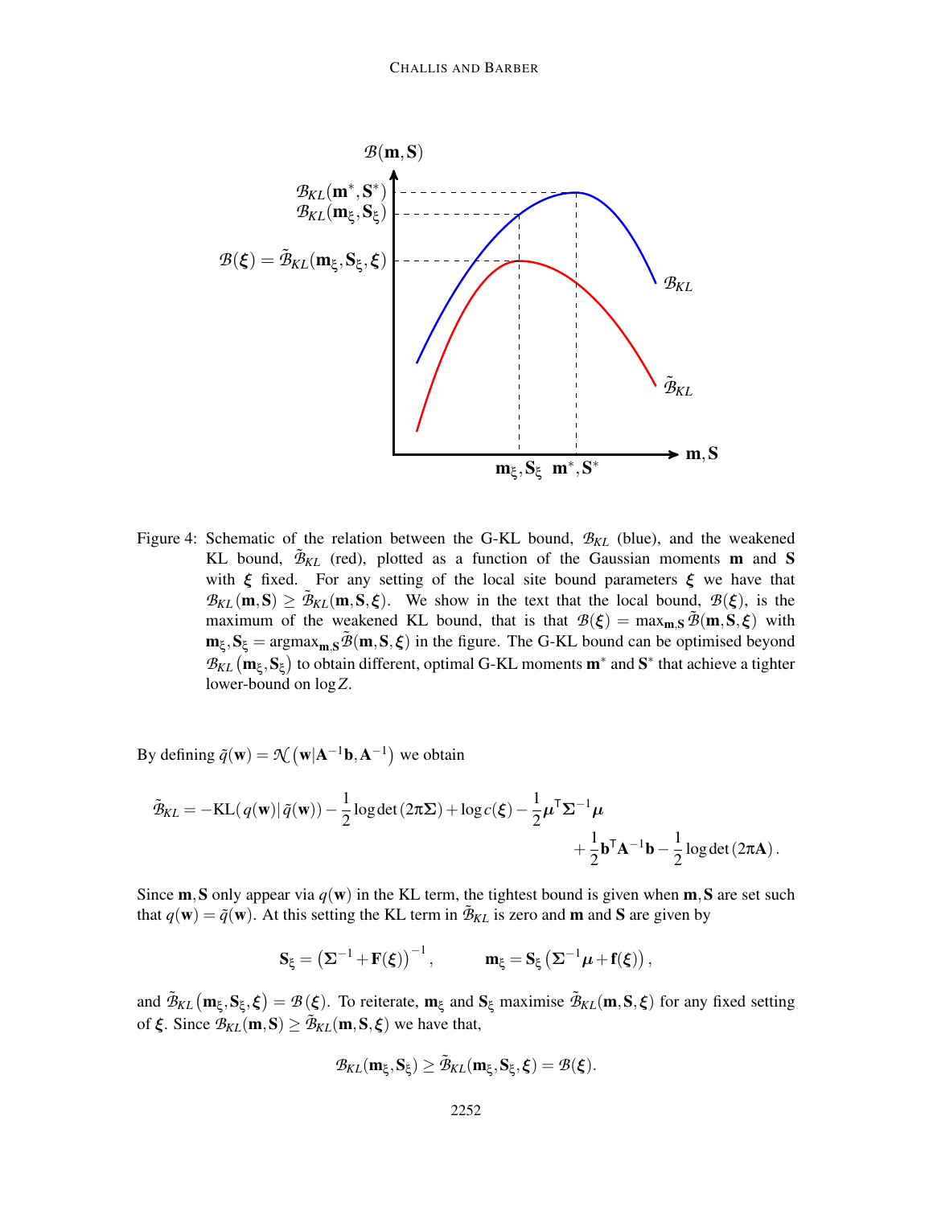Figure 4: Schematic of the relation between the G-KL bound, $\mathcal{B}_{KL}$ (blue), and the weakened KL bound, $\tilde{\mathcal{B}}_{KL}$ (red), plotted as a function of the Gaussian moments $\mathbf{m}$ and $\mathbf{S}$ with $\boldsymbol{\xi}$ fixed. For any setting of the local site bound parameters $\boldsymbol{\xi}$ we have that $\mathcal{B}_{KL}(\mathbf{m},\mathbf{S}) \geq \tilde{\mathcal{B}}_{KL}(\mathbf{m},\mathbf{S},\boldsymbol{\xi})$. We show in the text that the local bound, $\mathcal{B}(\boldsymbol{\xi})$, is the maximum of the weakened KL bound, that is that $\mathcal{B}(\boldsymbol{\xi}) = \max_{\mathbf{m},\mathbf{S}} \tilde{\mathcal{B}}(\mathbf{m},\mathbf{S},\boldsymbol{\xi})$ with $\mathbf{m}_\xi, \mathbf{S}_\xi = \operatorname{argmax}_{\mathbf{m},\mathbf{S}} \tilde{\mathcal{B}}(\mathbf{m},\mathbf{S},\boldsymbol{\xi})$ in the figure. The G-KL bound can be optimised beyond $\mathcal{B}_{KL}(\mathbf{m}_\xi, \mathbf{S}_\xi)$ to obtain different, optimal G-KL moments $\mathbf{m}^*$ and $\mathbf{S}^*$ that achieve a tighter lower-bound on $\log Z$.

By defining $\tilde{q}(\mathbf{w}) = \mathcal{N}\left(\mathbf{w}|\mathbf{A}^{-1}\mathbf{b}, \mathbf{A}^{-1}\right)$ we obtain

$$\tilde{\mathcal{B}}_{KL} = -\text{KL}(q(\mathbf{w})|\tilde{q}(\mathbf{w})) - \frac{1}{2}\log\det(2\pi\boldsymbol{\Sigma}) + \log c(\boldsymbol{\xi}) - \frac{1}{2}\boldsymbol{\mu}^\mathsf{T}\boldsymbol{\Sigma}^{-1}\boldsymbol{\mu} + \frac{1}{2}\mathbf{b}^\mathsf{T}\mathbf{A}^{-1}\mathbf{b} - \frac{1}{2}\log\det(2\pi\mathbf{A}).$$

Since $\mathbf{m},\mathbf{S}$ only appear via $q(\mathbf{w})$ in the KL term, the tightest bound is given when $\mathbf{m},\mathbf{S}$ are set such that $q(\mathbf{w}) = \tilde{q}(\mathbf{w})$. At this setting the KL term in $\tilde{\mathcal{B}}_{KL}$ is zero and $\mathbf{m}$ and $\mathbf{S}$ are given by

$$\mathbf{S}_\xi = \left(\boldsymbol{\Sigma}^{-1} + \mathbf{F}(\boldsymbol{\xi})\right)^{-1}, \qquad \mathbf{m}_\xi = \mathbf{S}_\xi\left(\boldsymbol{\Sigma}^{-1}\boldsymbol{\mu} + \mathbf{f}(\boldsymbol{\xi})\right),$$

and $\tilde{\mathcal{B}}_{KL}\left(\mathbf{m}_\xi, \mathbf{S}_\xi, \boldsymbol{\xi}\right) = \mathcal{B}(\boldsymbol{\xi})$. To reiterate, $\mathbf{m}_\xi$ and $\mathbf{S}_\xi$ maximise $\tilde{\mathcal{B}}_{KL}(\mathbf{m},\mathbf{S},\boldsymbol{\xi})$ for any fixed setting of $\boldsymbol{\xi}$. Since $\mathcal{B}_{KL}(\mathbf{m},\mathbf{S}) \geq \tilde{\mathcal{B}}_{KL}(\mathbf{m},\mathbf{S},\boldsymbol{\xi})$ we have that,

$$\mathcal{B}_{KL}(\mathbf{m}_\xi, \mathbf{S}_\xi) \geq \tilde{\mathcal{B}}_{KL}(\mathbf{m}_\xi, \mathbf{S}_\xi, \boldsymbol{\xi}) = \mathcal{B}(\boldsymbol{\xi}).$$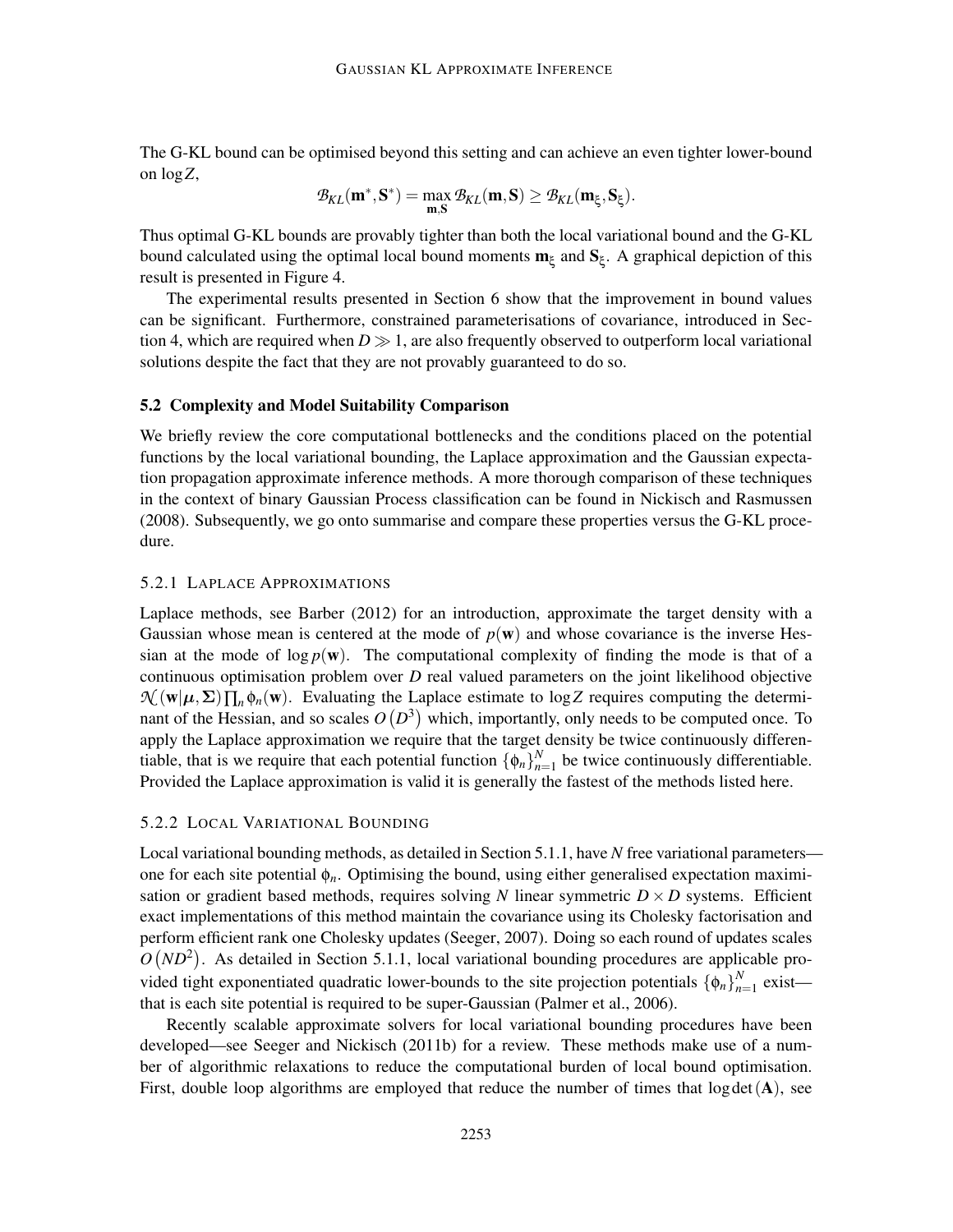The G-KL bound can be optimised beyond this setting and can achieve an even tighter lower-bound on $\log Z$,

$$\mathcal{B}_{KL}(\mathbf{m}^*, \mathbf{S}^*) = \max_{\mathbf{m},\mathbf{S}} \mathcal{B}_{KL}(\mathbf{m}, \mathbf{S}) \geq \mathcal{B}_{KL}(\mathbf{m}_\xi, \mathbf{S}_\xi).$$

Thus optimal G-KL bounds are provably tighter than both the local variational bound and the G-KL bound calculated using the optimal local bound moments $\mathbf{m}_\xi$ and $\mathbf{S}_\xi$. A graphical depiction of this result is presented in Figure 4.

The experimental results presented in Section 6 show that the improvement in bound values can be significant. Furthermore, constrained parameterisations of covariance, introduced in Section 4, which are required when $D \gg 1$, are also frequently observed to outperform local variational solutions despite the fact that they are not provably guaranteed to do so.

### 5.2 Complexity and Model Suitability Comparison

We briefly review the core computational bottlenecks and the conditions placed on the potential functions by the local variational bounding, the Laplace approximation and the Gaussian expectation propagation approximate inference methods. A more thorough comparison of these techniques in the context of binary Gaussian Process classification can be found in Nickisch and Rasmussen (2008). Subsequently, we go onto summarise and compare these properties versus the G-KL procedure.

#### 5.2.1 Laplace Approximations

Laplace methods, see Barber (2012) for an introduction, approximate the target density with a Gaussian whose mean is centered at the mode of $p(\mathbf{w})$ and whose covariance is the inverse Hessian at the mode of $\log p(\mathbf{w})$. The computational complexity of finding the mode is that of a continuous optimisation problem over $D$ real valued parameters on the joint likelihood objective $\mathcal{N}(\mathbf{w}|\boldsymbol{\mu}, \boldsymbol{\Sigma}) \prod_n \phi_n(\mathbf{w})$. Evaluating the Laplace estimate to $\log Z$ requires computing the determinant of the Hessian, and so scales $O(D^3)$ which, importantly, only needs to be computed once. To apply the Laplace approximation we require that the target density be twice continuously differentiable, that is we require that each potential function $\{\phi_n\}_{n=1}^N$ be twice continuously differentiable. Provided the Laplace approximation is valid it is generally the fastest of the methods listed here.

#### 5.2.2 Local Variational Bounding

Local variational bounding methods, as detailed in Section 5.1.1, have $N$ free variational parameters—one for each site potential $\phi_n$. Optimising the bound, using either generalised expectation maximisation or gradient based methods, requires solving $N$ linear symmetric $D \times D$ systems. Efficient exact implementations of this method maintain the covariance using its Cholesky factorisation and perform efficient rank one Cholesky updates (Seeger, 2007). Doing so each round of updates scales $O(ND^2)$. As detailed in Section 5.1.1, local variational bounding procedures are applicable provided tight exponentiated quadratic lower-bounds to the site projection potentials $\{\phi_n\}_{n=1}^N$ exist—that is each site potential is required to be super-Gaussian (Palmer et al., 2006).

Recently scalable approximate solvers for local variational bounding procedures have been developed—see Seeger and Nickisch (2011b) for a review. These methods make use of a number of algorithmic relaxations to reduce the computational burden of local bound optimisation. First, double loop algorithms are employed that reduce the number of times that $\log\det(\mathbf{A})$, see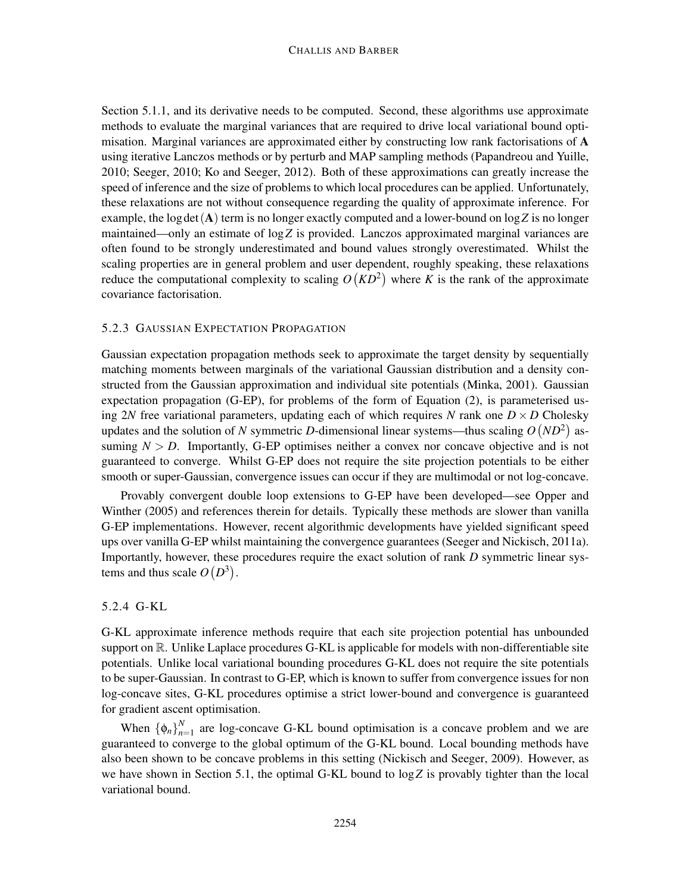Section 5.1.1, and its derivative needs to be computed. Second, these algorithms use approximate methods to evaluate the marginal variances that are required to drive local variational bound optimisation. Marginal variances are approximated either by constructing low rank factorisations of $\mathbf{A}$ using iterative Lanczos methods or by perturb and MAP sampling methods (Papandreou and Yuille, 2010; Seeger, 2010; Ko and Seeger, 2012). Both of these approximations can greatly increase the speed of inference and the size of problems to which local procedures can be applied. Unfortunately, these relaxations are not without consequence regarding the quality of approximate inference. For example, the $\log\det(\mathbf{A})$ term is no longer exactly computed and a lower-bound on $\log Z$ is no longer maintained—only an estimate of $\log Z$ is provided. Lanczos approximated marginal variances are often found to be strongly underestimated and bound values strongly overestimated. Whilst the scaling properties are in general problem and user dependent, roughly speaking, these relaxations reduce the computational complexity to scaling $O(KD^2)$ where $K$ is the rank of the approximate covariance factorisation.

### 5.2.3 Gaussian Expectation Propagation

Gaussian expectation propagation methods seek to approximate the target density by sequentially matching moments between marginals of the variational Gaussian distribution and a density constructed from the Gaussian approximation and individual site potentials (Minka, 2001). Gaussian expectation propagation (G-EP), for problems of the form of Equation (2), is parameterised using $2N$ free variational parameters, updating each of which requires $N$ rank one $D \times D$ Cholesky updates and the solution of $N$ symmetric $D$-dimensional linear systems—thus scaling $O(ND^2)$ assuming $N > D$. Importantly, G-EP optimises neither a convex nor concave objective and is not guaranteed to converge. Whilst G-EP does not require the site projection potentials to be either smooth or super-Gaussian, convergence issues can occur if they are multimodal or not log-concave.

Provably convergent double loop extensions to G-EP have been developed—see Opper and Winther (2005) and references therein for details. Typically these methods are slower than vanilla G-EP implementations. However, recent algorithmic developments have yielded significant speed ups over vanilla G-EP whilst maintaining the convergence guarantees (Seeger and Nickisch, 2011a). Importantly, however, these procedures require the exact solution of rank $D$ symmetric linear systems and thus scale $O(D^3)$.

### 5.2.4 G-KL

G-KL approximate inference methods require that each site projection potential has unbounded support on $\mathbb{R}$. Unlike Laplace procedures G-KL is applicable for models with non-differentiable site potentials. Unlike local variational bounding procedures G-KL does not require the site potentials to be super-Gaussian. In contrast to G-EP, which is known to suffer from convergence issues for non log-concave sites, G-KL procedures optimise a strict lower-bound and convergence is guaranteed for gradient ascent optimisation.

When $\{\phi_n\}_{n=1}^N$ are log-concave G-KL bound optimisation is a concave problem and we are guaranteed to converge to the global optimum of the G-KL bound. Local bounding methods have also been shown to be concave problems in this setting (Nickisch and Seeger, 2009). However, as we have shown in Section 5.1, the optimal G-KL bound to $\log Z$ is provably tighter than the local variational bound.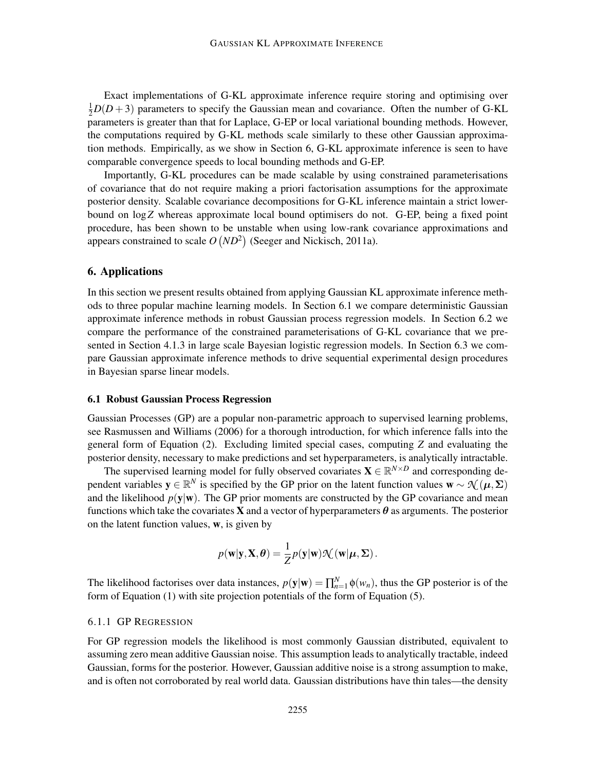Exact implementations of G-KL approximate inference require storing and optimising over $\frac{1}{2}D(D+3)$ parameters to specify the Gaussian mean and covariance. Often the number of G-KL parameters is greater than that for Laplace, G-EP or local variational bounding methods. However, the computations required by G-KL methods scale similarly to these other Gaussian approximation methods. Empirically, as we show in Section 6, G-KL approximate inference is seen to have comparable convergence speeds to local bounding methods and G-EP.

Importantly, G-KL procedures can be made scalable by using constrained parameterisations of covariance that do not require making a priori factorisation assumptions for the approximate posterior density. Scalable covariance decompositions for G-KL inference maintain a strict lower-bound on $\log Z$ whereas approximate local bound optimisers do not. G-EP, being a fixed point procedure, has been shown to be unstable when using low-rank covariance approximations and appears constrained to scale $O(ND^2)$ (Seeger and Nickisch, 2011a).

## 6. Applications

In this section we present results obtained from applying Gaussian KL approximate inference methods to three popular machine learning models. In Section 6.1 we compare deterministic Gaussian approximate inference methods in robust Gaussian process regression models. In Section 6.2 we compare the performance of the constrained parameterisations of G-KL covariance that we presented in Section 4.1.3 in large scale Bayesian logistic regression models. In Section 6.3 we compare Gaussian approximate inference methods to drive sequential experimental design procedures in Bayesian sparse linear models.

### 6.1 Robust Gaussian Process Regression

Gaussian Processes (GP) are a popular non-parametric approach to supervised learning problems, see Rasmussen and Williams (2006) for a thorough introduction, for which inference falls into the general form of Equation (2). Excluding limited special cases, computing $Z$ and evaluating the posterior density, necessary to make predictions and set hyperparameters, is analytically intractable.

The supervised learning model for fully observed covariates $\mathbf{X} \in \mathbb{R}^{N\times D}$ and corresponding dependent variables $\mathbf{y} \in \mathbb{R}^N$ is specified by the GP prior on the latent function values $\mathbf{w} \sim \mathcal{N}(\boldsymbol{\mu}, \boldsymbol{\Sigma})$ and the likelihood $p(\mathbf{y}|\mathbf{w})$. The GP prior moments are constructed by the GP covariance and mean functions which take the covariates $\mathbf{X}$ and a vector of hyperparameters $\boldsymbol{\theta}$ as arguments. The posterior on the latent function values, $\mathbf{w}$, is given by

$$p(\mathbf{w}|\mathbf{y}, \mathbf{X}, \boldsymbol{\theta}) = \frac{1}{Z} p(\mathbf{y}|\mathbf{w}) \mathcal{N}(\mathbf{w}|\boldsymbol{\mu}, \boldsymbol{\Sigma}).$$

The likelihood factorises over data instances, $p(\mathbf{y}|\mathbf{w}) = \prod_{n=1}^{N} \phi(w_n)$, thus the GP posterior is of the form of Equation (1) with site projection potentials of the form of Equation (5).

#### 6.1.1 GP Regression

For GP regression models the likelihood is most commonly Gaussian distributed, equivalent to assuming zero mean additive Gaussian noise. This assumption leads to analytically tractable, indeed Gaussian, forms for the posterior. However, Gaussian additive noise is a strong assumption to make, and is often not corroborated by real world data. Gaussian distributions have thin tales—the density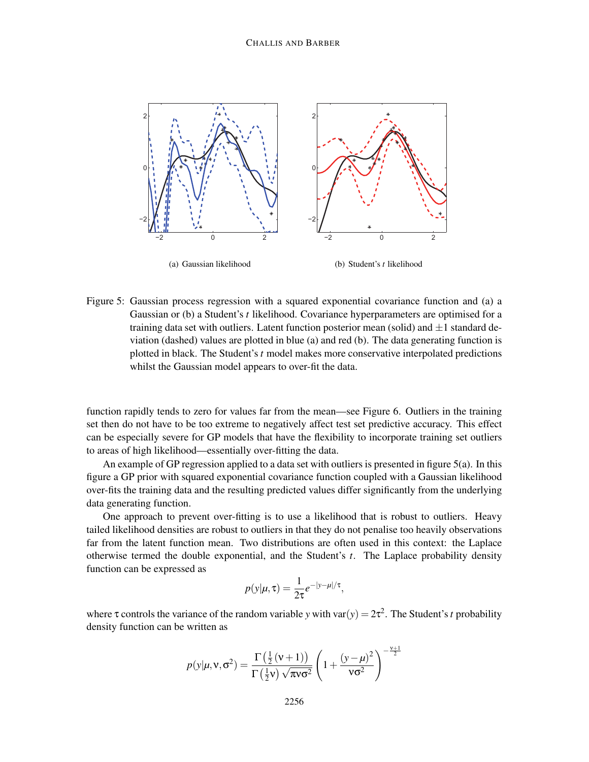(a) Gaussian likelihood

(b) Student's $t$ likelihood

Figure 5: Gaussian process regression with a squared exponential covariance function and (a) a Gaussian or (b) a Student's $t$ likelihood. Covariance hyperparameters are optimised for a training data set with outliers. Latent function posterior mean (solid) and $\pm 1$ standard deviation (dashed) values are plotted in blue (a) and red (b). The data generating function is plotted in black. The Student's $t$ model makes more conservative interpolated predictions whilst the Gaussian model appears to over-fit the data.

function rapidly tends to zero for values far from the mean—see Figure 6. Outliers in the training set then do not have to be too extreme to negatively affect test set predictive accuracy. This effect can be especially severe for GP models that have the flexibility to incorporate training set outliers to areas of high likelihood—essentially over-fitting the data.

An example of GP regression applied to a data set with outliers is presented in figure 5(a). In this figure a GP prior with squared exponential covariance function coupled with a Gaussian likelihood over-fits the training data and the resulting predicted values differ significantly from the underlying data generating function.

One approach to prevent over-fitting is to use a likelihood that is robust to outliers. Heavy tailed likelihood densities are robust to outliers in that they do not penalise too heavily observations far from the latent function mean. Two distributions are often used in this context: the Laplace otherwise termed the double exponential, and the Student's $t$. The Laplace probability density function can be expressed as

$$p(y|\mu,\tau) = \frac{1}{2\tau}e^{-|y-\mu|/\tau},$$

where $\tau$ controls the variance of the random variable $y$ with $\text{var}(y) = 2\tau^2$. The Student's $t$ probability density function can be written as

$$p(y|\mu,\nu,\sigma^2) = \frac{\Gamma\left(\frac{1}{2}(\nu+1)\right)}{\Gamma\left(\frac{1}{2}\nu\right)\sqrt{\pi\nu\sigma^2}}\left(1+\frac{(y-\mu)^2}{\nu\sigma^2}\right)^{-\frac{\nu+1}{2}}$$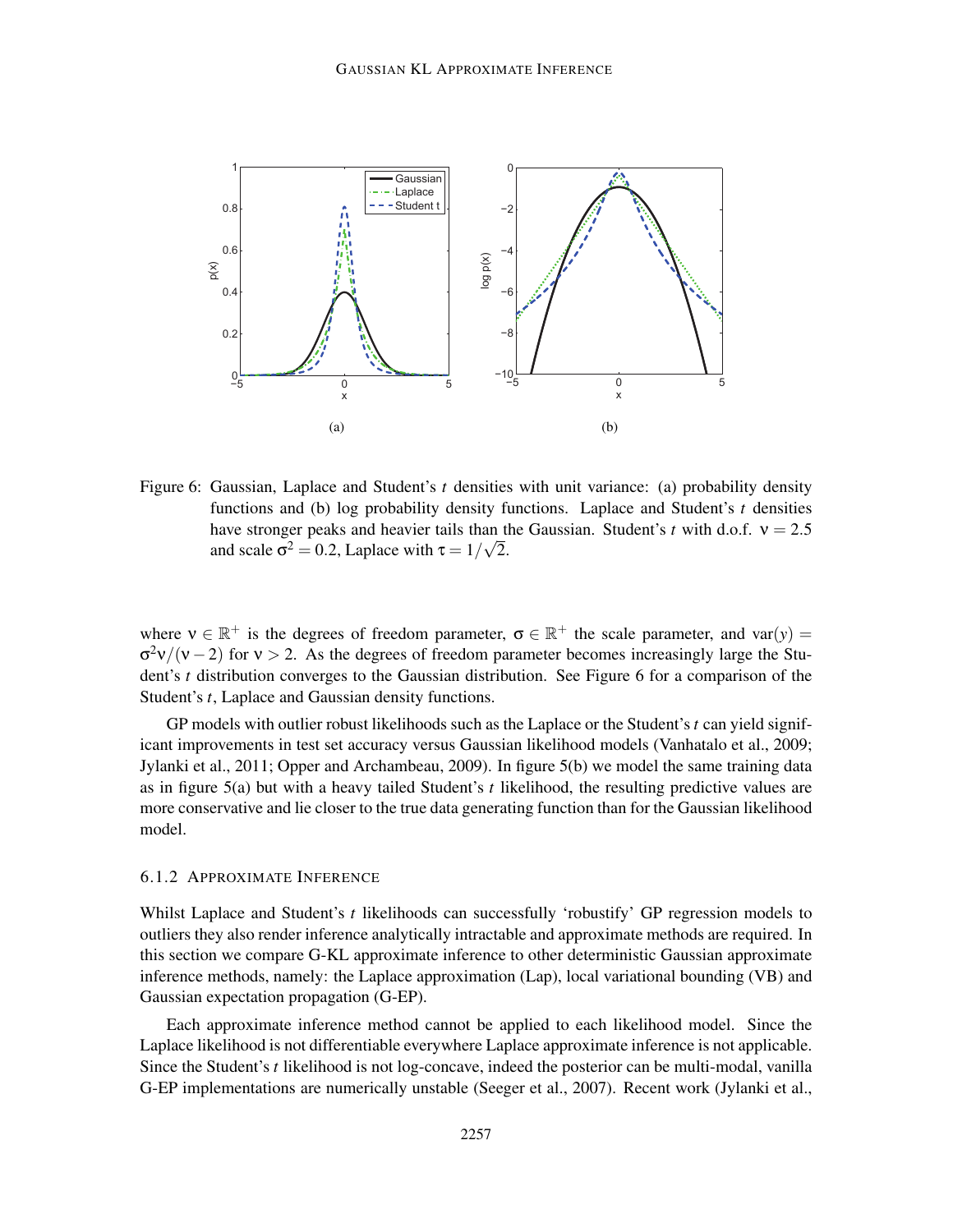Figure 6: Gaussian, Laplace and Student's *t* densities with unit variance: (a) probability density functions and (b) log probability density functions. Laplace and Student's *t* densities have stronger peaks and heavier tails than the Gaussian. Student's *t* with d.o.f. $\nu = 2.5$ and scale $\sigma^2 = 0.2$, Laplace with $\tau = 1/\sqrt{2}$.

where $\nu \in \mathbb{R}^+$ is the degrees of freedom parameter, $\sigma \in \mathbb{R}^+$ the scale parameter, and $\text{var}(y) = \sigma^2\nu/(\nu-2)$ for $\nu > 2$. As the degrees of freedom parameter becomes increasingly large the Student's *t* distribution converges to the Gaussian distribution. See Figure 6 for a comparison of the Student's *t*, Laplace and Gaussian density functions.

GP models with outlier robust likelihoods such as the Laplace or the Student's *t* can yield significant improvements in test set accuracy versus Gaussian likelihood models (Vanhatalo et al., 2009; Jylanki et al., 2011; Opper and Archambeau, 2009). In figure 5(b) we model the same training data as in figure 5(a) but with a heavy tailed Student's *t* likelihood, the resulting predictive values are more conservative and lie closer to the true data generating function than for the Gaussian likelihood model.

#### 6.1.2 Approximate Inference

Whilst Laplace and Student's *t* likelihoods can successfully 'robustify' GP regression models to outliers they also render inference analytically intractable and approximate methods are required. In this section we compare G-KL approximate inference to other deterministic Gaussian approximate inference methods, namely: the Laplace approximation (Lap), local variational bounding (VB) and Gaussian expectation propagation (G-EP).

Each approximate inference method cannot be applied to each likelihood model. Since the Laplace likelihood is not differentiable everywhere Laplace approximate inference is not applicable. Since the Student's *t* likelihood is not log-concave, indeed the posterior can be multi-modal, vanilla G-EP implementations are numerically unstable (Seeger et al., 2007). Recent work (Jylanki et al.,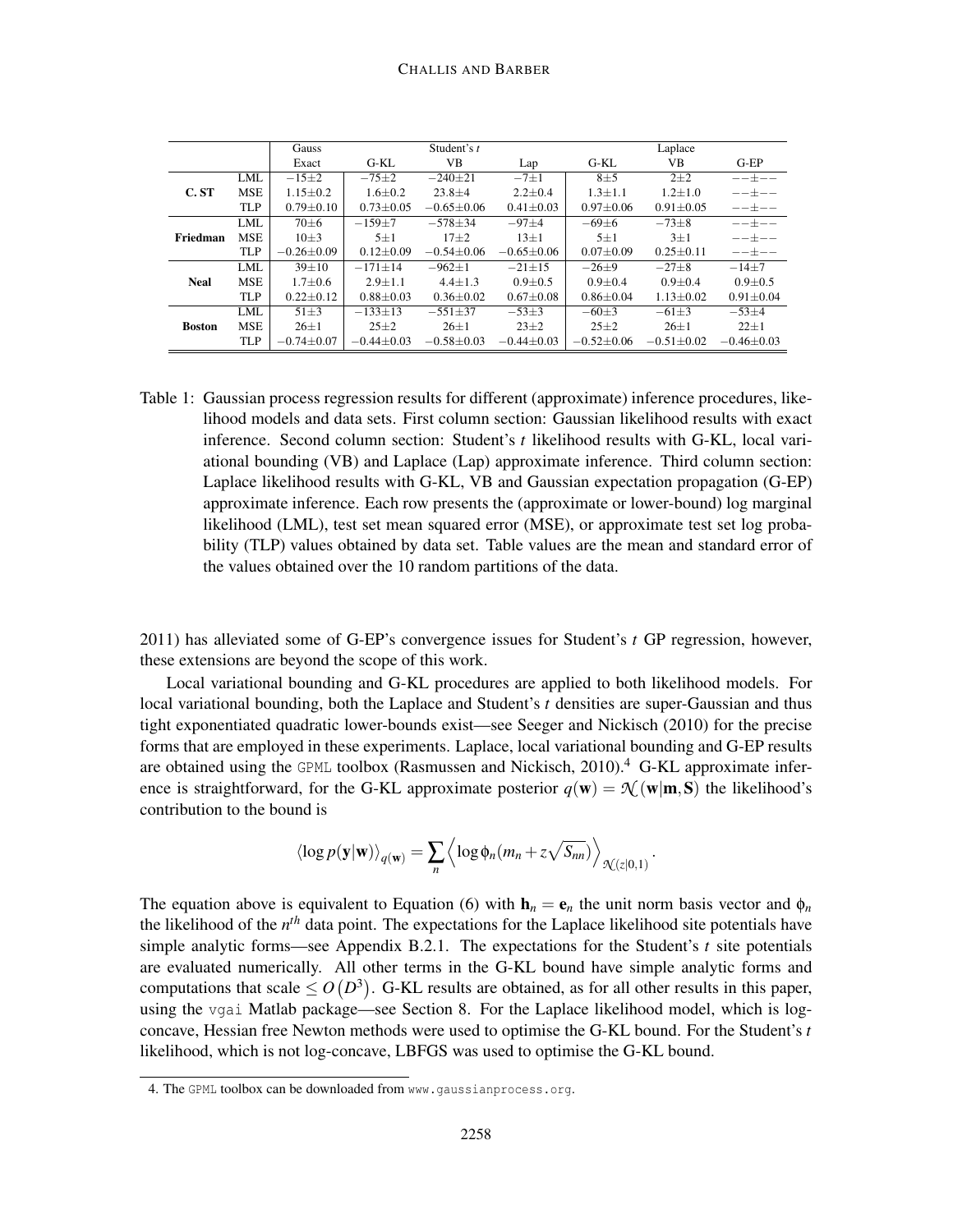| | | Gauss | Student's $t$ | | | Laplace | | |
|---|---|---|---|---|---|---|---|---|
| | | Exact | G-KL | VB | Lap | G-KL | VB | G-EP |
| **C. ST** | LML | $-15\pm2$ | $-75\pm2$ | $-240\pm21$ | $-7\pm1$ | $8\pm5$ | $2\pm2$ | $--\pm--$ |
| | MSE | $1.15\pm0.2$ | $1.6\pm0.2$ | $23.8\pm4$ | $2.2\pm0.4$ | $1.3\pm1.1$ | $1.2\pm1.0$ | $--\pm--$ |
| | TLP | $0.79\pm0.10$ | $0.73\pm0.05$ | $-0.65\pm0.06$ | $0.41\pm0.03$ | $0.97\pm0.06$ | $0.91\pm0.05$ | $--\pm--$ |
| **Friedman** | LML | $70\pm6$ | $-159\pm7$ | $-578\pm34$ | $-97\pm4$ | $-69\pm6$ | $-73\pm8$ | $--\pm--$ |
| | MSE | $10\pm3$ | $5\pm1$ | $17\pm2$ | $13\pm1$ | $5\pm1$ | $3\pm1$ | $--\pm--$ |
| | TLP | $-0.26\pm0.09$ | $0.12\pm0.09$ | $-0.54\pm0.06$ | $-0.65\pm0.06$ | $0.07\pm0.09$ | $0.25\pm0.11$ | $--\pm--$ |
| **Neal** | LML | $39\pm10$ | $-171\pm14$ | $-962\pm1$ | $-21\pm15$ | $-26\pm9$ | $-27\pm8$ | $-14\pm7$ |
| | MSE | $1.7\pm0.6$ | $2.9\pm1.1$ | $4.4\pm1.3$ | $0.9\pm0.5$ | $0.9\pm0.4$ | $0.9\pm0.4$ | $0.9\pm0.5$ |
| | TLP | $0.22\pm0.12$ | $0.88\pm0.03$ | $0.36\pm0.02$ | $0.67\pm0.08$ | $0.86\pm0.04$ | $1.13\pm0.02$ | $0.91\pm0.04$ |
| **Boston** | LML | $51\pm3$ | $-133\pm13$ | $-551\pm37$ | $-53\pm3$ | $-60\pm3$ | $-61\pm3$ | $-53\pm4$ |
| | MSE | $26\pm1$ | $25\pm2$ | $26\pm1$ | $23\pm2$ | $25\pm2$ | $26\pm1$ | $22\pm1$ |
| | TLP | $-0.74\pm0.07$ | $-0.44\pm0.03$ | $-0.58\pm0.03$ | $-0.44\pm0.03$ | $-0.52\pm0.06$ | $-0.51\pm0.02$ | $-0.46\pm0.03$ |

Table 1: Gaussian process regression results for different (approximate) inference procedures, likelihood models and data sets. First column section: Gaussian likelihood results with exact inference. Second column section: Student's $t$ likelihood results with G-KL, local variational bounding (VB) and Laplace (Lap) approximate inference. Third column section: Laplace likelihood results with G-KL, VB and Gaussian expectation propagation (G-EP) approximate inference. Each row presents the (approximate or lower-bound) log marginal likelihood (LML), test set mean squared error (MSE), or approximate test set log probability (TLP) values obtained by data set. Table values are the mean and standard error of the values obtained over the 10 random partitions of the data.

2011) has alleviated some of G-EP's convergence issues for Student's $t$ GP regression, however, these extensions are beyond the scope of this work.

Local variational bounding and G-KL procedures are applied to both likelihood models. For local variational bounding, both the Laplace and Student's $t$ densities are super-Gaussian and thus tight exponentiated quadratic lower-bounds exist—see Seeger and Nickisch (2010) for the precise forms that are employed in these experiments. Laplace, local variational bounding and G-EP results are obtained using the GPML toolbox (Rasmussen and Nickisch, 2010).[4] G-KL approximate inference is straightforward, for the G-KL approximate posterior $q(\mathbf{w}) = \mathcal{N}(\mathbf{w}|\mathbf{m}, \mathbf{S})$ the likelihood's contribution to the bound is

$$\langle \log p(\mathbf{y}|\mathbf{w}) \rangle_{q(\mathbf{w})} = \sum_n \left\langle \log \phi_n(m_n + z\sqrt{S_{nn}}) \right\rangle_{\mathcal{N}(z|0,1)}.$$

The equation above is equivalent to Equation (6) with $\mathbf{h}_n = \mathbf{e}_n$ the unit norm basis vector and $\phi_n$ the likelihood of the $n^{th}$ data point. The expectations for the Laplace likelihood site potentials have simple analytic forms—see Appendix B.2.1. The expectations for the Student's $t$ site potentials are evaluated numerically. All other terms in the G-KL bound have simple analytic forms and computations that scale $\leq O(D^3)$. G-KL results are obtained, as for all other results in this paper, using the vgai Matlab package—see Section 8. For the Laplace likelihood model, which is log-concave, Hessian free Newton methods were used to optimise the G-KL bound. For the Student's $t$ likelihood, which is not log-concave, LBFGS was used to optimise the G-KL bound.

4. The GPML toolbox can be downloaded from www.gaussianprocess.org.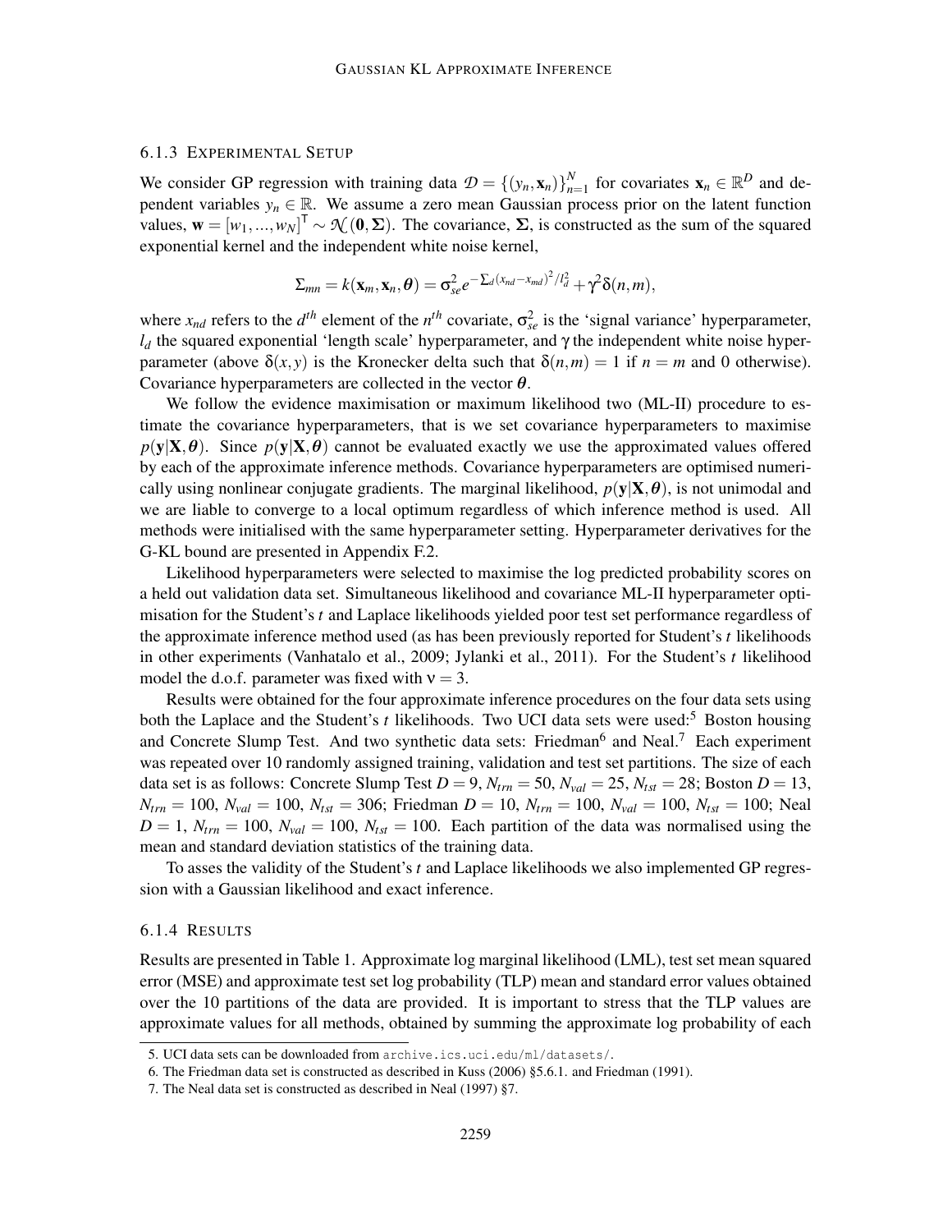### 6.1.3 Experimental Setup

We consider GP regression with training data $\mathcal{D} = \{(y_n, \mathbf{x}_n)\}_{n=1}^N$ for covariates $\mathbf{x}_n \in \mathbb{R}^D$ and dependent variables $y_n \in \mathbb{R}$. We assume a zero mean Gaussian process prior on the latent function values, $\mathbf{w} = [w_1, ..., w_N]^\mathsf{T} \sim \mathcal{N}(\mathbf{0}, \mathbf{\Sigma})$. The covariance, $\mathbf{\Sigma}$, is constructed as the sum of the squared exponential kernel and the independent white noise kernel,

$$\Sigma_{mn} = k(\mathbf{x}_m, \mathbf{x}_n, \boldsymbol{\theta}) = \sigma_{se}^2 e^{-\sum_d (x_{nd} - x_{md})^2 / l_d^2} + \gamma^2 \delta(n, m),$$

where $x_{nd}$ refers to the $d^{th}$ element of the $n^{th}$ covariate, $\sigma_{se}^2$ is the 'signal variance' hyperparameter, $l_d$ the squared exponential 'length scale' hyperparameter, and $\gamma$ the independent white noise hyperparameter (above $\delta(x, y)$ is the Kronecker delta such that $\delta(n, m) = 1$ if $n = m$ and 0 otherwise). Covariance hyperparameters are collected in the vector $\boldsymbol{\theta}$.

We follow the evidence maximisation or maximum likelihood two (ML-II) procedure to estimate the covariance hyperparameters, that is we set covariance hyperparameters to maximise $p(\mathbf{y}|\mathbf{X}, \boldsymbol{\theta})$. Since $p(\mathbf{y}|\mathbf{X}, \boldsymbol{\theta})$ cannot be evaluated exactly we use the approximated values offered by each of the approximate inference methods. Covariance hyperparameters are optimised numerically using nonlinear conjugate gradients. The marginal likelihood, $p(\mathbf{y}|\mathbf{X}, \boldsymbol{\theta})$, is not unimodal and we are liable to converge to a local optimum regardless of which inference method is used. All methods were initialised with the same hyperparameter setting. Hyperparameter derivatives for the G-KL bound are presented in Appendix F.2.

Likelihood hyperparameters were selected to maximise the log predicted probability scores on a held out validation data set. Simultaneous likelihood and covariance ML-II hyperparameter optimisation for the Student's *t* and Laplace likelihoods yielded poor test set performance regardless of the approximate inference method used (as has been previously reported for Student's *t* likelihoods in other experiments (Vanhatalo et al., 2009; Jylanki et al., 2011). For the Student's *t* likelihood model the d.o.f. parameter was fixed with $\nu = 3$.

Results were obtained for the four approximate inference procedures on the four data sets using both the Laplace and the Student's *t* likelihoods. Two UCI data sets were used:[5] Boston housing and Concrete Slump Test. And two synthetic data sets: Friedman[6] and Neal.[7] Each experiment was repeated over 10 randomly assigned training, validation and test set partitions. The size of each data set is as follows: Concrete Slump Test $D = 9$, $N_{trn} = 50$, $N_{val} = 25$, $N_{tst} = 28$; Boston $D = 13$, $N_{trn} = 100$, $N_{val} = 100$, $N_{tst} = 306$; Friedman $D = 10$, $N_{trn} = 100$, $N_{val} = 100$, $N_{tst} = 100$; Neal $D = 1$, $N_{trn} = 100$, $N_{val} = 100$, $N_{tst} = 100$. Each partition of the data was normalised using the mean and standard deviation statistics of the training data.

To asses the validity of the Student's *t* and Laplace likelihoods we also implemented GP regression with a Gaussian likelihood and exact inference.

### 6.1.4 Results

Results are presented in Table 1. Approximate log marginal likelihood (LML), test set mean squared error (MSE) and approximate test set log probability (TLP) mean and standard error values obtained over the 10 partitions of the data are provided. It is important to stress that the TLP values are approximate values for all methods, obtained by summing the approximate log probability of each

---

5. UCI data sets can be downloaded from archive.ics.uci.edu/ml/datasets/.
6. The Friedman data set is constructed as described in Kuss (2006) §5.6.1. and Friedman (1991).
7. The Neal data set is constructed as described in Neal (1997) §7.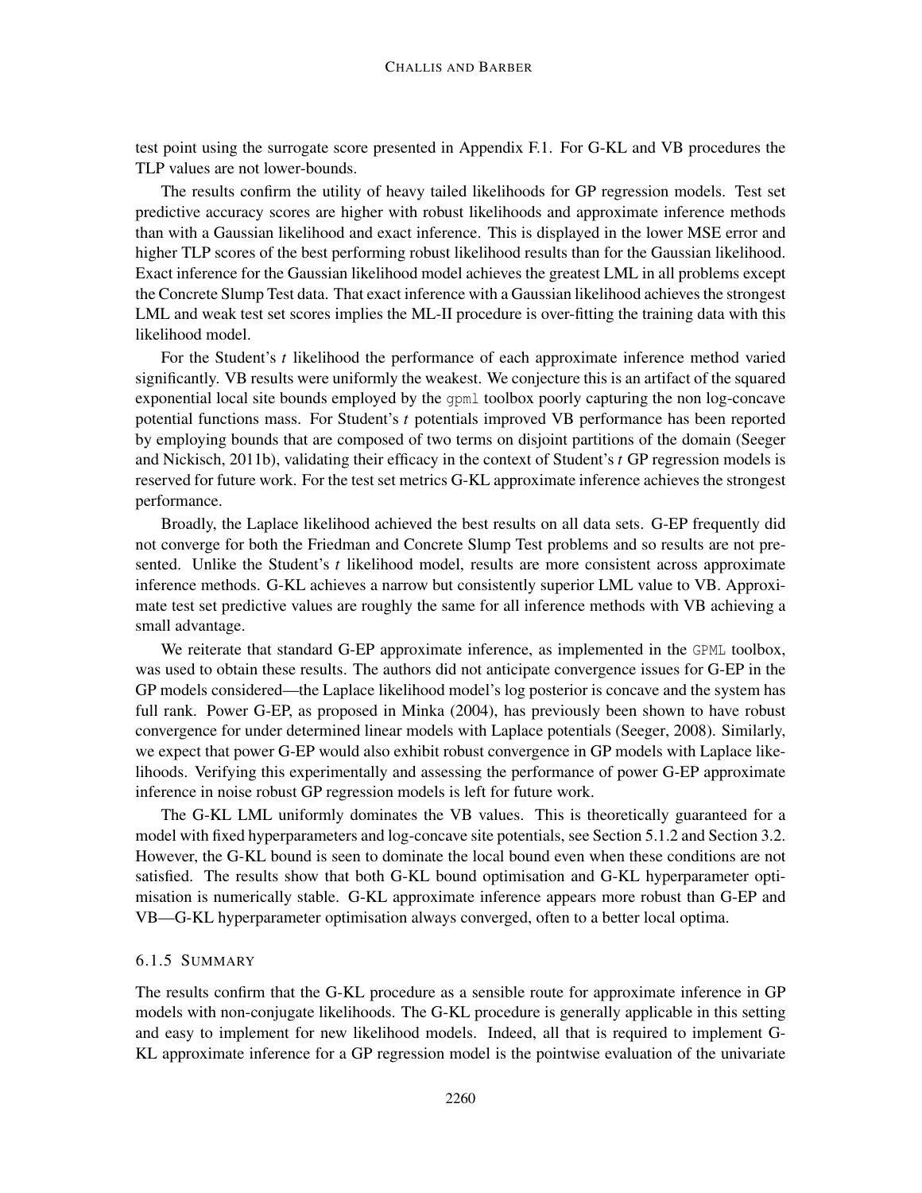test point using the surrogate score presented in Appendix F.1. For G-KL and VB procedures the TLP values are not lower-bounds.

The results confirm the utility of heavy tailed likelihoods for GP regression models. Test set predictive accuracy scores are higher with robust likelihoods and approximate inference methods than with a Gaussian likelihood and exact inference. This is displayed in the lower MSE error and higher TLP scores of the best performing robust likelihood results than for the Gaussian likelihood. Exact inference for the Gaussian likelihood model achieves the greatest LML in all problems except the Concrete Slump Test data. That exact inference with a Gaussian likelihood achieves the strongest LML and weak test set scores implies the ML-II procedure is over-fitting the training data with this likelihood model.

For the Student's *t* likelihood the performance of each approximate inference method varied significantly. VB results were uniformly the weakest. We conjecture this is an artifact of the squared exponential local site bounds employed by the `gpml` toolbox poorly capturing the non log-concave potential functions mass. For Student's *t* potentials improved VB performance has been reported by employing bounds that are composed of two terms on disjoint partitions of the domain (Seeger and Nickisch, 2011b), validating their efficacy in the context of Student's *t* GP regression models is reserved for future work. For the test set metrics G-KL approximate inference achieves the strongest performance.

Broadly, the Laplace likelihood achieved the best results on all data sets. G-EP frequently did not converge for both the Friedman and Concrete Slump Test problems and so results are not presented. Unlike the Student's *t* likelihood model, results are more consistent across approximate inference methods. G-KL achieves a narrow but consistently superior LML value to VB. Approximate test set predictive values are roughly the same for all inference methods with VB achieving a small advantage.

We reiterate that standard G-EP approximate inference, as implemented in the `GPML` toolbox, was used to obtain these results. The authors did not anticipate convergence issues for G-EP in the GP models considered—the Laplace likelihood model's log posterior is concave and the system has full rank. Power G-EP, as proposed in Minka (2004), has previously been shown to have robust convergence for under determined linear models with Laplace potentials (Seeger, 2008). Similarly, we expect that power G-EP would also exhibit robust convergence in GP models with Laplace likelihoods. Verifying this experimentally and assessing the performance of power G-EP approximate inference in noise robust GP regression models is left for future work.

The G-KL LML uniformly dominates the VB values. This is theoretically guaranteed for a model with fixed hyperparameters and log-concave site potentials, see Section 5.1.2 and Section 3.2. However, the G-KL bound is seen to dominate the local bound even when these conditions are not satisfied. The results show that both G-KL bound optimisation and G-KL hyperparameter optimisation is numerically stable. G-KL approximate inference appears more robust than G-EP and VB—G-KL hyperparameter optimisation always converged, often to a better local optima.

#### 6.1.5 Summary

The results confirm that the G-KL procedure as a sensible route for approximate inference in GP models with non-conjugate likelihoods. The G-KL procedure is generally applicable in this setting and easy to implement for new likelihood models. Indeed, all that is required to implement G-KL approximate inference for a GP regression model is the pointwise evaluation of the univariate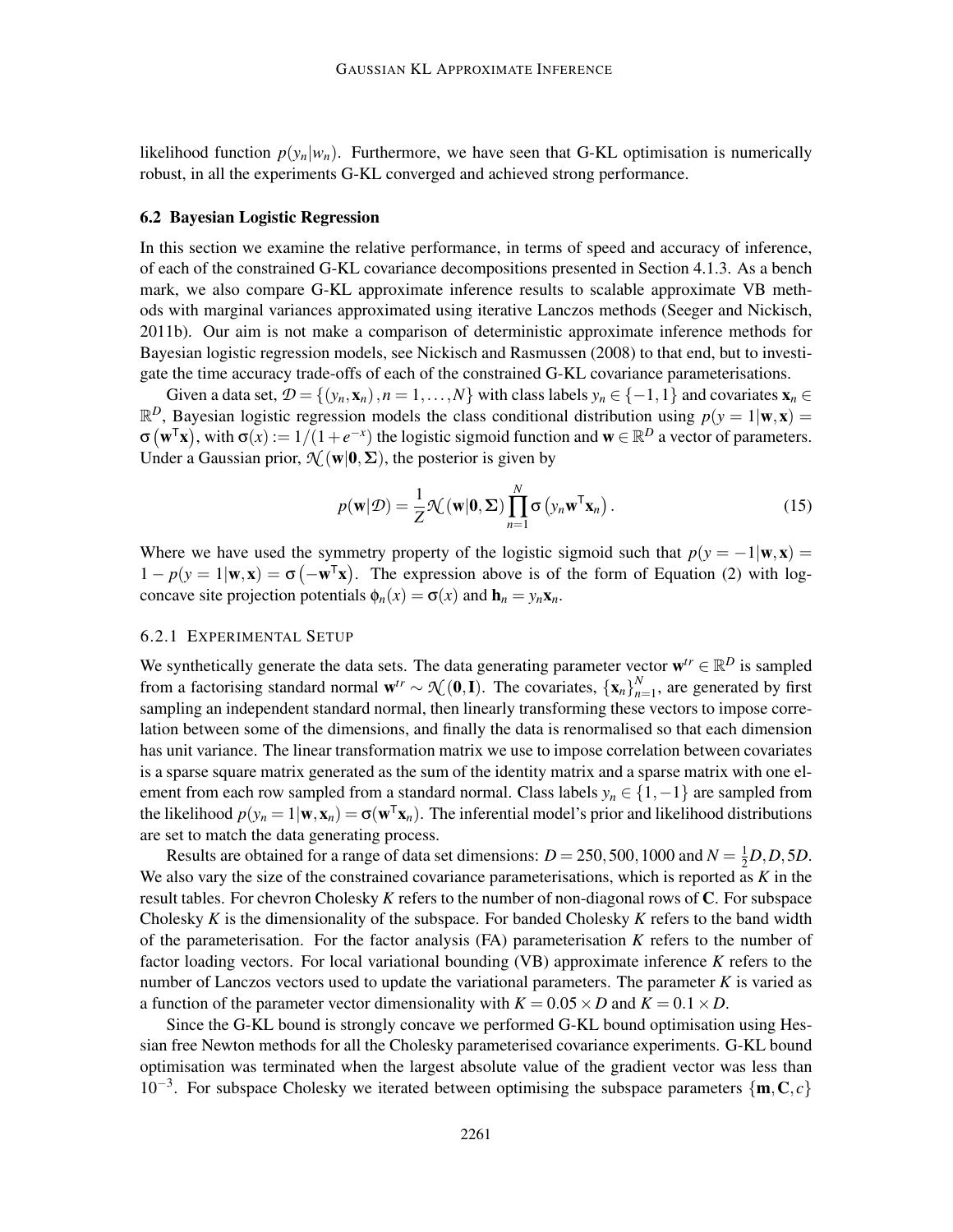likelihood function $p(y_n|w_n)$. Furthermore, we have seen that G-KL optimisation is numerically robust, in all the experiments G-KL converged and achieved strong performance.

### 6.2 Bayesian Logistic Regression

In this section we examine the relative performance, in terms of speed and accuracy of inference, of each of the constrained G-KL covariance decompositions presented in Section 4.1.3. As a bench mark, we also compare G-KL approximate inference results to scalable approximate VB methods with marginal variances approximated using iterative Lanczos methods (Seeger and Nickisch, 2011b). Our aim is not make a comparison of deterministic approximate inference methods for Bayesian logistic regression models, see Nickisch and Rasmussen (2008) to that end, but to investigate the time accuracy trade-offs of each of the constrained G-KL covariance parameterisations.

Given a data set, $\mathcal{D} = \{(y_n, \mathbf{x}_n), n = 1, \ldots, N\}$ with class labels $y_n \in \{-1, 1\}$ and covariates $\mathbf{x}_n \in \mathbb{R}^D$, Bayesian logistic regression models the class conditional distribution using $p(y = 1|\mathbf{w}, \mathbf{x}) = \sigma(\mathbf{w}^\mathsf{T}\mathbf{x})$, with $\sigma(x) := 1/(1 + e^{-x})$ the logistic sigmoid function and $\mathbf{w} \in \mathbb{R}^D$ a vector of parameters. Under a Gaussian prior, $\mathcal{N}(\mathbf{w}|\mathbf{0}, \mathbf{\Sigma})$, the posterior is given by

$$p(\mathbf{w}|\mathcal{D}) = \frac{1}{Z}\mathcal{N}(\mathbf{w}|\mathbf{0}, \mathbf{\Sigma}) \prod_{n=1}^{N} \sigma\left(y_n \mathbf{w}^\mathsf{T}\mathbf{x}_n\right). \tag{15}$$

Where we have used the symmetry property of the logistic sigmoid such that $p(y = -1|\mathbf{w}, \mathbf{x}) = 1 - p(y = 1|\mathbf{w}, \mathbf{x}) = \sigma(-\mathbf{w}^\mathsf{T}\mathbf{x})$. The expression above is of the form of Equation (2) with log-concave site projection potentials $\phi_n(x) = \sigma(x)$ and $\mathbf{h}_n = y_n\mathbf{x}_n$.

#### 6.2.1 Experimental Setup

We synthetically generate the data sets. The data generating parameter vector $\mathbf{w}^{tr} \in \mathbb{R}^D$ is sampled from a factorising standard normal $\mathbf{w}^{tr} \sim \mathcal{N}(\mathbf{0}, \mathbf{I})$. The covariates, $\{\mathbf{x}_n\}_{n=1}^N$, are generated by first sampling an independent standard normal, then linearly transforming these vectors to impose correlation between some of the dimensions, and finally the data is renormalised so that each dimension has unit variance. The linear transformation matrix we use to impose correlation between covariates is a sparse square matrix generated as the sum of the identity matrix and a sparse matrix with one element from each row sampled from a standard normal. Class labels $y_n \in \{1, -1\}$ are sampled from the likelihood $p(y_n = 1|\mathbf{w}, \mathbf{x}_n) = \sigma(\mathbf{w}^\mathsf{T}\mathbf{x}_n)$. The inferential model's prior and likelihood distributions are set to match the data generating process.

Results are obtained for a range of data set dimensions: $D = 250, 500, 1000$ and $N = \frac{1}{2}D, D, 5D$. We also vary the size of the constrained covariance parameterisations, which is reported as $K$ in the result tables. For chevron Cholesky $K$ refers to the number of non-diagonal rows of $\mathbf{C}$. For subspace Cholesky $K$ is the dimensionality of the subspace. For banded Cholesky $K$ refers to the band width of the parameterisation. For the factor analysis (FA) parameterisation $K$ refers to the number of factor loading vectors. For local variational bounding (VB) approximate inference $K$ refers to the number of Lanczos vectors used to update the variational parameters. The parameter $K$ is varied as a function of the parameter vector dimensionality with $K = 0.05 \times D$ and $K = 0.1 \times D$.

Since the G-KL bound is strongly concave we performed G-KL bound optimisation using Hessian free Newton methods for all the Cholesky parameterised covariance experiments. G-KL bound optimisation was terminated when the largest absolute value of the gradient vector was less than $10^{-3}$. For subspace Cholesky we iterated between optimising the subspace parameters $\{\mathbf{m}, \mathbf{C}, c\}$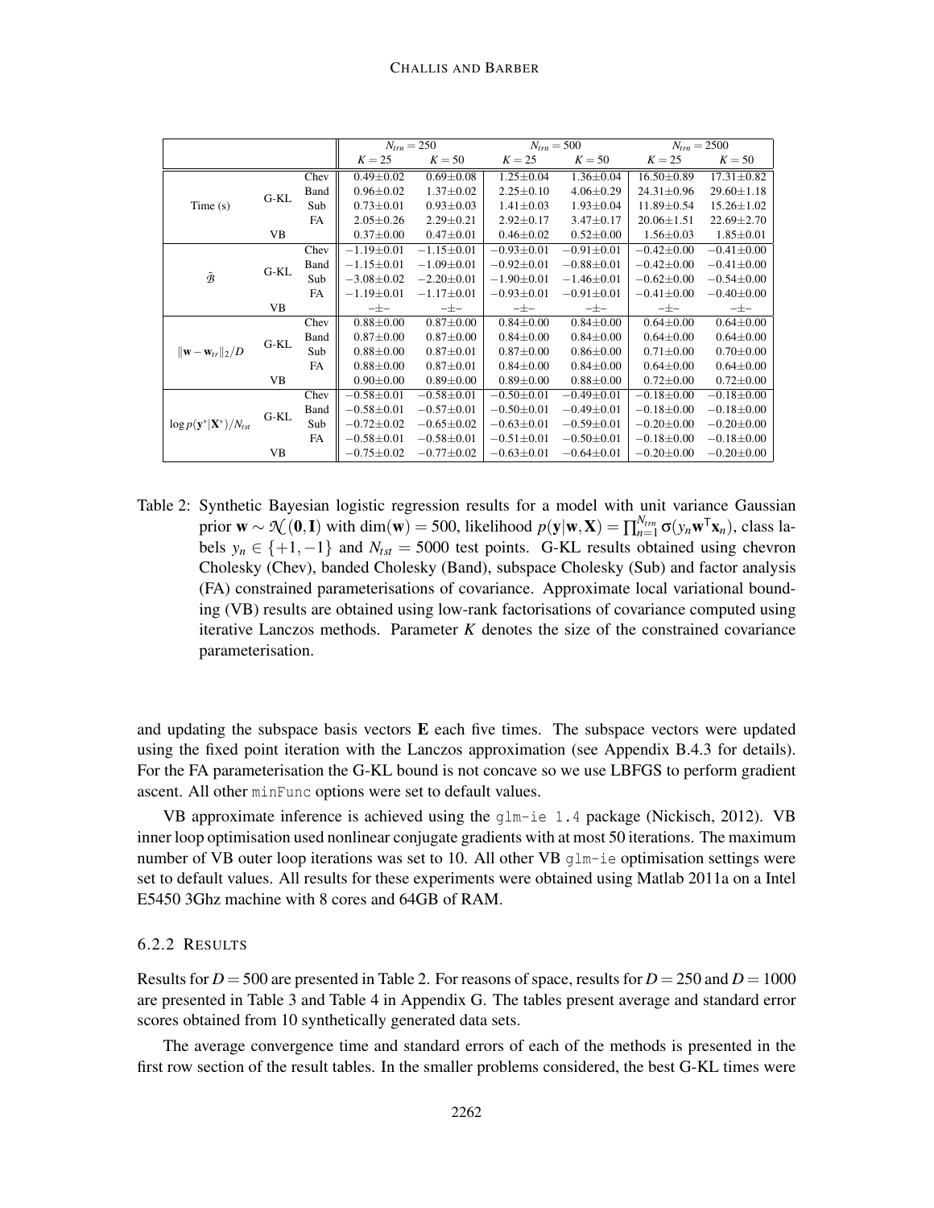| | | | $N_{trn} = 250$ | | $N_{trn} = 500$ | | $N_{trn} = 2500$ | |
|---|---|---|---|---|---|---|---|---|
| | | | $K = 25$ | $K = 50$ | $K = 25$ | $K = 50$ | $K = 25$ | $K = 50$ |
| Time (s) | G-KL | Chev | $0.49 \pm 0.02$ | $0.69 \pm 0.08$ | $1.25 \pm 0.04$ | $1.36 \pm 0.04$ | $16.50 \pm 0.89$ | $17.31 \pm 0.82$ |
| | | Band | $0.96 \pm 0.02$ | $1.37 \pm 0.02$ | $2.25 \pm 0.10$ | $4.06 \pm 0.29$ | $24.31 \pm 0.96$ | $29.60 \pm 1.18$ |
| | | Sub | $0.73 \pm 0.01$ | $0.93 \pm 0.03$ | $1.41 \pm 0.03$ | $1.93 \pm 0.04$ | $11.89 \pm 0.54$ | $15.26 \pm 1.02$ |
| | | FA | $2.05 \pm 0.26$ | $2.29 \pm 0.21$ | $2.92 \pm 0.17$ | $3.47 \pm 0.17$ | $20.06 \pm 1.51$ | $22.69 \pm 2.70$ |
| | VB | | $0.37 \pm 0.00$ | $0.47 \pm 0.01$ | $0.46 \pm 0.02$ | $0.52 \pm 0.00$ | $1.56 \pm 0.03$ | $1.85 \pm 0.01$ |
| $\tilde{\mathcal{B}}$ | G-KL | Chev | $-1.19 \pm 0.01$ | $-1.15 \pm 0.01$ | $-0.93 \pm 0.01$ | $-0.91 \pm 0.01$ | $-0.42 \pm 0.00$ | $-0.41 \pm 0.00$ |
| | | Band | $-1.15 \pm 0.01$ | $-1.09 \pm 0.01$ | $-0.92 \pm 0.01$ | $-0.88 \pm 0.01$ | $-0.42 \pm 0.00$ | $-0.41 \pm 0.00$ |
| | | Sub | $-3.08 \pm 0.02$ | $-2.20 \pm 0.01$ | $-1.90 \pm 0.01$ | $-1.46 \pm 0.01$ | $-0.62 \pm 0.00$ | $-0.54 \pm 0.00$ |
| | | FA | $-1.19 \pm 0.01$ | $-1.17 \pm 0.01$ | $-0.93 \pm 0.01$ | $-0.91 \pm 0.01$ | $-0.41 \pm 0.00$ | $-0.40 \pm 0.00$ |
| | VB | | $-\pm-$ | $-\pm-$ | $-\pm-$ | $-\pm-$ | $-\pm-$ | $-\pm-$ |
| $\lVert\mathbf{w} - \mathbf{w}_{tr}\rVert_2/D$ | G-KL | Chev | $0.88 \pm 0.00$ | $0.87 \pm 0.00$ | $0.84 \pm 0.00$ | $0.84 \pm 0.00$ | $0.64 \pm 0.00$ | $0.64 \pm 0.00$ |
| | | Band | $0.87 \pm 0.00$ | $0.87 \pm 0.00$ | $0.84 \pm 0.00$ | $0.84 \pm 0.00$ | $0.64 \pm 0.00$ | $0.64 \pm 0.00$ |
| | | Sub | $0.88 \pm 0.00$ | $0.87 \pm 0.01$ | $0.87 \pm 0.00$ | $0.86 \pm 0.00$ | $0.71 \pm 0.00$ | $0.70 \pm 0.00$ |
| | | FA | $0.88 \pm 0.00$ | $0.87 \pm 0.01$ | $0.84 \pm 0.00$ | $0.84 \pm 0.00$ | $0.64 \pm 0.00$ | $0.64 \pm 0.00$ |
| | VB | | $0.90 \pm 0.00$ | $0.89 \pm 0.00$ | $0.89 \pm 0.00$ | $0.88 \pm 0.00$ | $0.72 \pm 0.00$ | $0.72 \pm 0.00$ |
| $\log p(\mathbf{y}^*\vert\mathbf{X}^*)/N_{tst}$ | G-KL | Chev | $-0.58 \pm 0.01$ | $-0.58 \pm 0.01$ | $-0.50 \pm 0.01$ | $-0.49 \pm 0.01$ | $-0.18 \pm 0.00$ | $-0.18 \pm 0.00$ |
| | | Band | $-0.58 \pm 0.01$ | $-0.57 \pm 0.01$ | $-0.50 \pm 0.01$ | $-0.49 \pm 0.01$ | $-0.18 \pm 0.00$ | $-0.18 \pm 0.00$ |
| | | Sub | $-0.72 \pm 0.02$ | $-0.65 \pm 0.02$ | $-0.63 \pm 0.01$ | $-0.59 \pm 0.01$ | $-0.20 \pm 0.00$ | $-0.20 \pm 0.00$ |
| | | FA | $-0.58 \pm 0.01$ | $-0.58 \pm 0.01$ | $-0.51 \pm 0.01$ | $-0.50 \pm 0.01$ | $-0.18 \pm 0.00$ | $-0.18 \pm 0.00$ |
| | VB | | $-0.75 \pm 0.02$ | $-0.77 \pm 0.02$ | $-0.63 \pm 0.01$ | $-0.64 \pm 0.01$ | $-0.20 \pm 0.00$ | $-0.20 \pm 0.00$ |

Table 2: Synthetic Bayesian logistic regression results for a model with unit variance Gaussian prior $\mathbf{w} \sim \mathcal{N}(\mathbf{0}, \mathbf{I})$ with $\dim(\mathbf{w}) = 500$, likelihood $p(\mathbf{y}|\mathbf{w}, \mathbf{X}) = \prod_{n=1}^{N_{trn}} \sigma(y_n \mathbf{w}^\mathsf{T} \mathbf{x}_n)$, class labels $y_n \in \{+1, -1\}$ and $N_{tst} = 5000$ test points. G-KL results obtained using chevron Cholesky (Chev), banded Cholesky (Band), subspace Cholesky (Sub) and factor analysis (FA) constrained parameterisations of covariance. Approximate local variational bounding (VB) results are obtained using low-rank factorisations of covariance computed using iterative Lanczos methods. Parameter $K$ denotes the size of the constrained covariance parameterisation.

and updating the subspace basis vectors $\mathbf{E}$ each five times. The subspace vectors were updated using the fixed point iteration with the Lanczos approximation (see Appendix B.4.3 for details). For the FA parameterisation the G-KL bound is not concave so we use LBFGS to perform gradient ascent. All other `minFunc` options were set to default values.

VB approximate inference is achieved using the `glm-ie 1.4` package (Nickisch, 2012). VB inner loop optimisation used nonlinear conjugate gradients with at most 50 iterations. The maximum number of VB outer loop iterations was set to 10. All other VB `glm-ie` optimisation settings were set to default values. All results for these experiments were obtained using Matlab 2011a on a Intel E5450 3Ghz machine with 8 cores and 64GB of RAM.

#### 6.2.2 Results

Results for $D = 500$ are presented in Table 2. For reasons of space, results for $D = 250$ and $D = 1000$ are presented in Table 3 and Table 4 in Appendix G. The tables present average and standard error scores obtained from 10 synthetically generated data sets.

The average convergence time and standard errors of each of the methods is presented in the first row section of the result tables. In the smaller problems considered, the best G-KL times were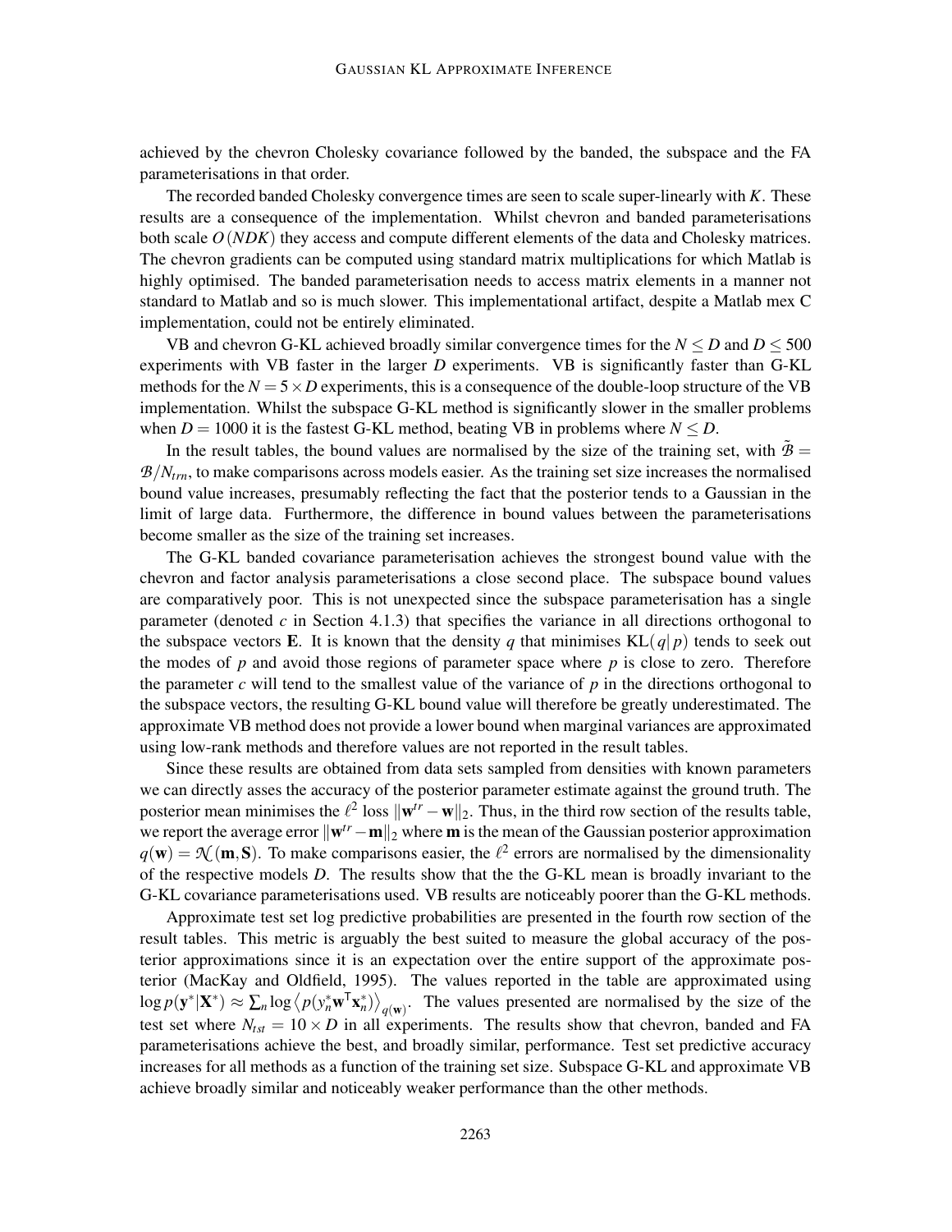achieved by the chevron Cholesky covariance followed by the banded, the subspace and the FA parameterisations in that order.

The recorded banded Cholesky convergence times are seen to scale super-linearly with $K$. These results are a consequence of the implementation. Whilst chevron and banded parameterisations both scale $O(NDK)$ they access and compute different elements of the data and Cholesky matrices. The chevron gradients can be computed using standard matrix multiplications for which Matlab is highly optimised. The banded parameterisation needs to access matrix elements in a manner not standard to Matlab and so is much slower. This implementational artifact, despite a Matlab mex C implementation, could not be entirely eliminated.

VB and chevron G-KL achieved broadly similar convergence times for the $N \leq D$ and $D \leq 500$ experiments with VB faster in the larger $D$ experiments. VB is significantly faster than G-KL methods for the $N = 5 \times D$ experiments, this is a consequence of the double-loop structure of the VB implementation. Whilst the subspace G-KL method is significantly slower in the smaller problems when $D = 1000$ it is the fastest G-KL method, beating VB in problems where $N \leq D$.

In the result tables, the bound values are normalised by the size of the training set, with $\tilde{\mathcal{B}} = \mathcal{B}/N_{trn}$, to make comparisons across models easier. As the training set size increases the normalised bound value increases, presumably reflecting the fact that the posterior tends to a Gaussian in the limit of large data. Furthermore, the difference in bound values between the parameterisations become smaller as the size of the training set increases.

The G-KL banded covariance parameterisation achieves the strongest bound value with the chevron and factor analysis parameterisations a close second place. The subspace bound values are comparatively poor. This is not unexpected since the subspace parameterisation has a single parameter (denoted $c$ in Section 4.1.3) that specifies the variance in all directions orthogonal to the subspace vectors $\mathbf{E}$. It is known that the density $q$ that minimises $\mathrm{KL}(q|p)$ tends to seek out the modes of $p$ and avoid those regions of parameter space where $p$ is close to zero. Therefore the parameter $c$ will tend to the smallest value of the variance of $p$ in the directions orthogonal to the subspace vectors, the resulting G-KL bound value will therefore be greatly underestimated. The approximate VB method does not provide a lower bound when marginal variances are approximated using low-rank methods and therefore values are not reported in the result tables.

Since these results are obtained from data sets sampled from densities with known parameters we can directly asses the accuracy of the posterior parameter estimate against the ground truth. The posterior mean minimises the $\ell^2$ loss $\|\mathbf{w}^{tr} - \mathbf{w}\|_2$. Thus, in the third row section of the results table, we report the average error $\|\mathbf{w}^{tr} - \mathbf{m}\|_2$ where $\mathbf{m}$ is the mean of the Gaussian posterior approximation $q(\mathbf{w}) = \mathcal{N}(\mathbf{m}, \mathbf{S})$. To make comparisons easier, the $\ell^2$ errors are normalised by the dimensionality of the respective models $D$. The results show that the the G-KL mean is broadly invariant to the G-KL covariance parameterisations used. VB results are noticeably poorer than the G-KL methods.

Approximate test set log predictive probabilities are presented in the fourth row section of the result tables. This metric is arguably the best suited to measure the global accuracy of the posterior approximations since it is an expectation over the entire support of the approximate posterior (MacKay and Oldfield, 1995). The values reported in the table are approximated using $\log p(\mathbf{y}^*|\mathbf{X}^*) \approx \sum_n \log \left\langle p(y_n^* \mathbf{w}^\mathsf{T} \mathbf{x}_n^*) \right\rangle_{q(\mathbf{w})}$. The values presented are normalised by the size of the test set where $N_{tst} = 10 \times D$ in all experiments. The results show that chevron, banded and FA parameterisations achieve the best, and broadly similar, performance. Test set predictive accuracy increases for all methods as a function of the training set size. Subspace G-KL and approximate VB achieve broadly similar and noticeably weaker performance than the other methods.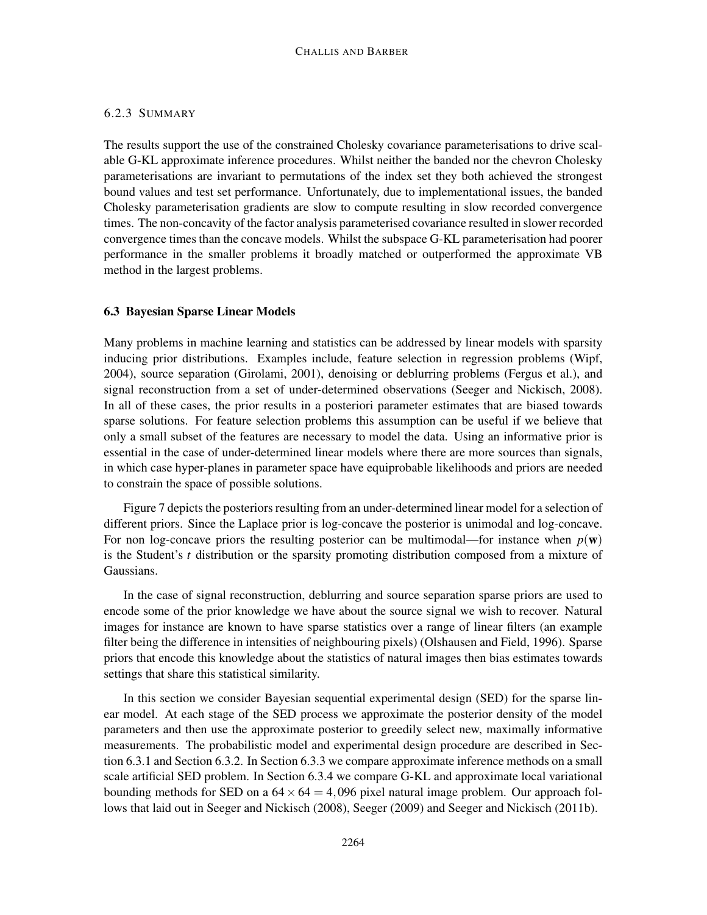#### 6.2.3 Summary

The results support the use of the constrained Cholesky covariance parameterisations to drive scalable G-KL approximate inference procedures. Whilst neither the banded nor the chevron Cholesky parameterisations are invariant to permutations of the index set they both achieved the strongest bound values and test set performance. Unfortunately, due to implementational issues, the banded Cholesky parameterisation gradients are slow to compute resulting in slow recorded convergence times. The non-concavity of the factor analysis parameterised covariance resulted in slower recorded convergence times than the concave models. Whilst the subspace G-KL parameterisation had poorer performance in the smaller problems it broadly matched or outperformed the approximate VB method in the largest problems.

### 6.3 Bayesian Sparse Linear Models

Many problems in machine learning and statistics can be addressed by linear models with sparsity inducing prior distributions. Examples include, feature selection in regression problems (Wipf, 2004), source separation (Girolami, 2001), denoising or deblurring problems (Fergus et al.), and signal reconstruction from a set of under-determined observations (Seeger and Nickisch, 2008). In all of these cases, the prior results in a posteriori parameter estimates that are biased towards sparse solutions. For feature selection problems this assumption can be useful if we believe that only a small subset of the features are necessary to model the data. Using an informative prior is essential in the case of under-determined linear models where there are more sources than signals, in which case hyper-planes in parameter space have equiprobable likelihoods and priors are needed to constrain the space of possible solutions.

Figure 7 depicts the posteriors resulting from an under-determined linear model for a selection of different priors. Since the Laplace prior is log-concave the posterior is unimodal and log-concave. For non log-concave priors the resulting posterior can be multimodal—for instance when $p(\mathbf{w})$ is the Student's $t$ distribution or the sparsity promoting distribution composed from a mixture of Gaussians.

In the case of signal reconstruction, deblurring and source separation sparse priors are used to encode some of the prior knowledge we have about the source signal we wish to recover. Natural images for instance are known to have sparse statistics over a range of linear filters (an example filter being the difference in intensities of neighbouring pixels) (Olshausen and Field, 1996). Sparse priors that encode this knowledge about the statistics of natural images then bias estimates towards settings that share this statistical similarity.

In this section we consider Bayesian sequential experimental design (SED) for the sparse linear model. At each stage of the SED process we approximate the posterior density of the model parameters and then use the approximate posterior to greedily select new, maximally informative measurements. The probabilistic model and experimental design procedure are described in Section 6.3.1 and Section 6.3.2. In Section 6.3.3 we compare approximate inference methods on a small scale artificial SED problem. In Section 6.3.4 we compare G-KL and approximate local variational bounding methods for SED on a $64 \times 64 = 4,096$ pixel natural image problem. Our approach follows that laid out in Seeger and Nickisch (2008), Seeger (2009) and Seeger and Nickisch (2011b).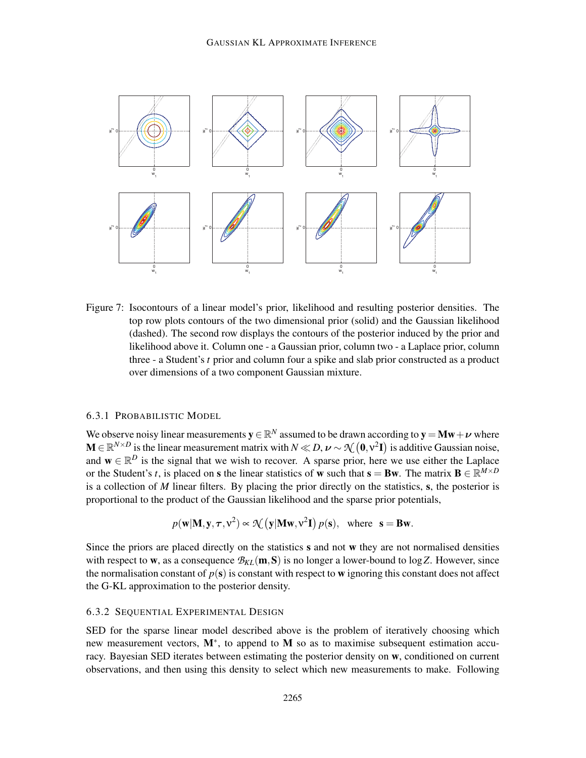Figure 7: Isocontours of a linear model's prior, likelihood and resulting posterior densities. The top row plots contours of the two dimensional prior (solid) and the Gaussian likelihood (dashed). The second row displays the contours of the posterior induced by the prior and likelihood above it. Column one - a Gaussian prior, column two - a Laplace prior, column three - a Student's $t$ prior and column four a spike and slab prior constructed as a product over dimensions of a two component Gaussian mixture.

#### 6.3.1 Probabilistic Model

We observe noisy linear measurements $\mathbf{y} \in \mathbb{R}^N$ assumed to be drawn according to $\mathbf{y} = \mathbf{M}\mathbf{w} + \boldsymbol{\nu}$ where $\mathbf{M} \in \mathbb{R}^{N \times D}$ is the linear measurement matrix with $N \ll D$, $\boldsymbol{\nu} \sim \mathcal{N}(\mathbf{0}, \nu^2\mathbf{I})$ is additive Gaussian noise, and $\mathbf{w} \in \mathbb{R}^D$ is the signal that we wish to recover. A sparse prior, here we use either the Laplace or the Student's $t$, is placed on $\mathbf{s}$ the linear statistics of $\mathbf{w}$ such that $\mathbf{s} = \mathbf{B}\mathbf{w}$. The matrix $\mathbf{B} \in \mathbb{R}^{M \times D}$ is a collection of $M$ linear filters. By placing the prior directly on the statistics, $\mathbf{s}$, the posterior is proportional to the product of the Gaussian likelihood and the sparse prior potentials,

$$p(\mathbf{w}|\mathbf{M}, \mathbf{y}, \boldsymbol{\tau}, \nu^2) \propto \mathcal{N}(\mathbf{y}|\mathbf{M}\mathbf{w}, \nu^2\mathbf{I})\, p(\mathbf{s}), \quad \text{where} \quad \mathbf{s} = \mathbf{B}\mathbf{w}.$$

Since the priors are placed directly on the statistics $\mathbf{s}$ and not $\mathbf{w}$ they are not normalised densities with respect to $\mathbf{w}$, as a consequence $\mathcal{B}_{KL}(\mathbf{m}, \mathbf{S})$ is no longer a lower-bound to $\log Z$. However, since the normalisation constant of $p(\mathbf{s})$ is constant with respect to $\mathbf{w}$ ignoring this constant does not affect the G-KL approximation to the posterior density.

#### 6.3.2 Sequential Experimental Design

SED for the sparse linear model described above is the problem of iteratively choosing which new measurement vectors, $\mathbf{M}^*$, to append to $\mathbf{M}$ so as to maximise subsequent estimation accuracy. Bayesian SED iterates between estimating the posterior density on $\mathbf{w}$, conditioned on current observations, and then using this density to select which new measurements to make. Following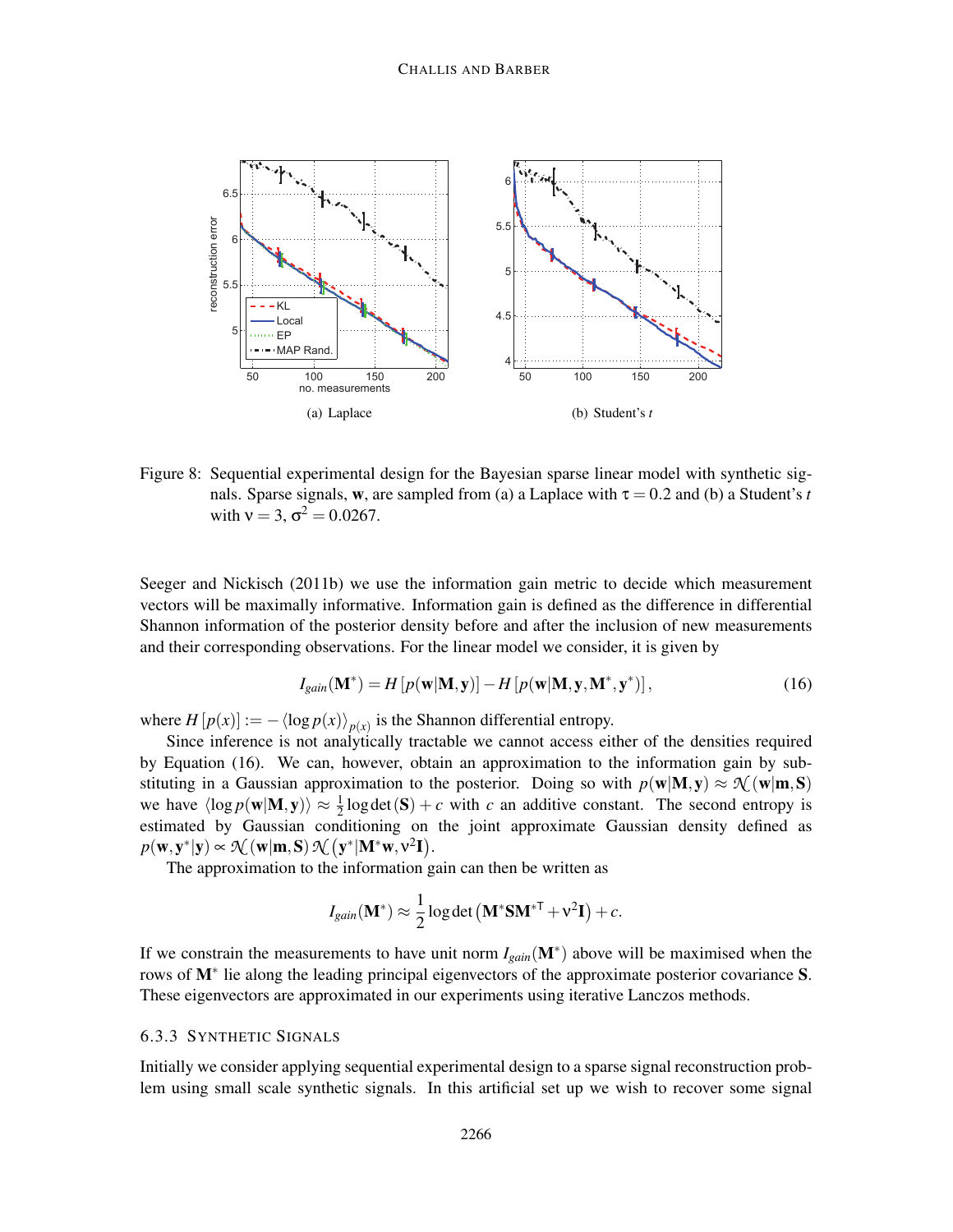Figure 8: Sequential experimental design for the Bayesian sparse linear model with synthetic signals. Sparse signals, $\mathbf{w}$, are sampled from (a) a Laplace with $\tau = 0.2$ and (b) a Student's $t$ with $\nu = 3$, $\sigma^2 = 0.0267$.

Seeger and Nickisch (2011b) we use the information gain metric to decide which measurement vectors will be maximally informative. Information gain is defined as the difference in differential Shannon information of the posterior density before and after the inclusion of new measurements and their corresponding observations. For the linear model we consider, it is given by

$$I_{gain}(\mathbf{M}^*) = H\left[p(\mathbf{w}|\mathbf{M},\mathbf{y})\right] - H\left[p(\mathbf{w}|\mathbf{M},\mathbf{y},\mathbf{M}^*,\mathbf{y}^*)\right], \tag{16}$$

where $H\left[p(x)\right] := -\langle \log p(x) \rangle_{p(x)}$ is the Shannon differential entropy.

Since inference is not analytically tractable we cannot access either of the densities required by Equation (16). We can, however, obtain an approximation to the information gain by substituting in a Gaussian approximation to the posterior. Doing so with $p(\mathbf{w}|\mathbf{M},\mathbf{y}) \approx \mathcal{N}(\mathbf{w}|\mathbf{m},\mathbf{S})$ we have $\langle \log p(\mathbf{w}|\mathbf{M},\mathbf{y}) \rangle \approx \frac{1}{2}\log\det(\mathbf{S}) + c$ with $c$ an additive constant. The second entropy is estimated by Gaussian conditioning on the joint approximate Gaussian density defined as $p(\mathbf{w},\mathbf{y}^*|\mathbf{y}) \propto \mathcal{N}(\mathbf{w}|\mathbf{m},\mathbf{S})\,\mathcal{N}(\mathbf{y}^*|\mathbf{M}^*\mathbf{w},\nu^2\mathbf{I})$.

The approximation to the information gain can then be written as

$$I_{gain}(\mathbf{M}^*) \approx \frac{1}{2}\log\det\left(\mathbf{M}^*\mathbf{S}\mathbf{M}^{*\mathsf{T}} + \nu^2\mathbf{I}\right) + c.$$

If we constrain the measurements to have unit norm $I_{gain}(\mathbf{M}^*)$ above will be maximised when the rows of $\mathbf{M}^*$ lie along the leading principal eigenvectors of the approximate posterior covariance $\mathbf{S}$. These eigenvectors are approximated in our experiments using iterative Lanczos methods.

#### 6.3.3 Synthetic Signals

Initially we consider applying sequential experimental design to a sparse signal reconstruction problem using small scale synthetic signals. In this artificial set up we wish to recover some signal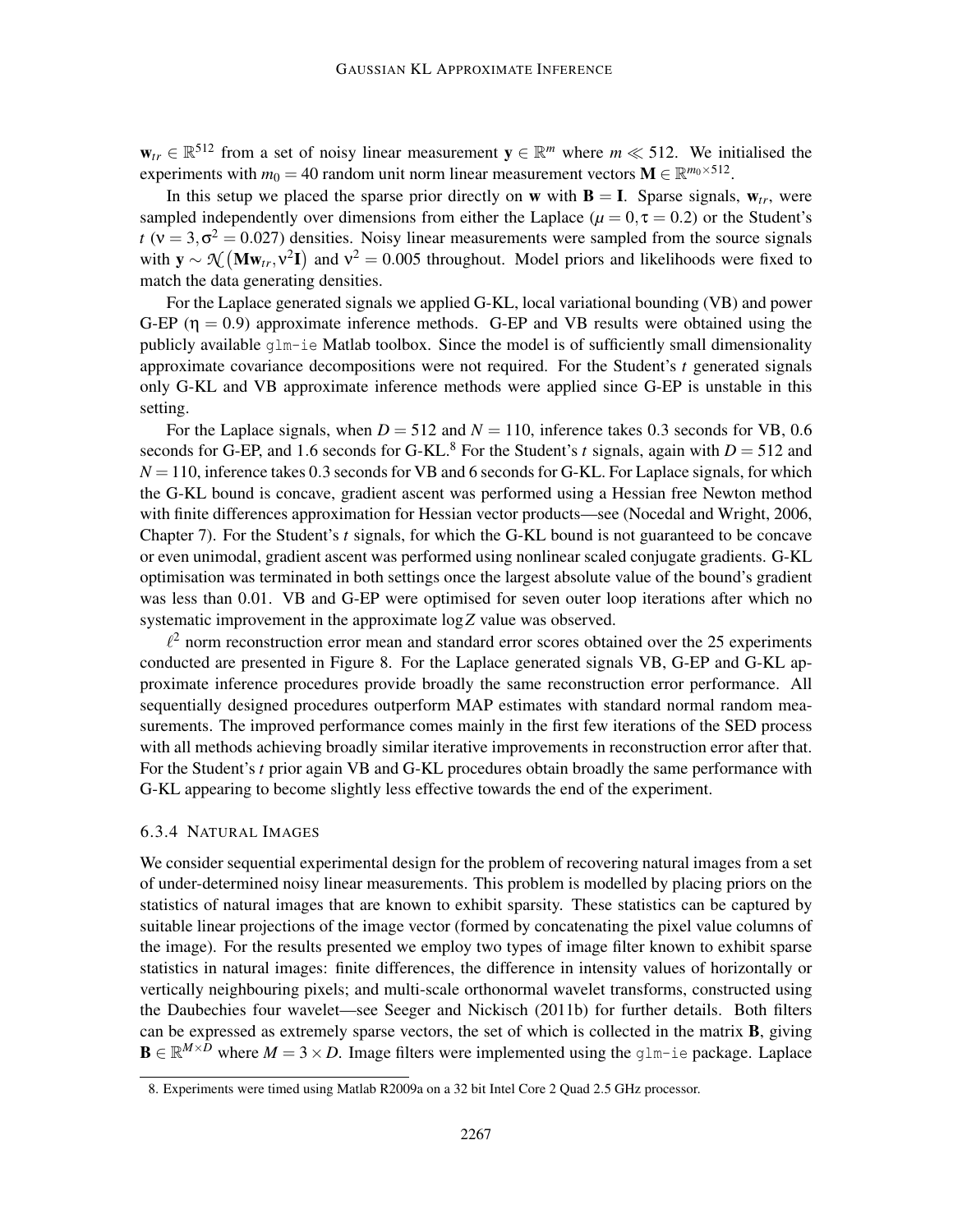$\mathbf{w}_{tr} \in \mathbb{R}^{512}$ from a set of noisy linear measurement $\mathbf{y} \in \mathbb{R}^m$ where $m \ll 512$. We initialised the experiments with $m_0 = 40$ random unit norm linear measurement vectors $\mathbf{M} \in \mathbb{R}^{m_0 \times 512}$.

In this setup we placed the sparse prior directly on $\mathbf{w}$ with $\mathbf{B} = \mathbf{I}$. Sparse signals, $\mathbf{w}_{tr}$, were sampled independently over dimensions from either the Laplace ($\mu = 0, \tau = 0.2$) or the Student's $t$ ($\nu = 3, \sigma^2 = 0.027$) densities. Noisy linear measurements were sampled from the source signals with $\mathbf{y} \sim \mathcal{N}\left(\mathbf{M}\mathbf{w}_{tr}, \nu^2\mathbf{I}\right)$ and $\nu^2 = 0.005$ throughout. Model priors and likelihoods were fixed to match the data generating densities.

For the Laplace generated signals we applied G-KL, local variational bounding (VB) and power G-EP ($\eta = 0.9$) approximate inference methods. G-EP and VB results were obtained using the publicly available `glm-ie` Matlab toolbox. Since the model is of sufficiently small dimensionality approximate covariance decompositions were not required. For the Student's $t$ generated signals only G-KL and VB approximate inference methods were applied since G-EP is unstable in this setting.

For the Laplace signals, when $D = 512$ and $N = 110$, inference takes 0.3 seconds for VB, 0.6 seconds for G-EP, and 1.6 seconds for G-KL.[8] For the Student's $t$ signals, again with $D = 512$ and $N = 110$, inference takes 0.3 seconds for VB and 6 seconds for G-KL. For Laplace signals, for which the G-KL bound is concave, gradient ascent was performed using a Hessian free Newton method with finite differences approximation for Hessian vector products—see (Nocedal and Wright, 2006, Chapter 7). For the Student's $t$ signals, for which the G-KL bound is not guaranteed to be concave or even unimodal, gradient ascent was performed using nonlinear scaled conjugate gradients. G-KL optimisation was terminated in both settings once the largest absolute value of the bound's gradient was less than 0.01. VB and G-EP were optimised for seven outer loop iterations after which no systematic improvement in the approximate $\log Z$ value was observed.

$\ell^2$ norm reconstruction error mean and standard error scores obtained over the 25 experiments conducted are presented in Figure 8. For the Laplace generated signals VB, G-EP and G-KL approximate inference procedures provide broadly the same reconstruction error performance. All sequentially designed procedures outperform MAP estimates with standard normal random measurements. The improved performance comes mainly in the first few iterations of the SED process with all methods achieving broadly similar iterative improvements in reconstruction error after that. For the Student's $t$ prior again VB and G-KL procedures obtain broadly the same performance with G-KL appearing to become slightly less effective towards the end of the experiment.

#### 6.3.4 Natural Images

We consider sequential experimental design for the problem of recovering natural images from a set of under-determined noisy linear measurements. This problem is modelled by placing priors on the statistics of natural images that are known to exhibit sparsity. These statistics can be captured by suitable linear projections of the image vector (formed by concatenating the pixel value columns of the image). For the results presented we employ two types of image filter known to exhibit sparse statistics in natural images: finite differences, the difference in intensity values of horizontally or vertically neighbouring pixels; and multi-scale orthonormal wavelet transforms, constructed using the Daubechies four wavelet—see Seeger and Nickisch (2011b) for further details. Both filters can be expressed as extremely sparse vectors, the set of which is collected in the matrix $\mathbf{B}$, giving $\mathbf{B} \in \mathbb{R}^{M \times D}$ where $M = 3 \times D$. Image filters were implemented using the `glm-ie` package. Laplace

8. Experiments were timed using Matlab R2009a on a 32 bit Intel Core 2 Quad 2.5 GHz processor.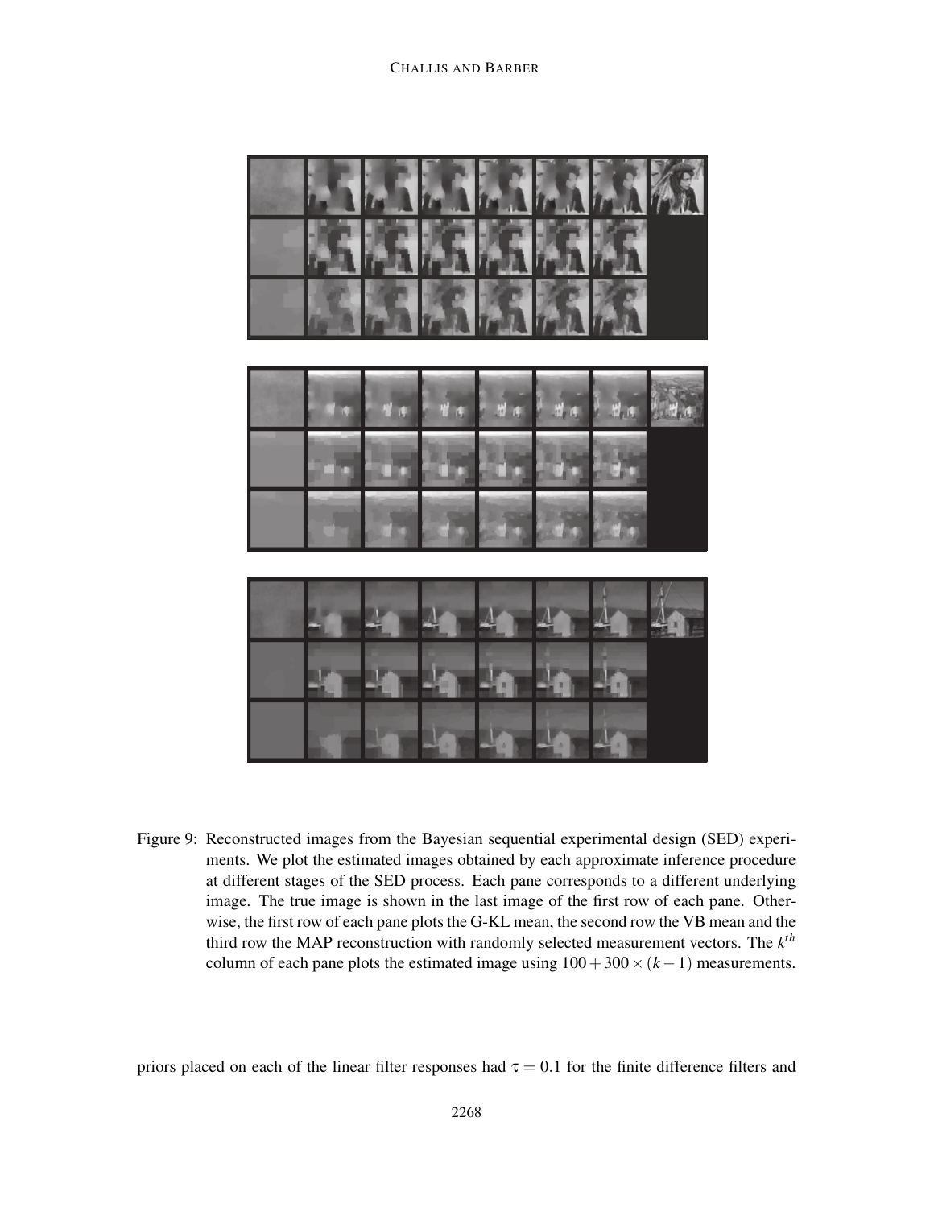Figure 9: Reconstructed images from the Bayesian sequential experimental design (SED) experiments. We plot the estimated images obtained by each approximate inference procedure at different stages of the SED process. Each pane corresponds to a different underlying image. The true image is shown in the last image of the first row of each pane. Otherwise, the first row of each pane plots the G-KL mean, the second row the VB mean and the third row the MAP reconstruction with randomly selected measurement vectors. The $k^{th}$ column of each pane plots the estimated image using $100 + 300 \times (k-1)$ measurements.

priors placed on each of the linear filter responses had $\tau = 0.1$ for the finite difference filters and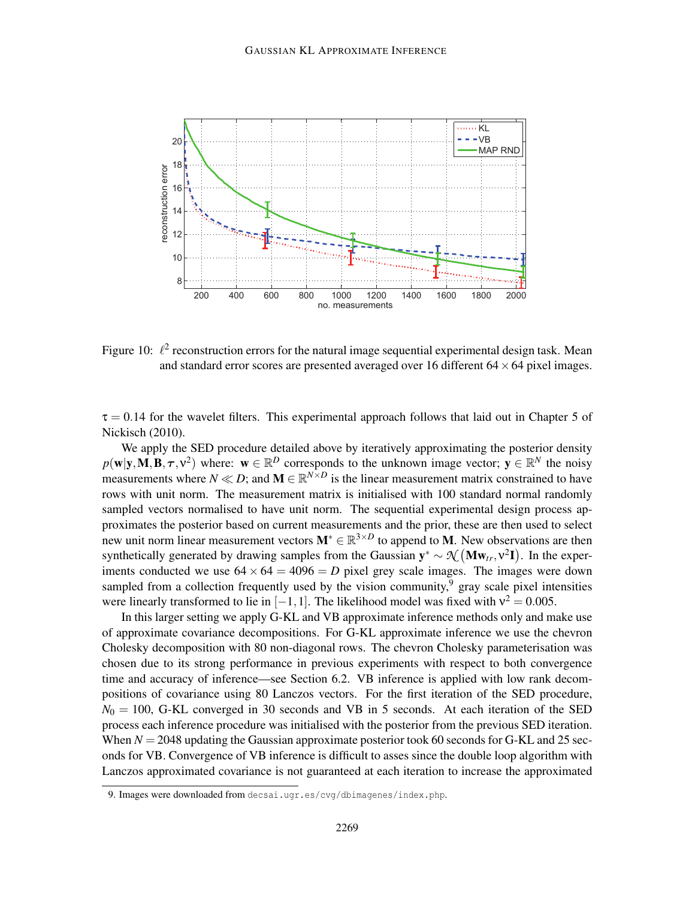Figure 10: $\ell^2$ reconstruction errors for the natural image sequential experimental design task. Mean and standard error scores are presented averaged over 16 different $64 \times 64$ pixel images.

$\tau = 0.14$ for the wavelet filters. This experimental approach follows that laid out in Chapter 5 of Nickisch (2010).

We apply the SED procedure detailed above by iteratively approximating the posterior density $p(\mathbf{w}|\mathbf{y}, \mathbf{M}, \mathbf{B}, \tau, \nu^2)$ where: $\mathbf{w} \in \mathbb{R}^D$ corresponds to the unknown image vector; $\mathbf{y} \in \mathbb{R}^N$ the noisy measurements where $N \ll D$; and $\mathbf{M} \in \mathbb{R}^{N \times D}$ is the linear measurement matrix constrained to have rows with unit norm. The measurement matrix is initialised with 100 standard normal randomly sampled vectors normalised to have unit norm. The sequential experimental design process approximates the posterior based on current measurements and the prior, these are then used to select new unit norm linear measurement vectors $\mathbf{M}^* \in \mathbb{R}^{3 \times D}$ to append to $\mathbf{M}$. New observations are then synthetically generated by drawing samples from the Gaussian $\mathbf{y}^* \sim \mathcal{N}(\mathbf{M}\mathbf{w}_{tr}, \nu^2\mathbf{I})$. In the experiments conducted we use $64 \times 64 = 4096 = D$ pixel grey scale images. The images were down sampled from a collection frequently used by the vision community,[9] gray scale pixel intensities were linearly transformed to lie in $[-1, 1]$. The likelihood model was fixed with $\nu^2 = 0.005$.

In this larger setting we apply G-KL and VB approximate inference methods only and make use of approximate covariance decompositions. For G-KL approximate inference we use the chevron Cholesky decomposition with 80 non-diagonal rows. The chevron Cholesky parameterisation was chosen due to its strong performance in previous experiments with respect to both convergence time and accuracy of inference—see Section 6.2. VB inference is applied with low rank decompositions of covariance using 80 Lanczos vectors. For the first iteration of the SED procedure, $N_0 = 100$, G-KL converged in 30 seconds and VB in 5 seconds. At each iteration of the SED process each inference procedure was initialised with the posterior from the previous SED iteration. When $N = 2048$ updating the Gaussian approximate posterior took 60 seconds for G-KL and 25 seconds for VB. Convergence of VB inference is difficult to asses since the double loop algorithm with Lanczos approximated covariance is not guaranteed at each iteration to increase the approximated

9. Images were downloaded from `decsai.ugr.es/cvg/dbimagenes/index.php`.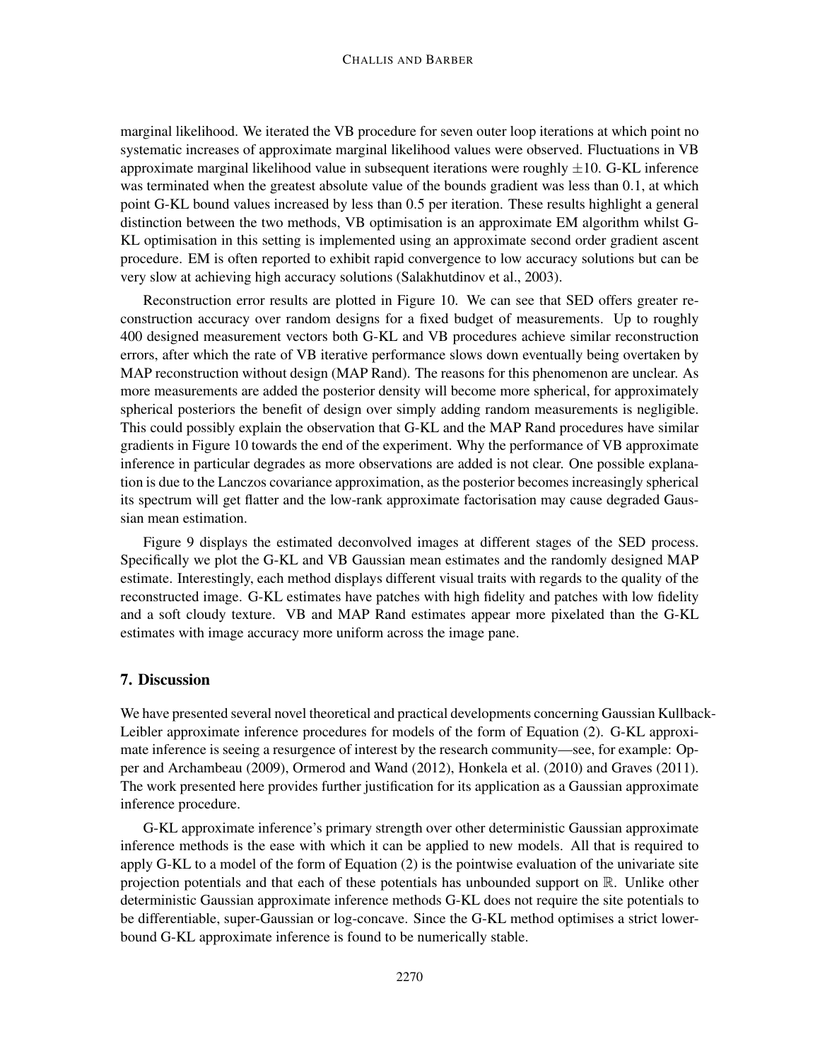marginal likelihood. We iterated the VB procedure for seven outer loop iterations at which point no systematic increases of approximate marginal likelihood values were observed. Fluctuations in VB approximate marginal likelihood value in subsequent iterations were roughly $\pm 10$. G-KL inference was terminated when the greatest absolute value of the bounds gradient was less than 0.1, at which point G-KL bound values increased by less than 0.5 per iteration. These results highlight a general distinction between the two methods, VB optimisation is an approximate EM algorithm whilst G-KL optimisation in this setting is implemented using an approximate second order gradient ascent procedure. EM is often reported to exhibit rapid convergence to low accuracy solutions but can be very slow at achieving high accuracy solutions (Salakhutdinov et al., 2003).

Reconstruction error results are plotted in Figure 10. We can see that SED offers greater reconstruction accuracy over random designs for a fixed budget of measurements. Up to roughly 400 designed measurement vectors both G-KL and VB procedures achieve similar reconstruction errors, after which the rate of VB iterative performance slows down eventually being overtaken by MAP reconstruction without design (MAP Rand). The reasons for this phenomenon are unclear. As more measurements are added the posterior density will become more spherical, for approximately spherical posteriors the benefit of design over simply adding random measurements is negligible. This could possibly explain the observation that G-KL and the MAP Rand procedures have similar gradients in Figure 10 towards the end of the experiment. Why the performance of VB approximate inference in particular degrades as more observations are added is not clear. One possible explanation is due to the Lanczos covariance approximation, as the posterior becomes increasingly spherical its spectrum will get flatter and the low-rank approximate factorisation may cause degraded Gaussian mean estimation.

Figure 9 displays the estimated deconvolved images at different stages of the SED process. Specifically we plot the G-KL and VB Gaussian mean estimates and the randomly designed MAP estimate. Interestingly, each method displays different visual traits with regards to the quality of the reconstructed image. G-KL estimates have patches with high fidelity and patches with low fidelity and a soft cloudy texture. VB and MAP Rand estimates appear more pixelated than the G-KL estimates with image accuracy more uniform across the image pane.

## 7. Discussion

We have presented several novel theoretical and practical developments concerning Gaussian Kullback-Leibler approximate inference procedures for models of the form of Equation (2). G-KL approximate inference is seeing a resurgence of interest by the research community—see, for example: Opper and Archambeau (2009), Ormerod and Wand (2012), Honkela et al. (2010) and Graves (2011). The work presented here provides further justification for its application as a Gaussian approximate inference procedure.

G-KL approximate inference's primary strength over other deterministic Gaussian approximate inference methods is the ease with which it can be applied to new models. All that is required to apply G-KL to a model of the form of Equation (2) is the pointwise evaluation of the univariate site projection potentials and that each of these potentials has unbounded support on $\mathbb{R}$. Unlike other deterministic Gaussian approximate inference methods G-KL does not require the site potentials to be differentiable, super-Gaussian or log-concave. Since the G-KL method optimises a strict lower-bound G-KL approximate inference is found to be numerically stable.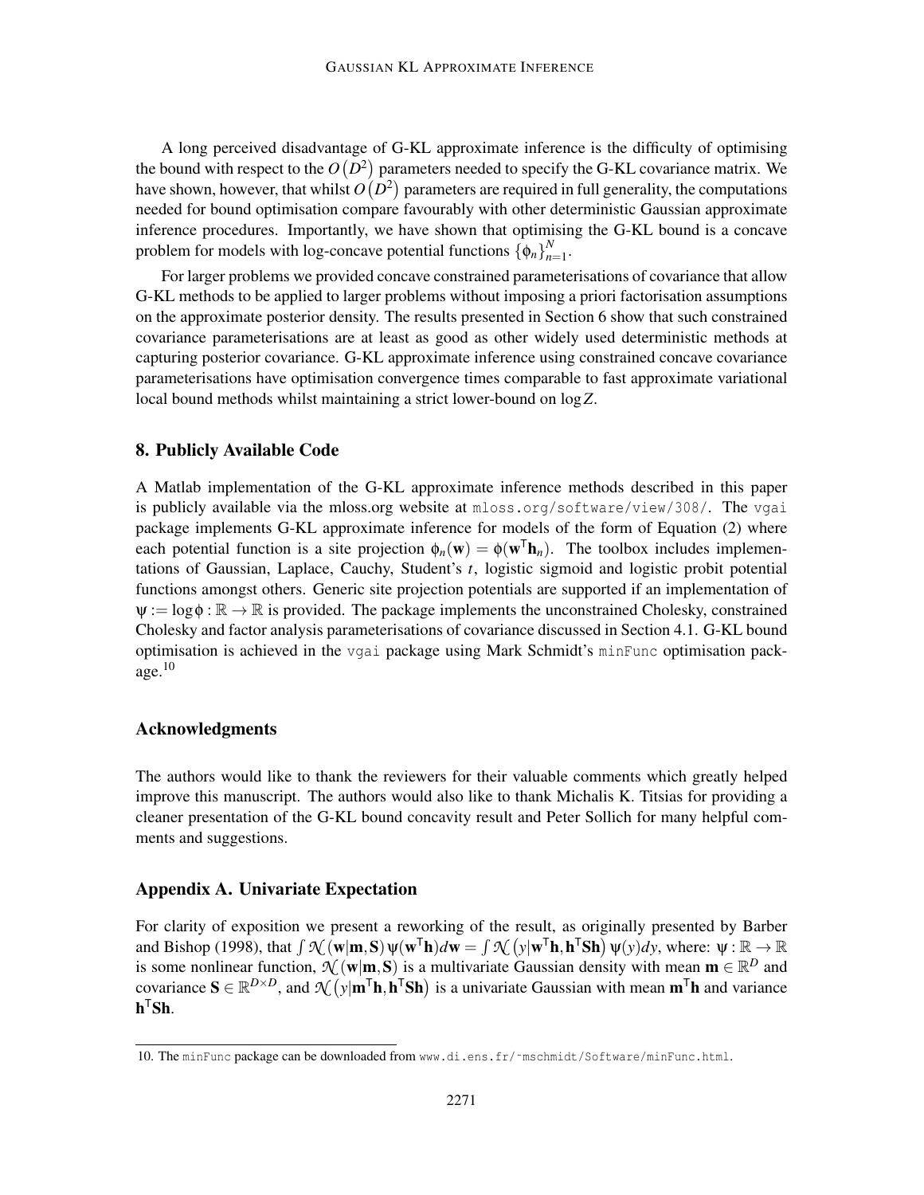A long perceived disadvantage of G-KL approximate inference is the difficulty of optimising the bound with respect to the $O(D^2)$ parameters needed to specify the G-KL covariance matrix. We have shown, however, that whilst $O(D^2)$ parameters are required in full generality, the computations needed for bound optimisation compare favourably with other deterministic Gaussian approximate inference procedures. Importantly, we have shown that optimising the G-KL bound is a concave problem for models with log-concave potential functions $\{\phi_n\}_{n=1}^N$.

For larger problems we provided concave constrained parameterisations of covariance that allow G-KL methods to be applied to larger problems without imposing a priori factorisation assumptions on the approximate posterior density. The results presented in Section 6 show that such constrained covariance parameterisations are at least as good as other widely used deterministic methods at capturing posterior covariance. G-KL approximate inference using constrained concave covariance parameterisations have optimisation convergence times comparable to fast approximate variational local bound methods whilst maintaining a strict lower-bound on $\log Z$.

## 8. Publicly Available Code

A Matlab implementation of the G-KL approximate inference methods described in this paper is publicly available via the mloss.org website at `mloss.org/software/view/308/`. The `vgai` package implements G-KL approximate inference for models of the form of Equation (2) where each potential function is a site projection $\phi_n(\mathbf{w}) = \phi(\mathbf{w}^\mathsf{T}\mathbf{h}_n)$. The toolbox includes implementations of Gaussian, Laplace, Cauchy, Student's $t$, logistic sigmoid and logistic probit potential functions amongst others. Generic site projection potentials are supported if an implementation of $\psi := \log\phi : \mathbb{R} \to \mathbb{R}$ is provided. The package implements the unconstrained Cholesky, constrained Cholesky and factor analysis parameterisations of covariance discussed in Section 4.1. G-KL bound optimisation is achieved in the `vgai` package using Mark Schmidt's `minFunc` optimisation package.[10]

## Acknowledgments

The authors would like to thank the reviewers for their valuable comments which greatly helped improve this manuscript. The authors would also like to thank Michalis K. Titsias for providing a cleaner presentation of the G-KL bound concavity result and Peter Sollich for many helpful comments and suggestions.

## Appendix A. Univariate Expectation

For clarity of exposition we present a reworking of the result, as originally presented by Barber and Bishop (1998), that $\int \mathcal{N}(\mathbf{w}|\mathbf{m},\mathbf{S})\,\psi(\mathbf{w}^\mathsf{T}\mathbf{h})d\mathbf{w} = \int \mathcal{N}(y|\mathbf{w}^\mathsf{T}\mathbf{h},\mathbf{h}^\mathsf{T}\mathbf{S}\mathbf{h})\,\psi(y)dy$, where: $\psi : \mathbb{R} \to \mathbb{R}$ is some nonlinear function, $\mathcal{N}(\mathbf{w}|\mathbf{m},\mathbf{S})$ is a multivariate Gaussian density with mean $\mathbf{m} \in \mathbb{R}^D$ and covariance $\mathbf{S} \in \mathbb{R}^{D\times D}$, and $\mathcal{N}(y|\mathbf{m}^\mathsf{T}\mathbf{h},\mathbf{h}^\mathsf{T}\mathbf{S}\mathbf{h})$ is a univariate Gaussian with mean $\mathbf{m}^\mathsf{T}\mathbf{h}$ and variance $\mathbf{h}^\mathsf{T}\mathbf{S}\mathbf{h}$.

10. The `minFunc` package can be downloaded from `www.di.ens.fr/~mschmidt/Software/minFunc.html`.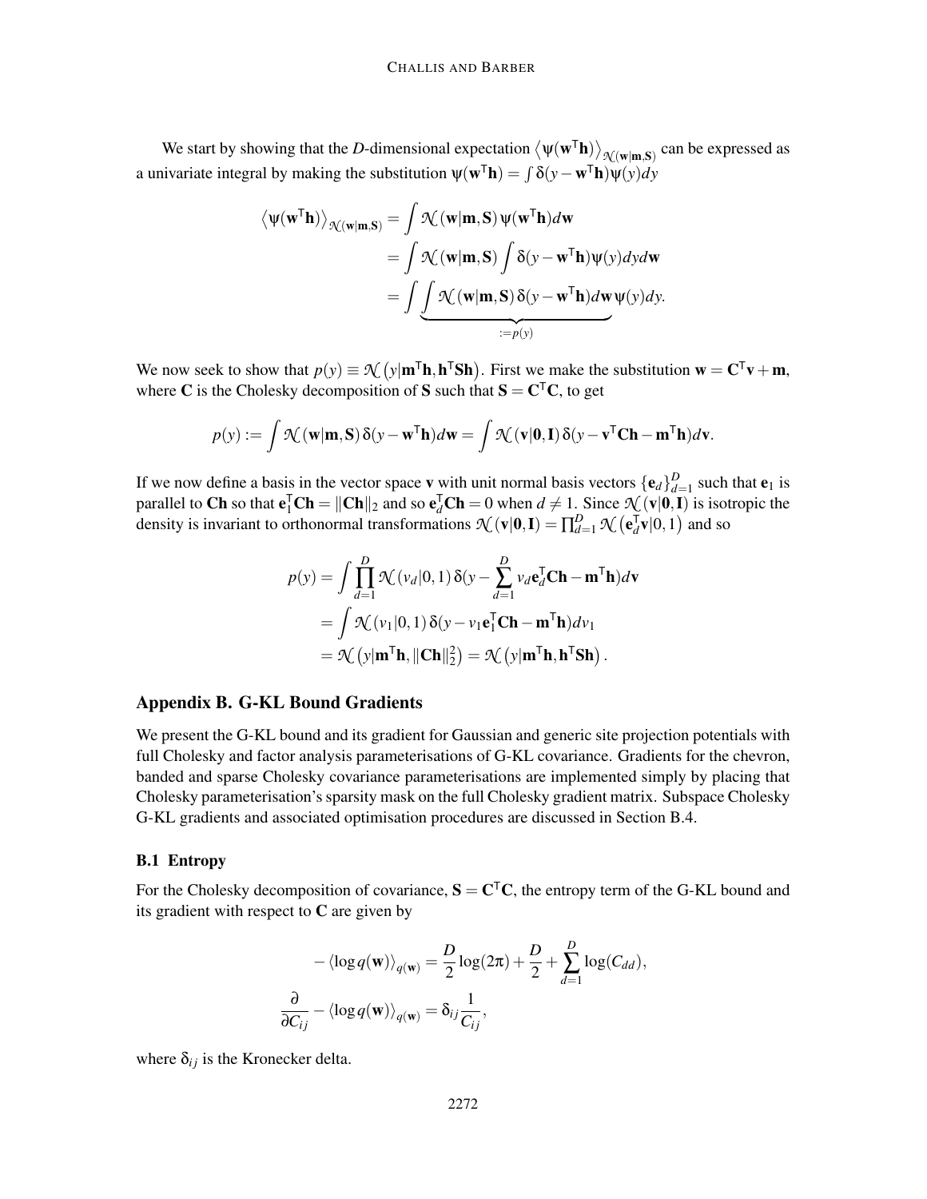We start by showing that the $D$-dimensional expectation $\left\langle \psi(\mathbf{w}^\mathsf{T}\mathbf{h}) \right\rangle_{\mathcal{N}(\mathbf{w}|\mathbf{m},\mathbf{S})}$ can be expressed as a univariate integral by making the substitution $\psi(\mathbf{w}^\mathsf{T}\mathbf{h}) = \int \delta(y - \mathbf{w}^\mathsf{T}\mathbf{h})\psi(y)dy$

$$
\begin{aligned}
\left\langle \psi(\mathbf{w}^\mathsf{T}\mathbf{h}) \right\rangle_{\mathcal{N}(\mathbf{w}|\mathbf{m},\mathbf{S})} &= \int \mathcal{N}(\mathbf{w}|\mathbf{m},\mathbf{S})\, \psi(\mathbf{w}^\mathsf{T}\mathbf{h}) d\mathbf{w} \\
&= \int \mathcal{N}(\mathbf{w}|\mathbf{m},\mathbf{S}) \int \delta(y - \mathbf{w}^\mathsf{T}\mathbf{h})\psi(y) dy d\mathbf{w} \\
&= \int \underbrace{\int \mathcal{N}(\mathbf{w}|\mathbf{m},\mathbf{S})\, \delta(y - \mathbf{w}^\mathsf{T}\mathbf{h}) d\mathbf{w}}_{:=p(y)} \psi(y) dy.
\end{aligned}
$$

We now seek to show that $p(y) \equiv \mathcal{N}\left(y|\mathbf{m}^\mathsf{T}\mathbf{h}, \mathbf{h}^\mathsf{T}\mathbf{S}\mathbf{h}\right)$. First we make the substitution $\mathbf{w} = \mathbf{C}^\mathsf{T}\mathbf{v} + \mathbf{m}$, where $\mathbf{C}$ is the Cholesky decomposition of $\mathbf{S}$ such that $\mathbf{S} = \mathbf{C}^\mathsf{T}\mathbf{C}$, to get

$$
p(y) := \int \mathcal{N}(\mathbf{w}|\mathbf{m},\mathbf{S})\, \delta(y - \mathbf{w}^\mathsf{T}\mathbf{h}) d\mathbf{w} = \int \mathcal{N}(\mathbf{v}|\mathbf{0},\mathbf{I})\, \delta(y - \mathbf{v}^\mathsf{T}\mathbf{C}\mathbf{h} - \mathbf{m}^\mathsf{T}\mathbf{h}) d\mathbf{v}.
$$

If we now define a basis in the vector space $\mathbf{v}$ with unit normal basis vectors $\{\mathbf{e}_d\}_{d=1}^D$ such that $\mathbf{e}_1$ is parallel to $\mathbf{C}\mathbf{h}$ so that $\mathbf{e}_1^\mathsf{T}\mathbf{C}\mathbf{h} = \|\mathbf{C}\mathbf{h}\|_2$ and so $\mathbf{e}_d^\mathsf{T}\mathbf{C}\mathbf{h} = 0$ when $d \neq 1$. Since $\mathcal{N}(\mathbf{v}|\mathbf{0},\mathbf{I})$ is isotropic the density is invariant to orthonormal transformations $\mathcal{N}(\mathbf{v}|\mathbf{0},\mathbf{I}) = \prod_{d=1}^D \mathcal{N}\left(\mathbf{e}_d^\mathsf{T}\mathbf{v}|0,1\right)$ and so

$$
\begin{aligned}
p(y) &= \int \prod_{d=1}^D \mathcal{N}(v_d|0,1)\, \delta(y - \sum_{d=1}^D v_d \mathbf{e}_d^\mathsf{T}\mathbf{C}\mathbf{h} - \mathbf{m}^\mathsf{T}\mathbf{h}) d\mathbf{v} \\
&= \int \mathcal{N}(v_1|0,1)\, \delta(y - v_1 \mathbf{e}_1^\mathsf{T}\mathbf{C}\mathbf{h} - \mathbf{m}^\mathsf{T}\mathbf{h}) dv_1 \\
&= \mathcal{N}\left(y|\mathbf{m}^\mathsf{T}\mathbf{h}, \|\mathbf{C}\mathbf{h}\|_2^2\right) = \mathcal{N}\left(y|\mathbf{m}^\mathsf{T}\mathbf{h}, \mathbf{h}^\mathsf{T}\mathbf{S}\mathbf{h}\right).
\end{aligned}
$$

## Appendix B. G-KL Bound Gradients

We present the G-KL bound and its gradient for Gaussian and generic site projection potentials with full Cholesky and factor analysis parameterisations of G-KL covariance. Gradients for the chevron, banded and sparse Cholesky covariance parameterisations are implemented simply by placing that Cholesky parameterisation's sparsity mask on the full Cholesky gradient matrix. Subspace Cholesky G-KL gradients and associated optimisation procedures are discussed in Section B.4.

### B.1 Entropy

For the Cholesky decomposition of covariance, $\mathbf{S} = \mathbf{C}^\mathsf{T}\mathbf{C}$, the entropy term of the G-KL bound and its gradient with respect to $\mathbf{C}$ are given by

$$
\begin{aligned}
-\left\langle \log q(\mathbf{w}) \right\rangle_{q(\mathbf{w})} &= \frac{D}{2}\log(2\pi) + \frac{D}{2} + \sum_{d=1}^D \log(C_{dd}), \\
\frac{\partial}{\partial C_{ij}} - \left\langle \log q(\mathbf{w}) \right\rangle_{q(\mathbf{w})} &= \delta_{ij} \frac{1}{C_{ij}},
\end{aligned}
$$

where $\delta_{ij}$ is the Kronecker delta.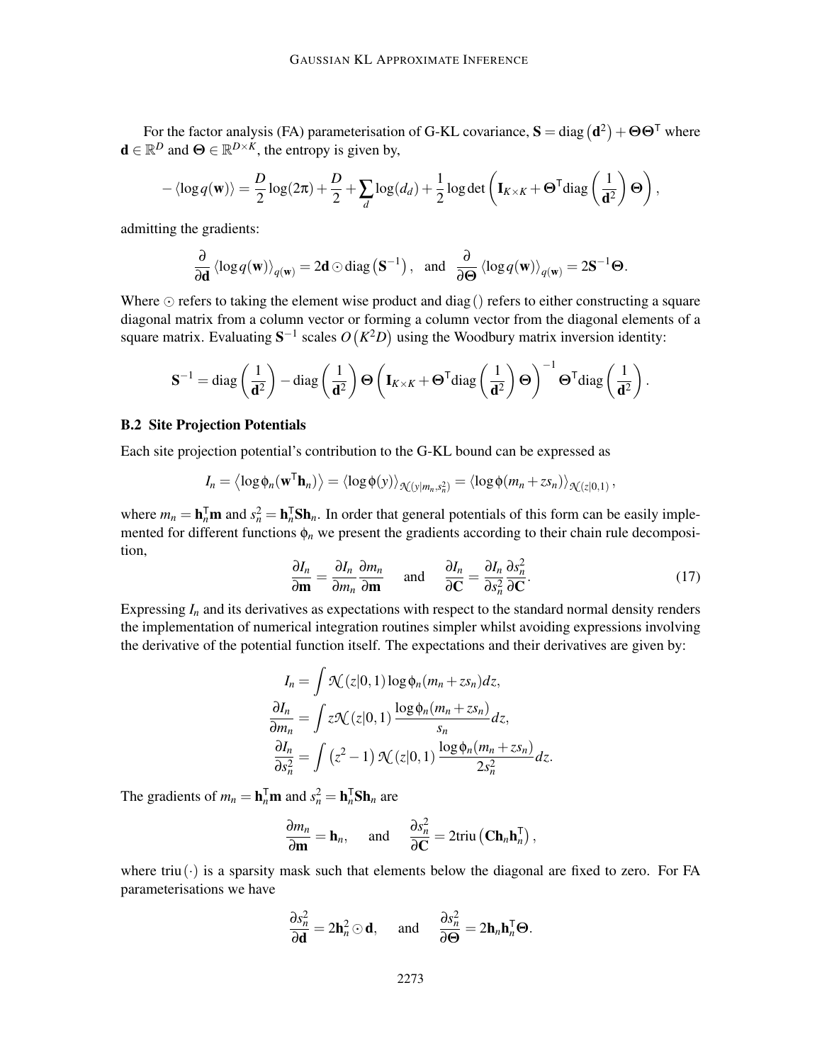For the factor analysis (FA) parameterisation of G-KL covariance, $\mathbf{S} = \text{diag}\left(\mathbf{d}^2\right) + \mathbf{\Theta}\mathbf{\Theta}^\mathsf{T}$ where $\mathbf{d} \in \mathbb{R}^D$ and $\mathbf{\Theta} \in \mathbb{R}^{D \times K}$, the entropy is given by,

$$
-\langle \log q(\mathbf{w}) \rangle = \frac{D}{2}\log(2\pi) + \frac{D}{2} + \sum_d \log(d_d) + \frac{1}{2}\log\det\left(\mathbf{I}_{K\times K} + \mathbf{\Theta}^\mathsf{T}\text{diag}\left(\frac{1}{\mathbf{d}^2}\right)\mathbf{\Theta}\right),
$$

admitting the gradients:

$$
\frac{\partial}{\partial \mathbf{d}} \langle \log q(\mathbf{w}) \rangle_{q(\mathbf{w})} = 2\mathbf{d} \odot \text{diag}\left(\mathbf{S}^{-1}\right), \quad \text{and} \quad \frac{\partial}{\partial \mathbf{\Theta}} \langle \log q(\mathbf{w}) \rangle_{q(\mathbf{w})} = 2\mathbf{S}^{-1}\mathbf{\Theta}.
$$

Where $\odot$ refers to taking the element wise product and diag() refers to either constructing a square diagonal matrix from a column vector or forming a column vector from the diagonal elements of a square matrix. Evaluating $\mathbf{S}^{-1}$ scales $O\left(K^2 D\right)$ using the Woodbury matrix inversion identity:

$$
\mathbf{S}^{-1} = \text{diag}\left(\frac{1}{\mathbf{d}^2}\right) - \text{diag}\left(\frac{1}{\mathbf{d}^2}\right)\mathbf{\Theta}\left(\mathbf{I}_{K\times K} + \mathbf{\Theta}^\mathsf{T}\text{diag}\left(\frac{1}{\mathbf{d}^2}\right)\mathbf{\Theta}\right)^{-1}\mathbf{\Theta}^\mathsf{T}\text{diag}\left(\frac{1}{\mathbf{d}^2}\right).
$$

### B.2 Site Projection Potentials

Each site projection potential's contribution to the G-KL bound can be expressed as

$$
I_n = \left\langle \log \phi_n(\mathbf{w}^\mathsf{T}\mathbf{h}_n) \right\rangle = \langle \log \phi(y) \rangle_{\mathcal{N}(y|m_n, s_n^2)} = \langle \log \phi(m_n + z s_n) \rangle_{\mathcal{N}(z|0,1)},
$$

where $m_n = \mathbf{h}_n^\mathsf{T}\mathbf{m}$ and $s_n^2 = \mathbf{h}_n^\mathsf{T}\mathbf{S}\mathbf{h}_n$. In order that general potentials of this form can be easily implemented for different functions $\phi_n$ we present the gradients according to their chain rule decomposition,

$$
\frac{\partial I_n}{\partial \mathbf{m}} = \frac{\partial I_n}{\partial m_n}\frac{\partial m_n}{\partial \mathbf{m}} \quad \text{and} \quad \frac{\partial I_n}{\partial \mathbf{C}} = \frac{\partial I_n}{\partial s_n^2}\frac{\partial s_n^2}{\partial \mathbf{C}}. \tag{17}
$$

Expressing $I_n$ and its derivatives as expectations with respect to the standard normal density renders the implementation of numerical integration routines simpler whilst avoiding expressions involving the derivative of the potential function itself. The expectations and their derivatives are given by:

$$
\begin{aligned}
I_n &= \int \mathcal{N}(z|0,1)\log\phi_n(m_n + z s_n)dz, \\
\frac{\partial I_n}{\partial m_n} &= \int z\mathcal{N}(z|0,1)\frac{\log\phi_n(m_n + z s_n)}{s_n}dz, \\
\frac{\partial I_n}{\partial s_n^2} &= \int \left(z^2 - 1\right)\mathcal{N}(z|0,1)\frac{\log\phi_n(m_n + z s_n)}{2 s_n^2}dz.
\end{aligned}
$$

The gradients of $m_n = \mathbf{h}_n^\mathsf{T}\mathbf{m}$ and $s_n^2 = \mathbf{h}_n^\mathsf{T}\mathbf{S}\mathbf{h}_n$ are

$$
\frac{\partial m_n}{\partial \mathbf{m}} = \mathbf{h}_n, \quad \text{and} \quad \frac{\partial s_n^2}{\partial \mathbf{C}} = 2\text{triu}\left(\mathbf{C}\mathbf{h}_n\mathbf{h}_n^\mathsf{T}\right),
$$

where triu$(\cdot)$ is a sparsity mask such that elements below the diagonal are fixed to zero. For FA parameterisations we have

$$
\frac{\partial s_n^2}{\partial \mathbf{d}} = 2\mathbf{h}_n^2 \odot \mathbf{d}, \quad \text{and} \quad \frac{\partial s_n^2}{\partial \mathbf{\Theta}} = 2\mathbf{h}_n\mathbf{h}_n^\mathsf{T}\mathbf{\Theta}.
$$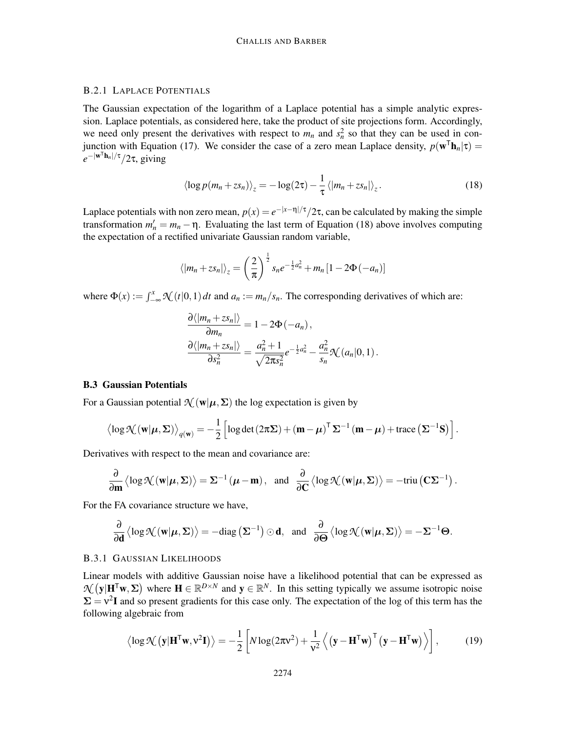#### B.2.1 Laplace Potentials

The Gaussian expectation of the logarithm of a Laplace potential has a simple analytic expression. Laplace potentials, as considered here, take the product of site projections form. Accordingly, we need only present the derivatives with respect to $m_n$ and $s_n^2$ so that they can be used in conjunction with Equation (17). We consider the case of a zero mean Laplace density, $p(\mathbf{w}^\mathsf{T}\mathbf{h}_n|\tau) = e^{-|\mathbf{w}^\mathsf{T}\mathbf{h}_n|/\tau}/2\tau$, giving

$$\left\langle \log p(m_n + z s_n) \right\rangle_z = -\log(2\tau) - \frac{1}{\tau}\left\langle |m_n + z s_n| \right\rangle_z. \tag{18}$$

Laplace potentials with non zero mean, $p(x) = e^{-|x-\eta|/\tau}/2\tau$, can be calculated by making the simple transformation $m'_n = m_n - \eta$. Evaluating the last term of Equation (18) above involves computing the expectation of a rectified univariate Gaussian random variable,

$$\left\langle |m_n + z s_n| \right\rangle_z = \left(\frac{2}{\pi}\right)^{\frac{1}{2}} s_n e^{-\frac{1}{2}a_n^2} + m_n\left[1 - 2\Phi(-a_n)\right]$$

where $\Phi(x) := \int_{-\infty}^{x} \mathcal{N}(t|0,1)\,dt$ and $a_n := m_n/s_n$. The corresponding derivatives of which are:

$$\frac{\partial \langle |m_n + z s_n| \rangle}{\partial m_n} = 1 - 2\Phi(-a_n),$$

$$\frac{\partial \langle |m_n + z s_n| \rangle}{\partial s_n^2} = \frac{a_n^2 + 1}{\sqrt{2\pi s_n^2}} e^{-\frac{1}{2}a_n^2} - \frac{a_n^2}{s_n}\mathcal{N}(a_n|0,1).$$

### B.3 Gaussian Potentials

For a Gaussian potential $\mathcal{N}(\mathbf{w}|\boldsymbol{\mu}, \boldsymbol{\Sigma})$ the log expectation is given by

$$\left\langle \log \mathcal{N}(\mathbf{w}|\boldsymbol{\mu}, \boldsymbol{\Sigma}) \right\rangle_{q(\mathbf{w})} = -\frac{1}{2}\left[\log\det(2\pi\boldsymbol{\Sigma}) + (\mathbf{m} - \boldsymbol{\mu})^\mathsf{T}\boldsymbol{\Sigma}^{-1}(\mathbf{m} - \boldsymbol{\mu}) + \mathrm{trace}\left(\boldsymbol{\Sigma}^{-1}\mathbf{S}\right)\right].$$

Derivatives with respect to the mean and covariance are:

$$\frac{\partial}{\partial \mathbf{m}}\left\langle \log \mathcal{N}(\mathbf{w}|\boldsymbol{\mu}, \boldsymbol{\Sigma}) \right\rangle = \boldsymbol{\Sigma}^{-1}(\boldsymbol{\mu} - \mathbf{m}), \quad \text{and} \quad \frac{\partial}{\partial \mathbf{C}}\left\langle \log \mathcal{N}(\mathbf{w}|\boldsymbol{\mu}, \boldsymbol{\Sigma}) \right\rangle = -\mathrm{triu}\left(\mathbf{C}\boldsymbol{\Sigma}^{-1}\right).$$

For the FA covariance structure we have,

$$\frac{\partial}{\partial \mathbf{d}}\left\langle \log \mathcal{N}(\mathbf{w}|\boldsymbol{\mu}, \boldsymbol{\Sigma}) \right\rangle = -\mathrm{diag}\left(\boldsymbol{\Sigma}^{-1}\right) \odot \mathbf{d}, \quad \text{and} \quad \frac{\partial}{\partial \boldsymbol{\Theta}}\left\langle \log \mathcal{N}(\mathbf{w}|\boldsymbol{\mu}, \boldsymbol{\Sigma}) \right\rangle = -\boldsymbol{\Sigma}^{-1}\boldsymbol{\Theta}.$$

#### B.3.1 Gaussian Likelihoods

Linear models with additive Gaussian noise have a likelihood potential that can be expressed as $\mathcal{N}\left(\mathbf{y}|\mathbf{H}^\mathsf{T}\mathbf{w}, \boldsymbol{\Sigma}\right)$ where $\mathbf{H} \in \mathbb{R}^{D\times N}$ and $\mathbf{y} \in \mathbb{R}^N$. In this setting typically we assume isotropic noise $\boldsymbol{\Sigma} = \nu^2\mathbf{I}$ and so present gradients for this case only. The expectation of the log of this term has the following algebraic from

$$\left\langle \log \mathcal{N}\left(\mathbf{y}|\mathbf{H}^\mathsf{T}\mathbf{w}, \nu^2\mathbf{I}\right) \right\rangle = -\frac{1}{2}\left[N\log(2\pi\nu^2) + \frac{1}{\nu^2}\left\langle \left(\mathbf{y} - \mathbf{H}^\mathsf{T}\mathbf{w}\right)^\mathsf{T}\left(\mathbf{y} - \mathbf{H}^\mathsf{T}\mathbf{w}\right) \right\rangle\right], \tag{19}$$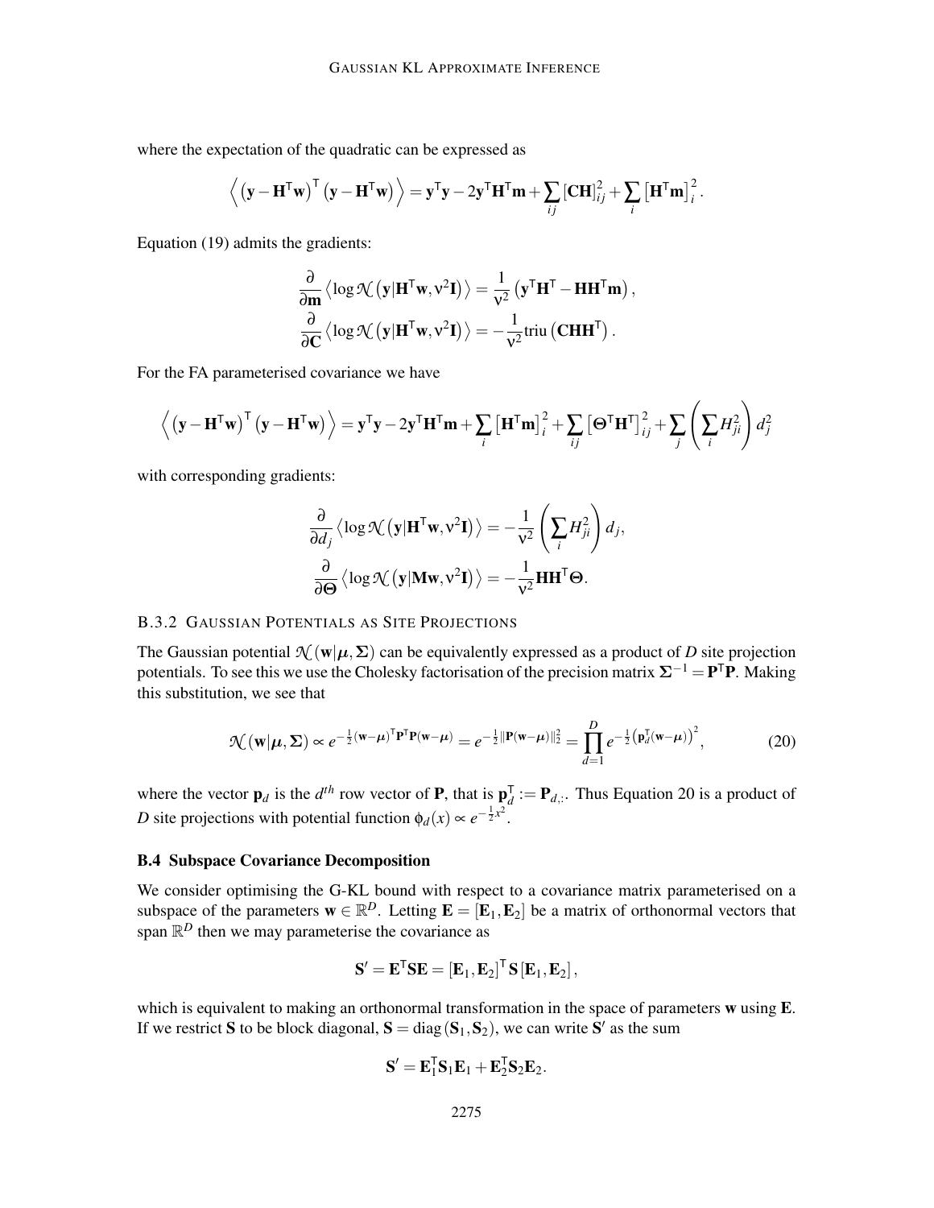where the expectation of the quadratic can be expressed as

$$\left\langle \left(\mathbf{y}-\mathbf{H}^{\mathsf{T}}\mathbf{w}\right)^{\mathsf{T}}\left(\mathbf{y}-\mathbf{H}^{\mathsf{T}}\mathbf{w}\right)\right\rangle = \mathbf{y}^{\mathsf{T}}\mathbf{y} - 2\mathbf{y}^{\mathsf{T}}\mathbf{H}^{\mathsf{T}}\mathbf{m} + \sum_{ij}\left[\mathbf{C}\mathbf{H}\right]_{ij}^{2} + \sum_{i}\left[\mathbf{H}^{\mathsf{T}}\mathbf{m}\right]_{i}^{2}.$$

Equation (19) admits the gradients:

$$\frac{\partial}{\partial \mathbf{m}}\left\langle \log \mathcal{N}\left(\mathbf{y}|\mathbf{H}^{\mathsf{T}}\mathbf{w}, \nu^2\mathbf{I}\right)\right\rangle = \frac{1}{\nu^2}\left(\mathbf{y}^{\mathsf{T}}\mathbf{H}^{\mathsf{T}} - \mathbf{H}\mathbf{H}^{\mathsf{T}}\mathbf{m}\right),$$

$$\frac{\partial}{\partial \mathbf{C}}\left\langle \log \mathcal{N}\left(\mathbf{y}|\mathbf{H}^{\mathsf{T}}\mathbf{w}, \nu^2\mathbf{I}\right)\right\rangle = -\frac{1}{\nu^2}\text{triu}\left(\mathbf{C}\mathbf{H}\mathbf{H}^{\mathsf{T}}\right).$$

For the FA parameterised covariance we have

$$\left\langle \left(\mathbf{y}-\mathbf{H}^{\mathsf{T}}\mathbf{w}\right)^{\mathsf{T}}\left(\mathbf{y}-\mathbf{H}^{\mathsf{T}}\mathbf{w}\right)\right\rangle = \mathbf{y}^{\mathsf{T}}\mathbf{y} - 2\mathbf{y}^{\mathsf{T}}\mathbf{H}^{\mathsf{T}}\mathbf{m} + \sum_{i}\left[\mathbf{H}^{\mathsf{T}}\mathbf{m}\right]_{i}^{2} + \sum_{ij}\left[\boldsymbol{\Theta}^{\mathsf{T}}\mathbf{H}^{\mathsf{T}}\right]_{ij}^{2} + \sum_{j}\left(\sum_{i} H_{ji}^{2}\right)d_j^2$$

with corresponding gradients:

$$\frac{\partial}{\partial d_j}\left\langle \log \mathcal{N}\left(\mathbf{y}|\mathbf{H}^{\mathsf{T}}\mathbf{w}, \nu^2\mathbf{I}\right)\right\rangle = -\frac{1}{\nu^2}\left(\sum_{i} H_{ji}^{2}\right)d_j,$$

$$\frac{\partial}{\partial \boldsymbol{\Theta}}\left\langle \log \mathcal{N}\left(\mathbf{y}|\mathbf{M}\mathbf{w}, \nu^2\mathbf{I}\right)\right\rangle = -\frac{1}{\nu^2}\mathbf{H}\mathbf{H}^{\mathsf{T}}\boldsymbol{\Theta}.$$

### B.3.2 Gaussian Potentials as Site Projections

The Gaussian potential $\mathcal{N}(\mathbf{w}|\boldsymbol{\mu}, \boldsymbol{\Sigma})$ can be equivalently expressed as a product of $D$ site projection potentials. To see this we use the Cholesky factorisation of the precision matrix $\boldsymbol{\Sigma}^{-1} = \mathbf{P}^{\mathsf{T}}\mathbf{P}$. Making this substitution, we see that

$$\mathcal{N}(\mathbf{w}|\boldsymbol{\mu}, \boldsymbol{\Sigma}) \propto e^{-\frac{1}{2}(\mathbf{w}-\boldsymbol{\mu})^{\mathsf{T}}\mathbf{P}^{\mathsf{T}}\mathbf{P}(\mathbf{w}-\boldsymbol{\mu})} = e^{-\frac{1}{2}\|\mathbf{P}(\mathbf{w}-\boldsymbol{\mu})\|_2^2} = \prod_{d=1}^{D} e^{-\frac{1}{2}\left(\mathbf{p}_d^{\mathsf{T}}(\mathbf{w}-\boldsymbol{\mu})\right)^2}, \tag{20}$$

where the vector $\mathbf{p}_d$ is the $d^{th}$ row vector of $\mathbf{P}$, that is $\mathbf{p}_d^{\mathsf{T}} := \mathbf{P}_{d,:}$. Thus Equation 20 is a product of $D$ site projections with potential function $\phi_d(x) \propto e^{-\frac{1}{2}x^2}$.

## B.4 Subspace Covariance Decomposition

We consider optimising the G-KL bound with respect to a covariance matrix parameterised on a subspace of the parameters $\mathbf{w} \in \mathbb{R}^D$. Letting $\mathbf{E} = [\mathbf{E}_1, \mathbf{E}_2]$ be a matrix of orthonormal vectors that span $\mathbb{R}^D$ then we may parameterise the covariance as

$$\mathbf{S}' = \mathbf{E}^{\mathsf{T}}\mathbf{S}\mathbf{E} = [\mathbf{E}_1, \mathbf{E}_2]^{\mathsf{T}}\mathbf{S}[\mathbf{E}_1, \mathbf{E}_2],$$

which is equivalent to making an orthonormal transformation in the space of parameters $\mathbf{w}$ using $\mathbf{E}$. If we restrict $\mathbf{S}$ to be block diagonal, $\mathbf{S} = \text{diag}(\mathbf{S}_1, \mathbf{S}_2)$, we can write $\mathbf{S}'$ as the sum

$$\mathbf{S}' = \mathbf{E}_1^{\mathsf{T}}\mathbf{S}_1\mathbf{E}_1 + \mathbf{E}_2^{\mathsf{T}}\mathbf{S}_2\mathbf{E}_2.$$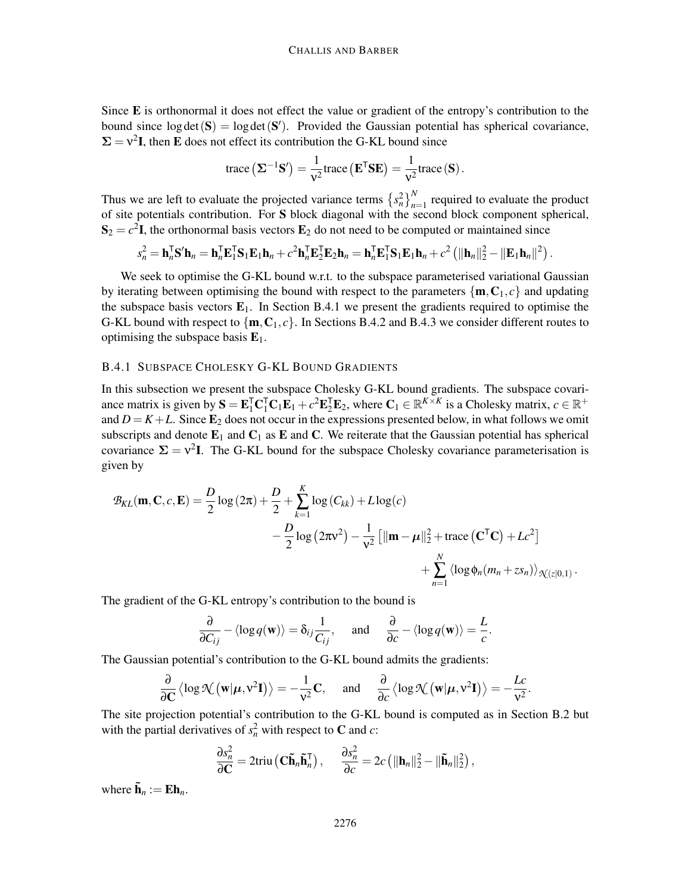Since $\mathbf{E}$ is orthonormal it does not effect the value or gradient of the entropy's contribution to the bound since $\log\det(\mathbf{S}) = \log\det(\mathbf{S}')$. Provided the Gaussian potential has spherical covariance, $\boldsymbol{\Sigma} = \nu^2\mathbf{I}$, then $\mathbf{E}$ does not effect its contribution the G-KL bound since

$$\text{trace}\left(\boldsymbol{\Sigma}^{-1}\mathbf{S}'\right) = \frac{1}{\nu^2}\text{trace}\left(\mathbf{E}^{\mathsf{T}}\mathbf{S}\mathbf{E}\right) = \frac{1}{\nu^2}\text{trace}\left(\mathbf{S}\right).$$

Thus we are left to evaluate the projected variance terms $\left\{s_n^2\right\}_{n=1}^N$ required to evaluate the product of site potentials contribution. For $\mathbf{S}$ block diagonal with the second block component spherical, $\mathbf{S}_2 = c^2\mathbf{I}$, the orthonormal basis vectors $\mathbf{E}_2$ do not need to be computed or maintained since

$$s_n^2 = \mathbf{h}_n^{\mathsf{T}}\mathbf{S}'\mathbf{h}_n = \mathbf{h}_n^{\mathsf{T}}\mathbf{E}_1^{\mathsf{T}}\mathbf{S}_1\mathbf{E}_1\mathbf{h}_n + c^2\mathbf{h}_n^{\mathsf{T}}\mathbf{E}_2^{\mathsf{T}}\mathbf{E}_2\mathbf{h}_n = \mathbf{h}_n^{\mathsf{T}}\mathbf{E}_1^{\mathsf{T}}\mathbf{S}_1\mathbf{E}_1\mathbf{h}_n + c^2\left(\|\mathbf{h}_n\|_2^2 - \|\mathbf{E}_1\mathbf{h}_n\|^2\right).$$

We seek to optimise the G-KL bound w.r.t. to the subspace parameterised variational Gaussian by iterating between optimising the bound with respect to the parameters $\{\mathbf{m}, \mathbf{C}_1, c\}$ and updating the subspace basis vectors $\mathbf{E}_1$. In Section B.4.1 we present the gradients required to optimise the G-KL bound with respect to $\{\mathbf{m}, \mathbf{C}_1, c\}$. In Sections B.4.2 and B.4.3 we consider different routes to optimising the subspace basis $\mathbf{E}_1$.

### B.4.1 Subspace Cholesky G-KL Bound Gradients

In this subsection we present the subspace Cholesky G-KL bound gradients. The subspace covariance matrix is given by $\mathbf{S} = \mathbf{E}_1^{\mathsf{T}}\mathbf{C}_1^{\mathsf{T}}\mathbf{C}_1\mathbf{E}_1 + c^2\mathbf{E}_2^{\mathsf{T}}\mathbf{E}_2$, where $\mathbf{C}_1 \in \mathbb{R}^{K\times K}$ is a Cholesky matrix, $c \in \mathbb{R}^+$ and $D = K + L$. Since $\mathbf{E}_2$ does not occur in the expressions presented below, in what follows we omit subscripts and denote $\mathbf{E}_1$ and $\mathbf{C}_1$ as $\mathbf{E}$ and $\mathbf{C}$. We reiterate that the Gaussian potential has spherical covariance $\boldsymbol{\Sigma} = \nu^2\mathbf{I}$. The G-KL bound for the subspace Cholesky covariance parameterisation is given by

$$\begin{aligned}\mathcal{B}_{KL}(\mathbf{m}, \mathbf{C}, c, \mathbf{E}) = \frac{D}{2}\log(2\pi) + \frac{D}{2} + \sum_{k=1}^{K}\log(C_{kk}) + L\log(c) \\ - \frac{D}{2}\log\left(2\pi\nu^2\right) - \frac{1}{\nu^2}\left[\|\mathbf{m} - \boldsymbol{\mu}\|_2^2 + \text{trace}\left(\mathbf{C}^{\mathsf{T}}\mathbf{C}\right) + Lc^2\right] \\ + \sum_{n=1}^{N}\left\langle\log\phi_n(m_n + zs_n)\right\rangle_{\mathcal{N}(z|0,1)}.\end{aligned}$$

The gradient of the G-KL entropy's contribution to the bound is

$$\frac{\partial}{\partial C_{ij}} - \langle\log q(\mathbf{w})\rangle = \delta_{ij}\frac{1}{C_{ij}}, \quad \text{and} \quad \frac{\partial}{\partial c} - \langle\log q(\mathbf{w})\rangle = \frac{L}{c}.$$

The Gaussian potential's contribution to the G-KL bound admits the gradients:

$$\frac{\partial}{\partial\mathbf{C}}\left\langle\log\mathcal{N}\left(\mathbf{w}|\boldsymbol{\mu}, \nu^2\mathbf{I}\right)\right\rangle = -\frac{1}{\nu^2}\mathbf{C}, \quad \text{and} \quad \frac{\partial}{\partial c}\left\langle\log\mathcal{N}\left(\mathbf{w}|\boldsymbol{\mu}, \nu^2\mathbf{I}\right)\right\rangle = -\frac{Lc}{\nu^2}.$$

The site projection potential's contribution to the G-KL bound is computed as in Section B.2 but with the partial derivatives of $s_n^2$ with respect to $\mathbf{C}$ and $c$:

$$\frac{\partial s_n^2}{\partial\mathbf{C}} = 2\text{triu}\left(\mathbf{C}\tilde{\mathbf{h}}_n\tilde{\mathbf{h}}_n^{\mathsf{T}}\right), \quad \frac{\partial s_n^2}{\partial c} = 2c\left(\|\mathbf{h}_n\|_2^2 - \|\tilde{\mathbf{h}}_n\|_2^2\right),$$

where $\tilde{\mathbf{h}}_n := \mathbf{E}\mathbf{h}_n$.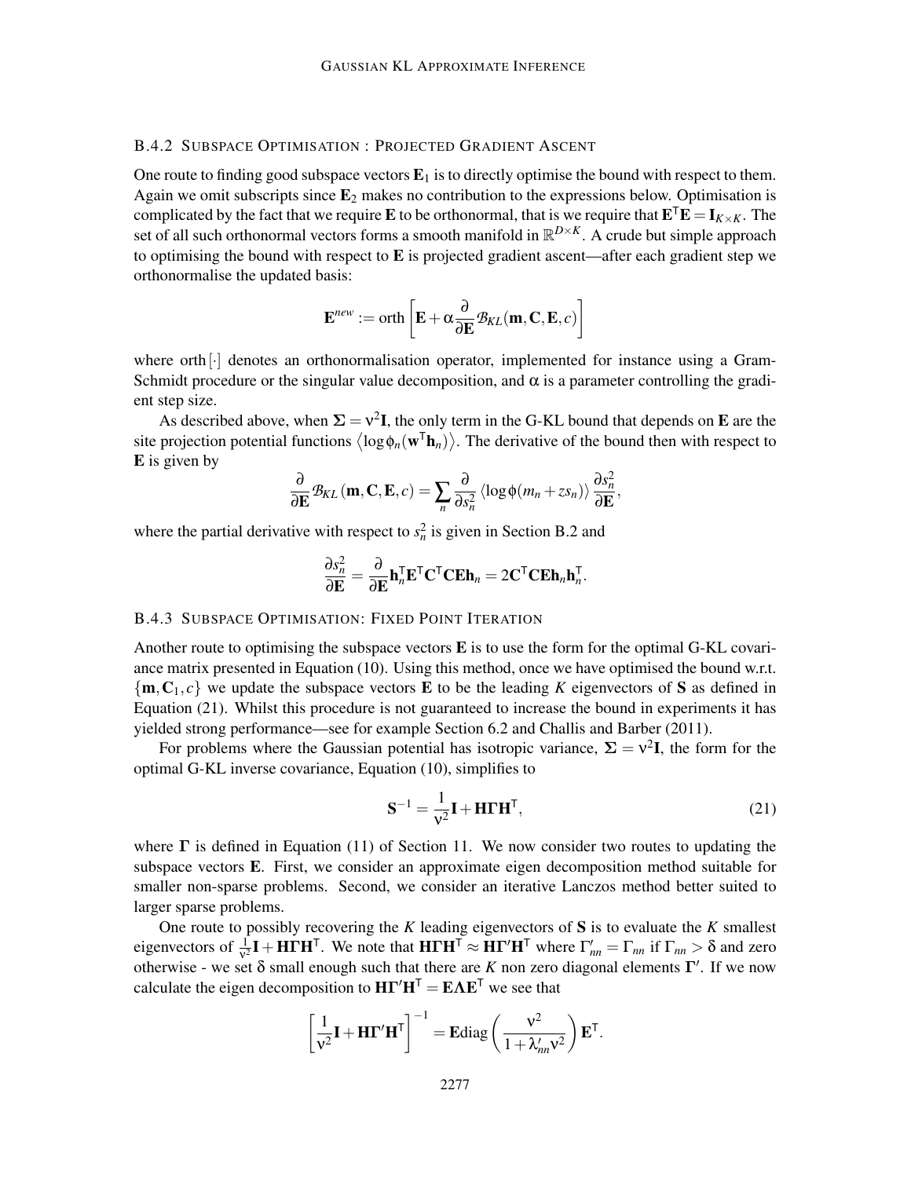### B.4.2 Subspace Optimisation : Projected Gradient Ascent

One route to finding good subspace vectors $\mathbf{E}_1$ is to directly optimise the bound with respect to them. Again we omit subscripts since $\mathbf{E}_2$ makes no contribution to the expressions below. Optimisation is complicated by the fact that we require $\mathbf{E}$ to be orthonormal, that is we require that $\mathbf{E}^\mathsf{T}\mathbf{E} = \mathbf{I}_{K\times K}$. The set of all such orthonormal vectors forms a smooth manifold in $\mathbb{R}^{D\times K}$. A crude but simple approach to optimising the bound with respect to $\mathbf{E}$ is projected gradient ascent—after each gradient step we orthonormalise the updated basis:

$$\mathbf{E}^{new} := \text{orth}\left[\mathbf{E} + \alpha \frac{\partial}{\partial \mathbf{E}} \mathcal{B}_{KL}(\mathbf{m}, \mathbf{C}, \mathbf{E}, c)\right]$$

where orth$[\cdot]$ denotes an orthonormalisation operator, implemented for instance using a Gram-Schmidt procedure or the singular value decomposition, and $\alpha$ is a parameter controlling the gradient step size.

As described above, when $\mathbf{\Sigma} = \nu^2\mathbf{I}$, the only term in the G-KL bound that depends on $\mathbf{E}$ are the site projection potential functions $\left\langle \log \phi_n(\mathbf{w}^\mathsf{T}\mathbf{h}_n)\right\rangle$. The derivative of the bound then with respect to $\mathbf{E}$ is given by

$$\frac{\partial}{\partial \mathbf{E}} \mathcal{B}_{KL}(\mathbf{m}, \mathbf{C}, \mathbf{E}, c) = \sum_n \frac{\partial}{\partial s_n^2} \left\langle \log \phi(m_n + z s_n)\right\rangle \frac{\partial s_n^2}{\partial \mathbf{E}},$$

where the partial derivative with respect to $s_n^2$ is given in Section B.2 and

$$\frac{\partial s_n^2}{\partial \mathbf{E}} = \frac{\partial}{\partial \mathbf{E}} \mathbf{h}_n^\mathsf{T}\mathbf{E}^\mathsf{T}\mathbf{C}^\mathsf{T}\mathbf{C}\mathbf{E}\mathbf{h}_n = 2\mathbf{C}^\mathsf{T}\mathbf{C}\mathbf{E}\mathbf{h}_n\mathbf{h}_n^\mathsf{T}.$$

### B.4.3 Subspace Optimisation: Fixed Point Iteration

Another route to optimising the subspace vectors $\mathbf{E}$ is to use the form for the optimal G-KL covariance matrix presented in Equation (10). Using this method, once we have optimised the bound w.r.t. $\{\mathbf{m}, \mathbf{C}_1, c\}$ we update the subspace vectors $\mathbf{E}$ to be the leading $K$ eigenvectors of $\mathbf{S}$ as defined in Equation (21). Whilst this procedure is not guaranteed to increase the bound in experiments it has yielded strong performance—see for example Section 6.2 and Challis and Barber (2011).

For problems where the Gaussian potential has isotropic variance, $\mathbf{\Sigma} = \nu^2\mathbf{I}$, the form for the optimal G-KL inverse covariance, Equation (10), simplifies to

$$\mathbf{S}^{-1} = \frac{1}{\nu^2}\mathbf{I} + \mathbf{H}\mathbf{\Gamma}\mathbf{H}^\mathsf{T}, \tag{21}$$

where $\mathbf{\Gamma}$ is defined in Equation (11) of Section 11. We now consider two routes to updating the subspace vectors $\mathbf{E}$. First, we consider an approximate eigen decomposition method suitable for smaller non-sparse problems. Second, we consider an iterative Lanczos method better suited to larger sparse problems.

One route to possibly recovering the $K$ leading eigenvectors of $\mathbf{S}$ is to evaluate the $K$ smallest eigenvectors of $\frac{1}{\nu^2}\mathbf{I} + \mathbf{H}\mathbf{\Gamma}\mathbf{H}^\mathsf{T}$. We note that $\mathbf{H}\mathbf{\Gamma}\mathbf{H}^\mathsf{T} \approx \mathbf{H}\mathbf{\Gamma}'\mathbf{H}^\mathsf{T}$ where $\Gamma'_{nn} = \Gamma_{nn}$ if $\Gamma_{nn} > \delta$ and zero otherwise - we set $\delta$ small enough such that there are $K$ non zero diagonal elements $\mathbf{\Gamma}'$. If we now calculate the eigen decomposition to $\mathbf{H}\mathbf{\Gamma}'\mathbf{H}^\mathsf{T} = \mathbf{E}\mathbf{\Lambda}\mathbf{E}^\mathsf{T}$ we see that

$$\left[\frac{1}{\nu^2}\mathbf{I} + \mathbf{H}\mathbf{\Gamma}'\mathbf{H}^\mathsf{T}\right]^{-1} = \mathbf{E}\text{diag}\left(\frac{\nu^2}{1 + \lambda'_{nn}\nu^2}\right)\mathbf{E}^\mathsf{T}.$$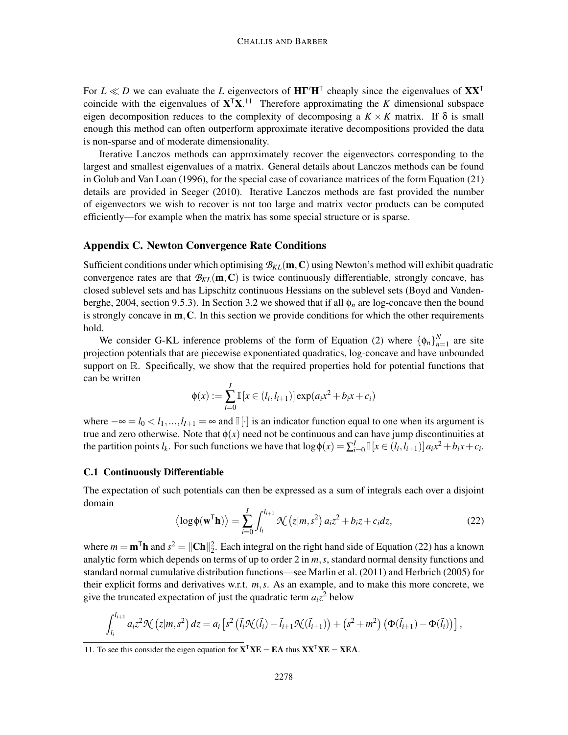For $L \ll D$ we can evaluate the $L$ eigenvectors of $\mathbf{H}\Gamma'\mathbf{H}^\mathsf{T}$ cheaply since the eigenvalues of $\mathbf{X}\mathbf{X}^\mathsf{T}$ coincide with the eigenvalues of $\mathbf{X}^\mathsf{T}\mathbf{X}$.[11] Therefore approximating the $K$ dimensional subspace eigen decomposition reduces to the complexity of decomposing a $K \times K$ matrix. If $\delta$ is small enough this method can often outperform approximate iterative decompositions provided the data is non-sparse and of moderate dimensionality.

Iterative Lanczos methods can approximately recover the eigenvectors corresponding to the largest and smallest eigenvalues of a matrix. General details about Lanczos methods can be found in Golub and Van Loan (1996), for the special case of covariance matrices of the form Equation (21) details are provided in Seeger (2010). Iterative Lanczos methods are fast provided the number of eigenvectors we wish to recover is not too large and matrix vector products can be computed efficiently—for example when the matrix has some special structure or is sparse.

## Appendix C. Newton Convergence Rate Conditions

Sufficient conditions under which optimising $\mathcal{B}_{KL}(\mathbf{m}, \mathbf{C})$ using Newton's method will exhibit quadratic convergence rates are that $\mathcal{B}_{KL}(\mathbf{m}, \mathbf{C})$ is twice continuously differentiable, strongly concave, has closed sublevel sets and has Lipschitz continuous Hessians on the sublevel sets (Boyd and Vandenberghe, 2004, section 9.5.3). In Section 3.2 we showed that if all $\phi_n$ are log-concave then the bound is strongly concave in $\mathbf{m}, \mathbf{C}$. In this section we provide conditions for which the other requirements hold.

We consider G-KL inference problems of the form of Equation (2) where $\{\phi_n\}_{n=1}^N$ are site projection potentials that are piecewise exponentiated quadratics, log-concave and have unbounded support on $\mathbb{R}$. Specifically, we show that the required properties hold for potential functions that can be written

$$\phi(x) := \sum_{i=0}^{I} \mathbb{I}\left[x \in (l_i, l_{i+1})\right] \exp(a_i x^2 + b_i x + c_i)$$

where $-\infty = l_0 < l_1, ..., l_{I+1} = \infty$ and $\mathbb{I}[\cdot]$ is an indicator function equal to one when its argument is true and zero otherwise. Note that $\phi(x)$ need not be continuous and can have jump discontinuities at the partition points $l_k$. For such functions we have that $\log\phi(x) = \sum_{i=0}^{I} \mathbb{I}\left[x \in (l_i, l_{i+1})\right] a_i x^2 + b_i x + c_i$.

### C.1 Continuously Differentiable

The expectation of such potentials can then be expressed as a sum of integrals each over a disjoint domain

$$\left\langle \log\phi(\mathbf{w}^\mathsf{T}\mathbf{h}) \right\rangle = \sum_{i=0}^{I} \int_{l_i}^{l_{i+1}} \mathcal{N}\left(z|m, s^2\right) a_i z^2 + b_i z + c_i dz, \tag{22}$$

where $m = \mathbf{m}^\mathsf{T}\mathbf{h}$ and $s^2 = \|\mathbf{C}\mathbf{h}\|_2^2$. Each integral on the right hand side of Equation (22) has a known analytic form which depends on terms of up to order 2 in $m, s$, standard normal density functions and standard normal cumulative distribution functions—see Marlin et al. (2011) and Herbrich (2005) for their explicit forms and derivatives w.r.t. $m, s$. As an example, and to make this more concrete, we give the truncated expectation of just the quadratic term $a_i z^2$ below

$$\int_{l_i}^{l_{i+1}} a_i z^2 \mathcal{N}\left(z|m, s^2\right) dz = a_i \left[ s^2 \left( \tilde{l}_i \mathcal{N}(\tilde{l}_i) - \tilde{l}_{i+1} \mathcal{N}(\tilde{l}_{i+1}) \right) + \left(s^2 + m^2\right) \left( \Phi(\tilde{l}_{i+1}) - \Phi(\tilde{l}_i) \right) \right],$$

[11] To see this consider the eigen equation for $\mathbf{X}^\mathsf{T}\mathbf{X}\mathbf{E} = \mathbf{E}\Lambda$ thus $\mathbf{X}\mathbf{X}^\mathsf{T}\mathbf{X}\mathbf{E} = \mathbf{X}\mathbf{E}\Lambda$.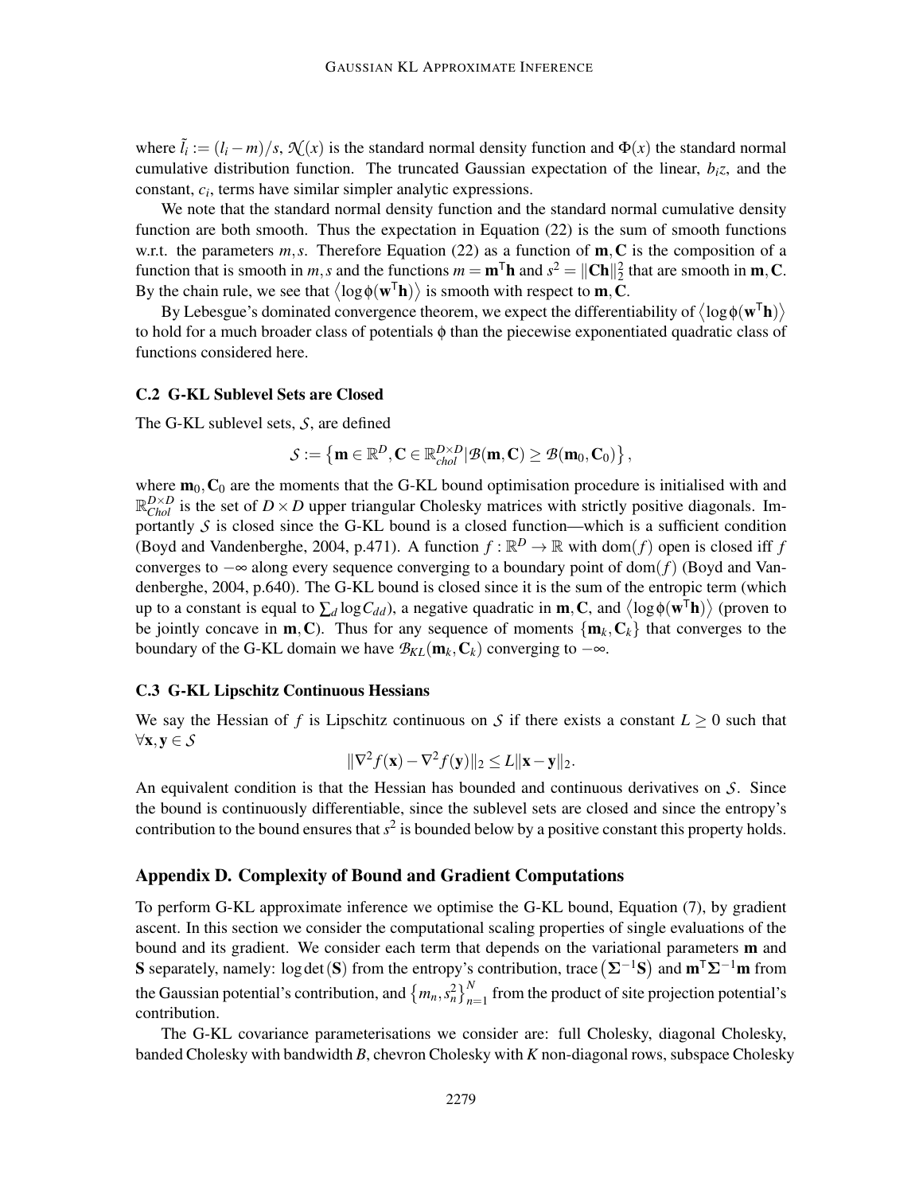where $\tilde{l}_i := (l_i - m)/s$, $\mathcal{N}(x)$ is the standard normal density function and $\Phi(x)$ the standard normal cumulative distribution function. The truncated Gaussian expectation of the linear, $b_i z$, and the constant, $c_i$, terms have similar simpler analytic expressions.

We note that the standard normal density function and the standard normal cumulative density function are both smooth. Thus the expectation in Equation (22) is the sum of smooth functions w.r.t. the parameters $m, s$. Therefore Equation (22) as a function of $\mathbf{m}, \mathbf{C}$ is the composition of a function that is smooth in $m, s$ and the functions $m = \mathbf{m}^\mathsf{T}\mathbf{h}$ and $s^2 = \|\mathbf{C}\mathbf{h}\|_2^2$ that are smooth in $\mathbf{m}, \mathbf{C}$. By the chain rule, we see that $\langle \log \phi(\mathbf{w}^\mathsf{T}\mathbf{h}) \rangle$ is smooth with respect to $\mathbf{m}, \mathbf{C}$.

By Lebesgue's dominated convergence theorem, we expect the differentiability of $\langle \log \phi(\mathbf{w}^\mathsf{T}\mathbf{h}) \rangle$ to hold for a much broader class of potentials $\phi$ than the piecewise exponentiated quadratic class of functions considered here.

### C.2 G-KL Sublevel Sets are Closed

The G-KL sublevel sets, $\mathcal{S}$, are defined

$$\mathcal{S} := \left\{ \mathbf{m} \in \mathbb{R}^D, \mathbf{C} \in \mathbb{R}^{D\times D}_{chol} | \mathcal{B}(\mathbf{m}, \mathbf{C}) \geq \mathcal{B}(\mathbf{m}_0, \mathbf{C}_0) \right\},$$

where $\mathbf{m}_0, \mathbf{C}_0$ are the moments that the G-KL bound optimisation procedure is initialised with and $\mathbb{R}^{D\times D}_{Chol}$ is the set of $D \times D$ upper triangular Cholesky matrices with strictly positive diagonals. Importantly $\mathcal{S}$ is closed since the G-KL bound is a closed function—which is a sufficient condition (Boyd and Vandenberghe, 2004, p.471). A function $f : \mathbb{R}^D \to \mathbb{R}$ with $\text{dom}(f)$ open is closed iff $f$ converges to $-\infty$ along every sequence converging to a boundary point of $\text{dom}(f)$ (Boyd and Vandenberghe, 2004, p.640). The G-KL bound is closed since it is the sum of the entropic term (which up to a constant is equal to $\sum_d \log C_{dd}$), a negative quadratic in $\mathbf{m}, \mathbf{C}$, and $\langle \log \phi(\mathbf{w}^\mathsf{T}\mathbf{h}) \rangle$ (proven to be jointly concave in $\mathbf{m}, \mathbf{C}$). Thus for any sequence of moments $\{\mathbf{m}_k, \mathbf{C}_k\}$ that converges to the boundary of the G-KL domain we have $\mathcal{B}_{KL}(\mathbf{m}_k, \mathbf{C}_k)$ converging to $-\infty$.

### C.3 G-KL Lipschitz Continuous Hessians

We say the Hessian of $f$ is Lipschitz continuous on $\mathcal{S}$ if there exists a constant $L \geq 0$ such that $\forall \mathbf{x}, \mathbf{y} \in \mathcal{S}$

$$\|\nabla^2 f(\mathbf{x}) - \nabla^2 f(\mathbf{y})\|_2 \leq L \|\mathbf{x} - \mathbf{y}\|_2.$$

An equivalent condition is that the Hessian has bounded and continuous derivatives on $\mathcal{S}$. Since the bound is continuously differentiable, since the sublevel sets are closed and since the entropy's contribution to the bound ensures that $s^2$ is bounded below by a positive constant this property holds.

## Appendix D. Complexity of Bound and Gradient Computations

To perform G-KL approximate inference we optimise the G-KL bound, Equation (7), by gradient ascent. In this section we consider the computational scaling properties of single evaluations of the bound and its gradient. We consider each term that depends on the variational parameters $\mathbf{m}$ and $\mathbf{S}$ separately, namely: $\log\det(\mathbf{S})$ from the entropy's contribution, $\text{trace}\left(\mathbf{\Sigma}^{-1}\mathbf{S}\right)$ and $\mathbf{m}^\mathsf{T}\mathbf{\Sigma}^{-1}\mathbf{m}$ from the Gaussian potential's contribution, and $\left\{m_n, s_n^2\right\}_{n=1}^N$ from the product of site projection potential's contribution.

The G-KL covariance parameterisations we consider are: full Cholesky, diagonal Cholesky, banded Cholesky with bandwidth $B$, chevron Cholesky with $K$ non-diagonal rows, subspace Cholesky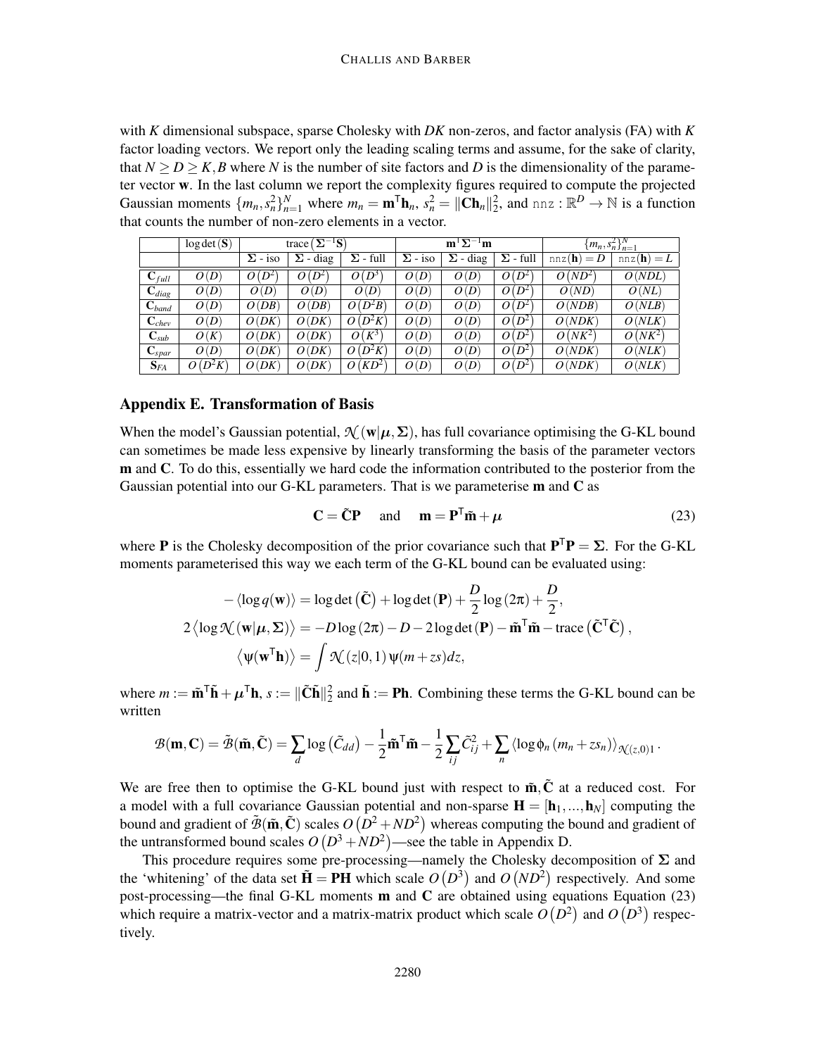with $K$ dimensional subspace, sparse Cholesky with $DK$ non-zeros, and factor analysis (FA) with $K$ factor loading vectors. We report only the leading scaling terms and assume, for the sake of clarity, that $N \geq D \geq K, B$ where $N$ is the number of site factors and $D$ is the dimensionality of the parameter vector $\mathbf{w}$. In the last column we report the complexity figures required to compute the projected Gaussian moments $\{m_n, s_n^2\}_{n=1}^N$ where $m_n = \mathbf{m}^\mathsf{T}\mathbf{h}_n$, $s_n^2 = \|\mathbf{C}\mathbf{h}_n\|_2^2$, and $\texttt{nnz} : \mathbb{R}^D \to \mathbb{N}$ is a function that counts the number of non-zero elements in a vector.

| | $\log\det(\mathbf{S})$ | $\text{trace}(\boldsymbol{\Sigma}^{-1}\mathbf{S})$ | | | $\mathbf{m}^\mathsf{T}\boldsymbol{\Sigma}^{-1}\mathbf{m}$ | | | $\{m_n, s_n^2\}_{n=1}^N$ | |
|---|---|---|---|---|---|---|---|---|---|
| | | $\boldsymbol{\Sigma}$ - iso | $\boldsymbol{\Sigma}$ - diag | $\boldsymbol{\Sigma}$ - full | $\boldsymbol{\Sigma}$ - iso | $\boldsymbol{\Sigma}$ - diag | $\boldsymbol{\Sigma}$ - full | $\texttt{nnz}(\mathbf{h}) = D$ | $\texttt{nnz}(\mathbf{h}) = L$ |
| $\mathbf{C}_{full}$ | $O(D)$ | $O(D^2)$ | $O(D^2)$ | $O(D^3)$ | $O(D)$ | $O(D)$ | $O(D^2)$ | $O(ND^2)$ | $O(NDL)$ |
| $\mathbf{C}_{diag}$ | $O(D)$ | $O(D)$ | $O(D)$ | $O(D)$ | $O(D)$ | $O(D)$ | $O(D^2)$ | $O(ND)$ | $O(NL)$ |
| $\mathbf{C}_{band}$ | $O(D)$ | $O(DB)$ | $O(DB)$ | $O(D^2B)$ | $O(D)$ | $O(D)$ | $O(D^2)$ | $O(NDB)$ | $O(NLB)$ |
| $\mathbf{C}_{chev}$ | $O(D)$ | $O(DK)$ | $O(DK)$ | $O(D^2K)$ | $O(D)$ | $O(D)$ | $O(D^2)$ | $O(NDK)$ | $O(NLK)$ |
| $\mathbf{C}_{sub}$ | $O(K)$ | $O(DK)$ | $O(DK)$ | $O(K^3)$ | $O(D)$ | $O(D)$ | $O(D^2)$ | $O(NK^2)$ | $O(NK^2)$ |
| $\mathbf{C}_{spar}$ | $O(D)$ | $O(DK)$ | $O(DK)$ | $O(D^2K)$ | $O(D)$ | $O(D)$ | $O(D^2)$ | $O(NDK)$ | $O(NLK)$ |
| $\mathbf{S}_{FA}$ | $O(D^2K)$ | $O(DK)$ | $O(DK)$ | $O(KD^2)$ | $O(D)$ | $O(D)$ | $O(D^2)$ | $O(NDK)$ | $O(NLK)$ |

## Appendix E. Transformation of Basis

When the model's Gaussian potential, $\mathcal{N}(\mathbf{w}|\boldsymbol{\mu}, \boldsymbol{\Sigma})$, has full covariance optimising the G-KL bound can sometimes be made less expensive by linearly transforming the basis of the parameter vectors $\mathbf{m}$ and $\mathbf{C}$. To do this, essentially we hard code the information contributed to the posterior from the Gaussian potential into our G-KL parameters. That is we parameterise $\mathbf{m}$ and $\mathbf{C}$ as

$$\mathbf{C} = \tilde{\mathbf{C}}\mathbf{P} \quad \text{and} \quad \mathbf{m} = \mathbf{P}^\mathsf{T}\tilde{\mathbf{m}} + \boldsymbol{\mu} \tag{23}$$

where $\mathbf{P}$ is the Cholesky decomposition of the prior covariance such that $\mathbf{P}^\mathsf{T}\mathbf{P} = \boldsymbol{\Sigma}$. For the G-KL moments parameterised this way we each term of the G-KL bound can be evaluated using:

$$-\langle \log q(\mathbf{w}) \rangle = \log\det(\tilde{\mathbf{C}}) + \log\det(\mathbf{P}) + \frac{D}{2}\log(2\pi) + \frac{D}{2},$$

$$2\langle \log \mathcal{N}(\mathbf{w}|\boldsymbol{\mu}, \boldsymbol{\Sigma}) \rangle = -D\log(2\pi) - D - 2\log\det(\mathbf{P}) - \tilde{\mathbf{m}}^\mathsf{T}\tilde{\mathbf{m}} - \text{trace}(\tilde{\mathbf{C}}^\mathsf{T}\tilde{\mathbf{C}}),$$

$$\langle \psi(\mathbf{w}^\mathsf{T}\mathbf{h}) \rangle = \int \mathcal{N}(z|0,1)\,\psi(m + zs)dz,$$

where $m := \tilde{\mathbf{m}}^\mathsf{T}\tilde{\mathbf{h}} + \boldsymbol{\mu}^\mathsf{T}\mathbf{h}$, $s := \|\tilde{\mathbf{C}}\tilde{\mathbf{h}}\|_2^2$ and $\tilde{\mathbf{h}} := \mathbf{P}\mathbf{h}$. Combining these terms the G-KL bound can be written

$$\mathcal{B}(\mathbf{m}, \mathbf{C}) = \tilde{\mathcal{B}}(\tilde{\mathbf{m}}, \tilde{\mathbf{C}}) = \sum_d \log(\tilde{C}_{dd}) - \frac{1}{2}\tilde{\mathbf{m}}^\mathsf{T}\tilde{\mathbf{m}} - \frac{1}{2}\sum_{ij}\tilde{C}_{ij}^2 + \sum_n \langle \log \phi_n(m_n + zs_n) \rangle_{\mathcal{N}(z,0)1}.$$

We are free then to optimise the G-KL bound just with respect to $\tilde{\mathbf{m}}, \tilde{\mathbf{C}}$ at a reduced cost. For a model with a full covariance Gaussian potential and non-sparse $\mathbf{H} = [\mathbf{h}_1, ..., \mathbf{h}_N]$ computing the bound and gradient of $\tilde{\mathcal{B}}(\tilde{\mathbf{m}}, \tilde{\mathbf{C}})$ scales $O(D^2 + ND^2)$ whereas computing the bound and gradient of the untransformed bound scales $O(D^3 + ND^2)$—see the table in Appendix D.

This procedure requires some pre-processing—namely the Cholesky decomposition of $\boldsymbol{\Sigma}$ and the 'whitening' of the data set $\tilde{\mathbf{H}} = \mathbf{P}\mathbf{H}$ which scale $O(D^3)$ and $O(ND^2)$ respectively. And some post-processing—the final G-KL moments $\mathbf{m}$ and $\mathbf{C}$ are obtained using equations Equation (23) which require a matrix-vector and a matrix-matrix product which scale $O(D^2)$ and $O(D^3)$ respectively.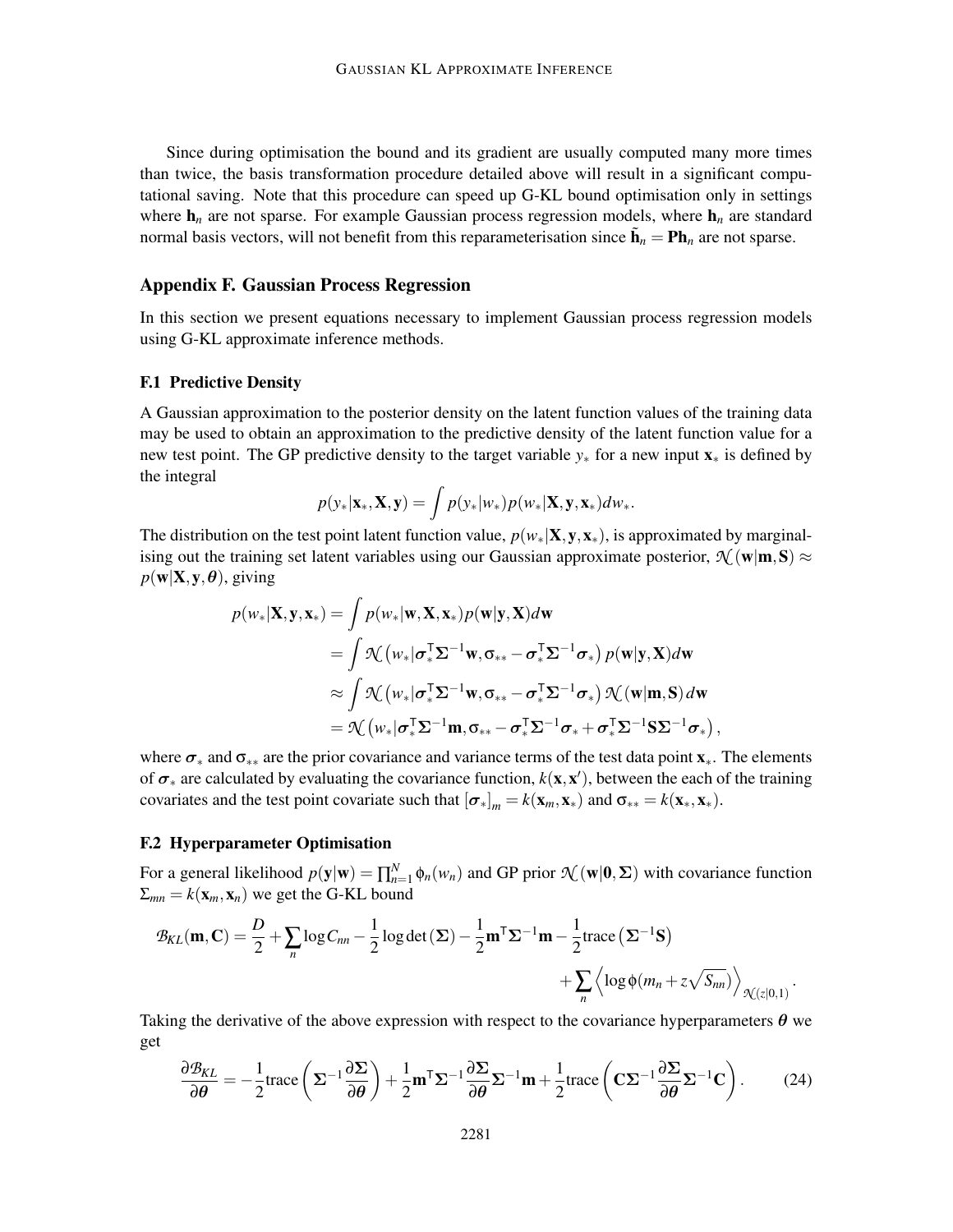Since during optimisation the bound and its gradient are usually computed many more times than twice, the basis transformation procedure detailed above will result in a significant computational saving. Note that this procedure can speed up G-KL bound optimisation only in settings where $\mathbf{h}_n$ are not sparse. For example Gaussian process regression models, where $\mathbf{h}_n$ are standard normal basis vectors, will not benefit from this reparameterisation since $\tilde{\mathbf{h}}_n = \mathbf{P}\mathbf{h}_n$ are not sparse.

## Appendix F. Gaussian Process Regression

In this section we present equations necessary to implement Gaussian process regression models using G-KL approximate inference methods.

### F.1 Predictive Density

A Gaussian approximation to the posterior density on the latent function values of the training data may be used to obtain an approximation to the predictive density of the latent function value for a new test point. The GP predictive density to the target variable $y_*$ for a new input $\mathbf{x}_*$ is defined by the integral

$$p(y_*|\mathbf{x}_*, \mathbf{X}, \mathbf{y}) = \int p(y_*|w_*) p(w_*|\mathbf{X}, \mathbf{y}, \mathbf{x}_*) dw_*.$$

The distribution on the test point latent function value, $p(w_*|\mathbf{X}, \mathbf{y}, \mathbf{x}_*)$, is approximated by marginalising out the training set latent variables using our Gaussian approximate posterior, $\mathcal{N}(\mathbf{w}|\mathbf{m}, \mathbf{S}) \approx p(\mathbf{w}|\mathbf{X}, \mathbf{y}, \boldsymbol{\theta})$, giving

$$\begin{aligned}
p(w_*|\mathbf{X}, \mathbf{y}, \mathbf{x}_*) &= \int p(w_*|\mathbf{w}, \mathbf{X}, \mathbf{x}_*) p(\mathbf{w}|\mathbf{y}, \mathbf{X}) d\mathbf{w} \\
&= \int \mathcal{N}\left(w_*|\boldsymbol{\sigma}_*^{\mathsf{T}} \boldsymbol{\Sigma}^{-1} \mathbf{w}, \sigma_{**} - \boldsymbol{\sigma}_*^{\mathsf{T}} \boldsymbol{\Sigma}^{-1} \boldsymbol{\sigma}_*\right) p(\mathbf{w}|\mathbf{y}, \mathbf{X}) d\mathbf{w} \\
&\approx \int \mathcal{N}\left(w_*|\boldsymbol{\sigma}_*^{\mathsf{T}} \boldsymbol{\Sigma}^{-1} \mathbf{w}, \sigma_{**} - \boldsymbol{\sigma}_*^{\mathsf{T}} \boldsymbol{\Sigma}^{-1} \boldsymbol{\sigma}_*\right) \mathcal{N}(\mathbf{w}|\mathbf{m}, \mathbf{S}) d\mathbf{w} \\
&= \mathcal{N}\left(w_*|\boldsymbol{\sigma}_*^{\mathsf{T}} \boldsymbol{\Sigma}^{-1} \mathbf{m}, \sigma_{**} - \boldsymbol{\sigma}_*^{\mathsf{T}} \boldsymbol{\Sigma}^{-1} \boldsymbol{\sigma}_* + \boldsymbol{\sigma}_*^{\mathsf{T}} \boldsymbol{\Sigma}^{-1} \mathbf{S} \boldsymbol{\Sigma}^{-1} \boldsymbol{\sigma}_*\right),
\end{aligned}$$

where $\boldsymbol{\sigma}_*$ and $\sigma_{**}$ are the prior covariance and variance terms of the test data point $\mathbf{x}_*$. The elements of $\boldsymbol{\sigma}_*$ are calculated by evaluating the covariance function, $k(\mathbf{x}, \mathbf{x}')$, between the each of the training covariates and the test point covariate such that $[\boldsymbol{\sigma}_*]_m = k(\mathbf{x}_m, \mathbf{x}_*)$ and $\sigma_{**} = k(\mathbf{x}_*, \mathbf{x}_*)$.

### F.2 Hyperparameter Optimisation

For a general likelihood $p(\mathbf{y}|\mathbf{w}) = \prod_{n=1}^{N} \phi_n(w_n)$ and GP prior $\mathcal{N}(\mathbf{w}|\mathbf{0}, \boldsymbol{\Sigma})$ with covariance function $\Sigma_{mn} = k(\mathbf{x}_m, \mathbf{x}_n)$ we get the G-KL bound

$$\begin{aligned}
\mathcal{B}_{KL}(\mathbf{m}, \mathbf{C}) = \frac{D}{2} + \sum_n \log C_{nn} - \frac{1}{2} \log \det(\boldsymbol{\Sigma}) - \frac{1}{2} \mathbf{m}^{\mathsf{T}} \boldsymbol{\Sigma}^{-1} \mathbf{m} - \frac{1}{2} \text{trace}\left(\boldsymbol{\Sigma}^{-1} \mathbf{S}\right) \\
+ \sum_n \left\langle \log \phi(m_n + z\sqrt{S_{nn}}) \right\rangle_{\mathcal{N}(z|0,1)}.
\end{aligned}$$

Taking the derivative of the above expression with respect to the covariance hyperparameters $\boldsymbol{\theta}$ we get

$$\frac{\partial \mathcal{B}_{KL}}{\partial \boldsymbol{\theta}} = -\frac{1}{2} \text{trace}\left(\boldsymbol{\Sigma}^{-1} \frac{\partial \boldsymbol{\Sigma}}{\partial \boldsymbol{\theta}}\right) + \frac{1}{2} \mathbf{m}^{\mathsf{T}} \boldsymbol{\Sigma}^{-1} \frac{\partial \boldsymbol{\Sigma}}{\partial \boldsymbol{\theta}} \boldsymbol{\Sigma}^{-1} \mathbf{m} + \frac{1}{2} \text{trace}\left(\mathbf{C} \boldsymbol{\Sigma}^{-1} \frac{\partial \boldsymbol{\Sigma}}{\partial \boldsymbol{\theta}} \boldsymbol{\Sigma}^{-1} \mathbf{C}\right). \tag{24}$$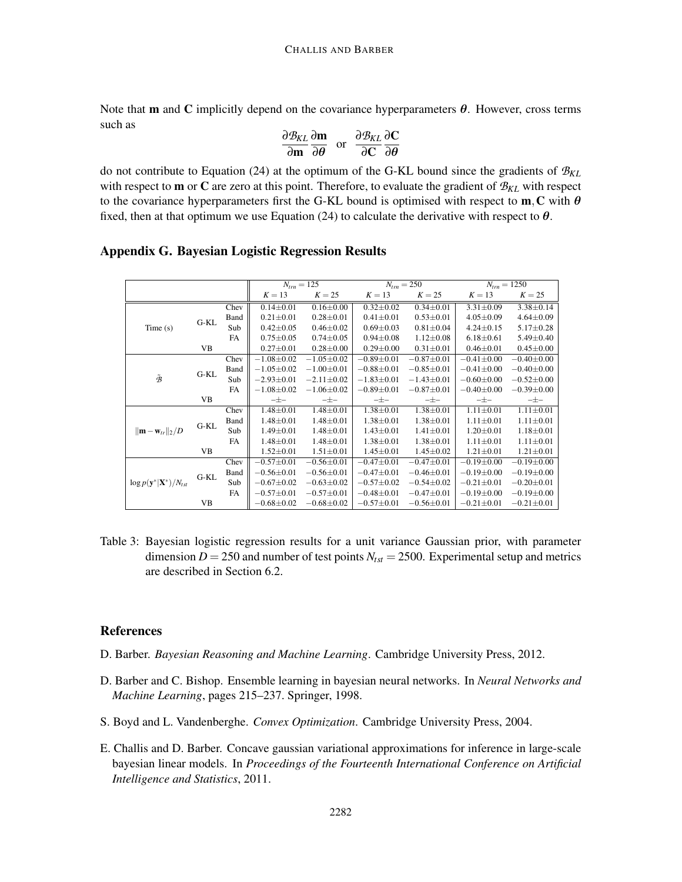Note that $\mathbf{m}$ and $\mathbf{C}$ implicitly depend on the covariance hyperparameters $\boldsymbol{\theta}$. However, cross terms such as

$$\frac{\partial \mathcal{B}_{KL}}{\partial \mathbf{m}} \frac{\partial \mathbf{m}}{\partial \boldsymbol{\theta}} \quad \text{or} \quad \frac{\partial \mathcal{B}_{KL}}{\partial \mathbf{C}} \frac{\partial \mathbf{C}}{\partial \boldsymbol{\theta}}$$

do not contribute to Equation (24) at the optimum of the G-KL bound since the gradients of $\mathcal{B}_{KL}$ with respect to $\mathbf{m}$ or $\mathbf{C}$ are zero at this point. Therefore, to evaluate the gradient of $\mathcal{B}_{KL}$ with respect to the covariance hyperparameters first the G-KL bound is optimised with respect to $\mathbf{m}, \mathbf{C}$ with $\boldsymbol{\theta}$ fixed, then at that optimum we use Equation (24) to calculate the derivative with respect to $\boldsymbol{\theta}$.

## Appendix G. Bayesian Logistic Regression Results

| | | | $N_{trn} = 125$ | | $N_{trn} = 250$ | | $N_{trn} = 1250$ | |
|---|---|---|---|---|---|---|---|---|
| | | | $K = 13$ | $K = 25$ | $K = 13$ | $K = 25$ | $K = 13$ | $K = 25$ |
| Time (s) | G-KL | Chev | $0.14 \pm 0.01$ | $0.16 \pm 0.00$ | $0.32 \pm 0.02$ | $0.34 \pm 0.01$ | $3.31 \pm 0.09$ | $3.38 \pm 0.14$ |
| | | Band | $0.21 \pm 0.01$ | $0.28 \pm 0.01$ | $0.41 \pm 0.01$ | $0.53 \pm 0.01$ | $4.05 \pm 0.09$ | $4.64 \pm 0.09$ |
| | | Sub | $0.42 \pm 0.05$ | $0.46 \pm 0.02$ | $0.69 \pm 0.03$ | $0.81 \pm 0.04$ | $4.24 \pm 0.15$ | $5.17 \pm 0.28$ |
| | | FA | $0.75 \pm 0.05$ | $0.74 \pm 0.05$ | $0.94 \pm 0.08$ | $1.12 \pm 0.08$ | $6.18 \pm 0.61$ | $5.49 \pm 0.40$ |
| | VB | | $0.27 \pm 0.01$ | $0.28 \pm 0.00$ | $0.29 \pm 0.00$ | $0.31 \pm 0.01$ | $0.46 \pm 0.01$ | $0.45 \pm 0.00$ |
| $\tilde{\mathcal{B}}$ | G-KL | Chev | $-1.08 \pm 0.02$ | $-1.05 \pm 0.02$ | $-0.89 \pm 0.01$ | $-0.87 \pm 0.01$ | $-0.41 \pm 0.00$ | $-0.40 \pm 0.00$ |
| | | Band | $-1.05 \pm 0.02$ | $-1.00 \pm 0.01$ | $-0.88 \pm 0.01$ | $-0.85 \pm 0.01$ | $-0.41 \pm 0.00$ | $-0.40 \pm 0.00$ |
| | | Sub | $-2.93 \pm 0.01$ | $-2.11 \pm 0.02$ | $-1.83 \pm 0.01$ | $-1.43 \pm 0.01$ | $-0.60 \pm 0.00$ | $-0.52 \pm 0.00$ |
| | | FA | $-1.08 \pm 0.02$ | $-1.06 \pm 0.02$ | $-0.89 \pm 0.01$ | $-0.87 \pm 0.01$ | $-0.40 \pm 0.00$ | $-0.39 \pm 0.00$ |
| | VB | | $-\pm-$ | $-\pm-$ | $-\pm-$ | $-\pm-$ | $-\pm-$ | $-\pm-$ |
| $\lVert\mathbf{m} - \mathbf{w}_{tr}\rVert_2/D$ | G-KL | Chev | $1.48 \pm 0.01$ | $1.48 \pm 0.01$ | $1.38 \pm 0.01$ | $1.38 \pm 0.01$ | $1.11 \pm 0.01$ | $1.11 \pm 0.01$ |
| | | Band | $1.48 \pm 0.01$ | $1.48 \pm 0.01$ | $1.38 \pm 0.01$ | $1.38 \pm 0.01$ | $1.11 \pm 0.01$ | $1.11 \pm 0.01$ |
| | | Sub | $1.49 \pm 0.01$ | $1.48 \pm 0.01$ | $1.43 \pm 0.01$ | $1.41 \pm 0.01$ | $1.20 \pm 0.01$ | $1.18 \pm 0.01$ |
| | | FA | $1.48 \pm 0.01$ | $1.48 \pm 0.01$ | $1.38 \pm 0.01$ | $1.38 \pm 0.01$ | $1.11 \pm 0.01$ | $1.11 \pm 0.01$ |
| | VB | | $1.52 \pm 0.01$ | $1.51 \pm 0.01$ | $1.45 \pm 0.01$ | $1.45 \pm 0.02$ | $1.21 \pm 0.01$ | $1.21 \pm 0.01$ |
| $\log p(\mathbf{y}^* \mid \mathbf{X}^*)/N_{tst}$ | G-KL | Chev | $-0.57 \pm 0.01$ | $-0.56 \pm 0.01$ | $-0.47 \pm 0.01$ | $-0.47 \pm 0.01$ | $-0.19 \pm 0.00$ | $-0.19 \pm 0.00$ |
| | | Band | $-0.56 \pm 0.01$ | $-0.56 \pm 0.01$ | $-0.47 \pm 0.01$ | $-0.46 \pm 0.01$ | $-0.19 \pm 0.00$ | $-0.19 \pm 0.00$ |
| | | Sub | $-0.67 \pm 0.02$ | $-0.63 \pm 0.02$ | $-0.57 \pm 0.02$ | $-0.54 \pm 0.02$ | $-0.21 \pm 0.01$ | $-0.20 \pm 0.01$ |
| | | FA | $-0.57 \pm 0.01$ | $-0.57 \pm 0.01$ | $-0.48 \pm 0.01$ | $-0.47 \pm 0.01$ | $-0.19 \pm 0.00$ | $-0.19 \pm 0.00$ |
| | VB | | $-0.68 \pm 0.02$ | $-0.68 \pm 0.02$ | $-0.57 \pm 0.01$ | $-0.56 \pm 0.01$ | $-0.21 \pm 0.01$ | $-0.21 \pm 0.01$ |

Table 3: Bayesian logistic regression results for a unit variance Gaussian prior, with parameter dimension $D = 250$ and number of test points $N_{tst} = 2500$. Experimental setup and metrics are described in Section 6.2.

## References

D. Barber. *Bayesian Reasoning and Machine Learning*. Cambridge University Press, 2012.

D. Barber and C. Bishop. Ensemble learning in bayesian neural networks. In *Neural Networks and Machine Learning*, pages 215–237. Springer, 1998.

S. Boyd and L. Vandenberghe. *Convex Optimization*. Cambridge University Press, 2004.

E. Challis and D. Barber. Concave gaussian variational approximations for inference in large-scale bayesian linear models. In *Proceedings of the Fourteenth International Conference on Artificial Intelligence and Statistics*, 2011.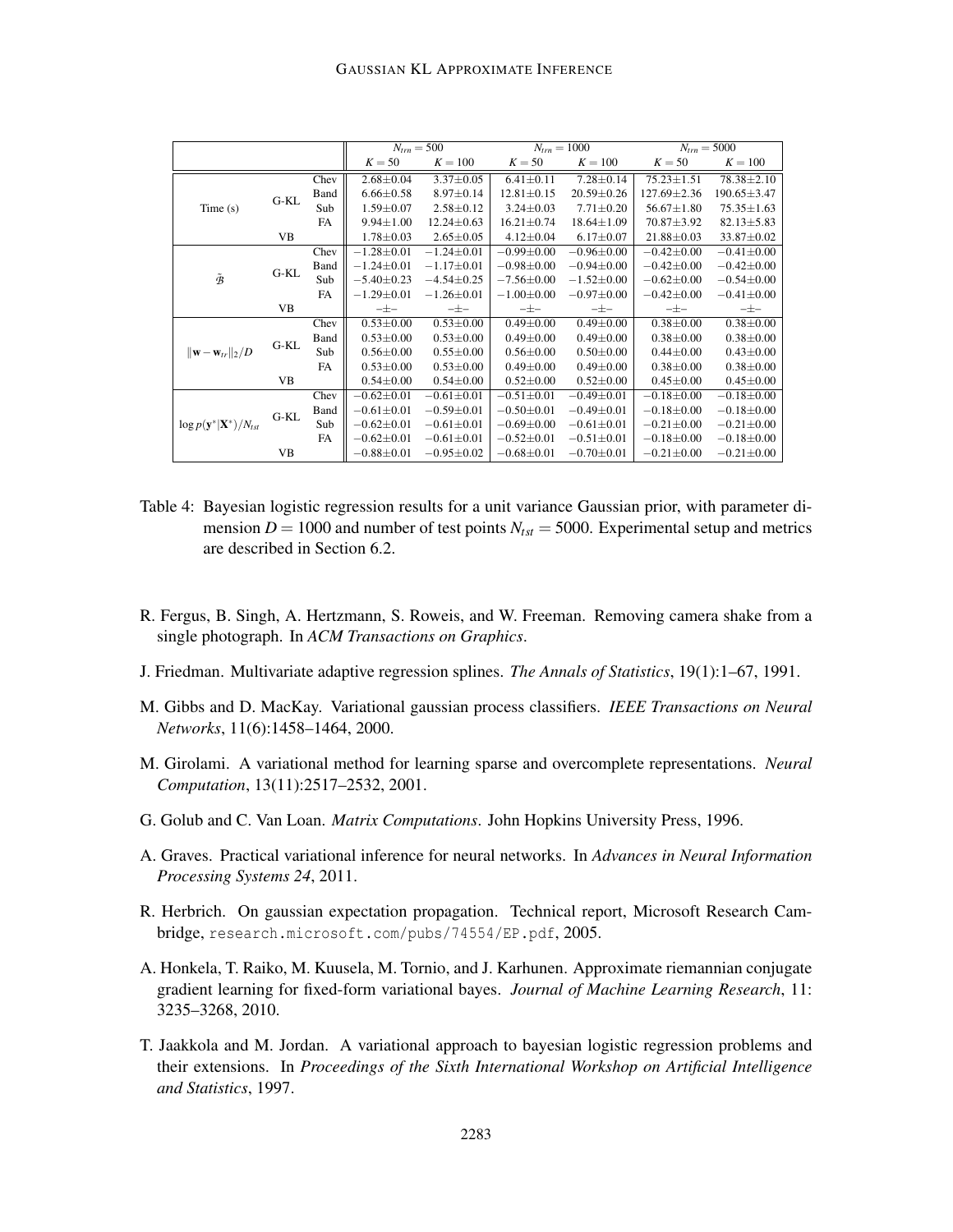| | | | $N_{trn} = 500$ | | $N_{trn} = 1000$ | | $N_{trn} = 5000$ | |
|---|---|---|---|---|---|---|---|---|
| | | | $K = 50$ | $K = 100$ | $K = 50$ | $K = 100$ | $K = 50$ | $K = 100$ |
| Time (s) | G-KL | Chev | $2.68 \pm 0.04$ | $3.37 \pm 0.05$ | $6.41 \pm 0.11$ | $7.28 \pm 0.14$ | $75.23 \pm 1.51$ | $78.38 \pm 2.10$ |
| | | Band | $6.66 \pm 0.58$ | $8.97 \pm 0.14$ | $12.81 \pm 0.15$ | $20.59 \pm 0.26$ | $127.69 \pm 2.36$ | $190.65 \pm 3.47$ |
| | | Sub | $1.59 \pm 0.07$ | $2.58 \pm 0.12$ | $3.24 \pm 0.03$ | $7.71 \pm 0.20$ | $56.67 \pm 1.80$ | $75.35 \pm 1.63$ |
| | | FA | $9.94 \pm 1.00$ | $12.24 \pm 0.63$ | $16.21 \pm 0.74$ | $18.64 \pm 1.09$ | $70.87 \pm 3.92$ | $82.13 \pm 5.83$ |
| | VB | | $1.78 \pm 0.03$ | $2.65 \pm 0.05$ | $4.12 \pm 0.04$ | $6.17 \pm 0.07$ | $21.88 \pm 0.03$ | $33.87 \pm 0.02$ |
| $\tilde{\mathcal{B}}$ | G-KL | Chev | $-1.28 \pm 0.01$ | $-1.24 \pm 0.01$ | $-0.99 \pm 0.00$ | $-0.96 \pm 0.00$ | $-0.42 \pm 0.00$ | $-0.41 \pm 0.00$ |
| | | Band | $-1.24 \pm 0.01$ | $-1.17 \pm 0.01$ | $-0.98 \pm 0.00$ | $-0.94 \pm 0.00$ | $-0.42 \pm 0.00$ | $-0.42 \pm 0.00$ |
| | | Sub | $-5.40 \pm 0.23$ | $-4.54 \pm 0.25$ | $-7.56 \pm 0.00$ | $-1.52 \pm 0.00$ | $-0.62 \pm 0.00$ | $-0.54 \pm 0.00$ |
| | | FA | $-1.29 \pm 0.01$ | $-1.26 \pm 0.01$ | $-1.00 \pm 0.00$ | $-0.97 \pm 0.00$ | $-0.42 \pm 0.00$ | $-0.41 \pm 0.00$ |
| | VB | | $- \pm -$ | $- \pm -$ | $- \pm -$ | $- \pm -$ | $- \pm -$ | $- \pm -$ |
| $\lVert \mathbf{w} - \mathbf{w}_{tr} \rVert_2 / D$ | G-KL | Chev | $0.53 \pm 0.00$ | $0.53 \pm 0.00$ | $0.49 \pm 0.00$ | $0.49 \pm 0.00$ | $0.38 \pm 0.00$ | $0.38 \pm 0.00$ |
| | | Band | $0.53 \pm 0.00$ | $0.53 \pm 0.00$ | $0.49 \pm 0.00$ | $0.49 \pm 0.00$ | $0.38 \pm 0.00$ | $0.38 \pm 0.00$ |
| | | Sub | $0.56 \pm 0.00$ | $0.55 \pm 0.00$ | $0.56 \pm 0.00$ | $0.50 \pm 0.00$ | $0.44 \pm 0.00$ | $0.43 \pm 0.00$ |
| | | FA | $0.53 \pm 0.00$ | $0.53 \pm 0.00$ | $0.49 \pm 0.00$ | $0.49 \pm 0.00$ | $0.38 \pm 0.00$ | $0.38 \pm 0.00$ |
| | VB | | $0.54 \pm 0.00$ | $0.54 \pm 0.00$ | $0.52 \pm 0.00$ | $0.52 \pm 0.00$ | $0.45 \pm 0.00$ | $0.45 \pm 0.00$ |
| $\log p(\mathbf{y}^* \vert \mathbf{X}^*) / N_{tst}$ | G-KL | Chev | $-0.62 \pm 0.01$ | $-0.61 \pm 0.01$ | $-0.51 \pm 0.01$ | $-0.49 \pm 0.01$ | $-0.18 \pm 0.00$ | $-0.18 \pm 0.00$ |
| | | Band | $-0.61 \pm 0.01$ | $-0.59 \pm 0.01$ | $-0.50 \pm 0.01$ | $-0.49 \pm 0.01$ | $-0.18 \pm 0.00$ | $-0.18 \pm 0.00$ |
| | | Sub | $-0.62 \pm 0.01$ | $-0.61 \pm 0.01$ | $-0.69 \pm 0.00$ | $-0.61 \pm 0.01$ | $-0.21 \pm 0.00$ | $-0.21 \pm 0.00$ |
| | | FA | $-0.62 \pm 0.01$ | $-0.61 \pm 0.01$ | $-0.52 \pm 0.01$ | $-0.51 \pm 0.01$ | $-0.18 \pm 0.00$ | $-0.18 \pm 0.00$ |
| | VB | | $-0.88 \pm 0.01$ | $-0.95 \pm 0.02$ | $-0.68 \pm 0.01$ | $-0.70 \pm 0.01$ | $-0.21 \pm 0.00$ | $-0.21 \pm 0.00$ |

Table 4: Bayesian logistic regression results for a unit variance Gaussian prior, with parameter dimension $D = 1000$ and number of test points $N_{tst} = 5000$. Experimental setup and metrics are described in Section 6.2.

R. Fergus, B. Singh, A. Hertzmann, S. Roweis, and W. Freeman. Removing camera shake from a single photograph. In *ACM Transactions on Graphics*.

J. Friedman. Multivariate adaptive regression splines. *The Annals of Statistics*, 19(1):1–67, 1991.

M. Gibbs and D. MacKay. Variational gaussian process classifiers. *IEEE Transactions on Neural Networks*, 11(6):1458–1464, 2000.

M. Girolami. A variational method for learning sparse and overcomplete representations. *Neural Computation*, 13(11):2517–2532, 2001.

G. Golub and C. Van Loan. *Matrix Computations*. John Hopkins University Press, 1996.

A. Graves. Practical variational inference for neural networks. In *Advances in Neural Information Processing Systems 24*, 2011.

R. Herbrich. On gaussian expectation propagation. Technical report, Microsoft Research Cambridge, research.microsoft.com/pubs/74554/EP.pdf, 2005.

A. Honkela, T. Raiko, M. Kuusela, M. Tornio, and J. Karhunen. Approximate riemannian conjugate gradient learning for fixed-form variational bayes. *Journal of Machine Learning Research*, 11: 3235–3268, 2010.

T. Jaakkola and M. Jordan. A variational approach to bayesian logistic regression problems and their extensions. In *Proceedings of the Sixth International Workshop on Artificial Intelligence and Statistics*, 1997.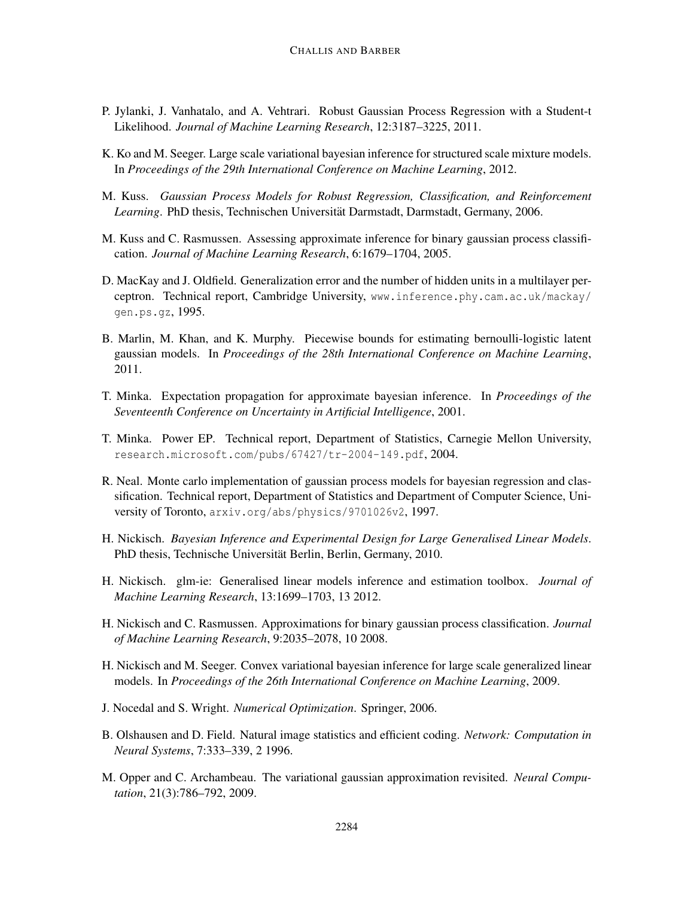P. Jylanki, J. Vanhatalo, and A. Vehtrari. Robust Gaussian Process Regression with a Student-t Likelihood. *Journal of Machine Learning Research*, 12:3187–3225, 2011.

K. Ko and M. Seeger. Large scale variational bayesian inference for structured scale mixture models. In *Proceedings of the 29th International Conference on Machine Learning*, 2012.

M. Kuss. *Gaussian Process Models for Robust Regression, Classification, and Reinforcement Learning*. PhD thesis, Technischen Universität Darmstadt, Darmstadt, Germany, 2006.

M. Kuss and C. Rasmussen. Assessing approximate inference for binary gaussian process classification. *Journal of Machine Learning Research*, 6:1679–1704, 2005.

D. MacKay and J. Oldfield. Generalization error and the number of hidden units in a multilayer perceptron. Technical report, Cambridge University, www.inference.phy.cam.ac.uk/mackay/gen.ps.gz, 1995.

B. Marlin, M. Khan, and K. Murphy. Piecewise bounds for estimating bernoulli-logistic latent gaussian models. In *Proceedings of the 28th International Conference on Machine Learning*, 2011.

T. Minka. Expectation propagation for approximate bayesian inference. In *Proceedings of the Seventeenth Conference on Uncertainty in Artificial Intelligence*, 2001.

T. Minka. Power EP. Technical report, Department of Statistics, Carnegie Mellon University, research.microsoft.com/pubs/67427/tr-2004-149.pdf, 2004.

R. Neal. Monte carlo implementation of gaussian process models for bayesian regression and classification. Technical report, Department of Statistics and Department of Computer Science, University of Toronto, arxiv.org/abs/physics/9701026v2, 1997.

H. Nickisch. *Bayesian Inference and Experimental Design for Large Generalised Linear Models*. PhD thesis, Technische Universität Berlin, Berlin, Germany, 2010.

H. Nickisch. glm-ie: Generalised linear models inference and estimation toolbox. *Journal of Machine Learning Research*, 13:1699–1703, 13 2012.

H. Nickisch and C. Rasmussen. Approximations for binary gaussian process classification. *Journal of Machine Learning Research*, 9:2035–2078, 10 2008.

H. Nickisch and M. Seeger. Convex variational bayesian inference for large scale generalized linear models. In *Proceedings of the 26th International Conference on Machine Learning*, 2009.

J. Nocedal and S. Wright. *Numerical Optimization*. Springer, 2006.

B. Olshausen and D. Field. Natural image statistics and efficient coding. *Network: Computation in Neural Systems*, 7:333–339, 2 1996.

M. Opper and C. Archambeau. The variational gaussian approximation revisited. *Neural Computation*, 21(3):786–792, 2009.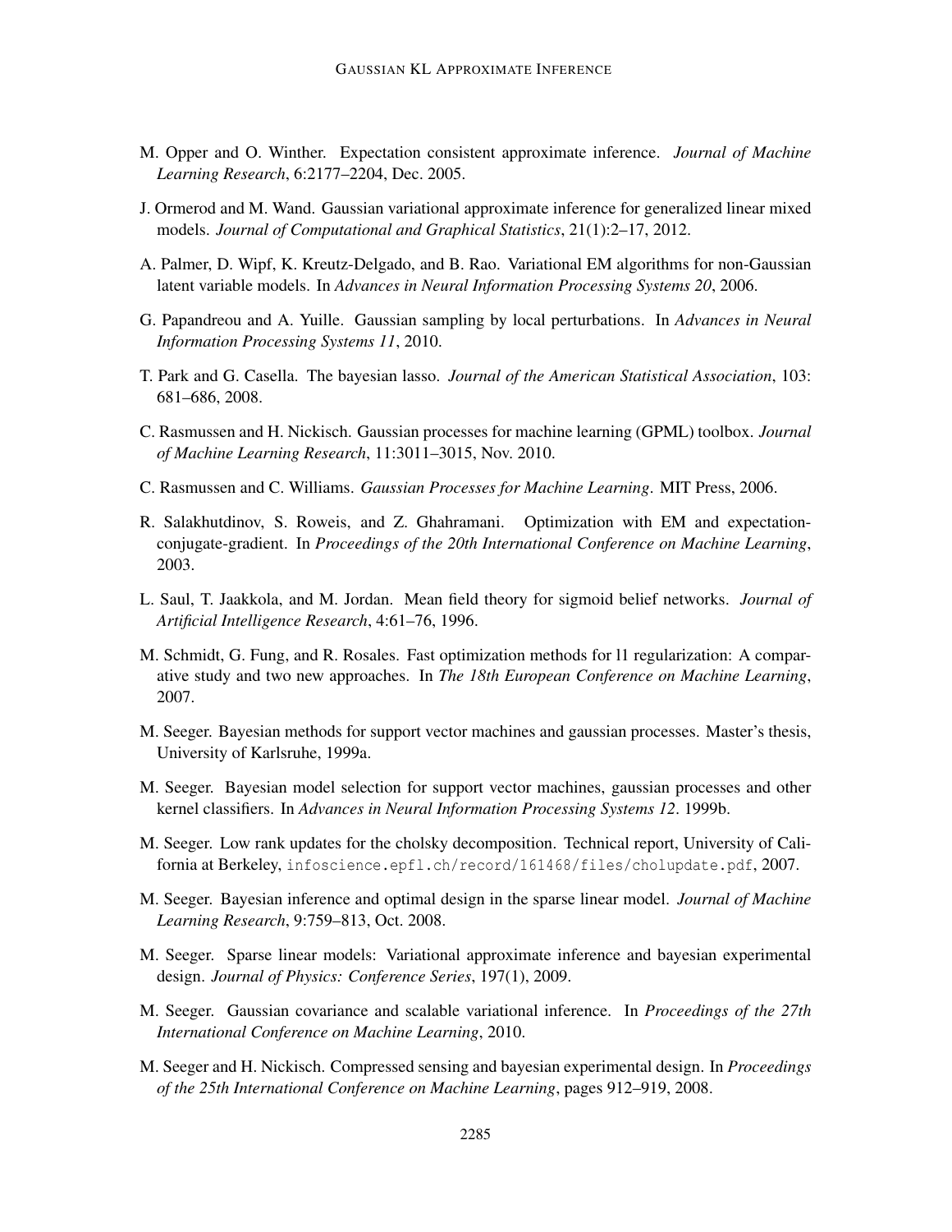M. Opper and O. Winther. Expectation consistent approximate inference. *Journal of Machine Learning Research*, 6:2177–2204, Dec. 2005.

J. Ormerod and M. Wand. Gaussian variational approximate inference for generalized linear mixed models. *Journal of Computational and Graphical Statistics*, 21(1):2–17, 2012.

A. Palmer, D. Wipf, K. Kreutz-Delgado, and B. Rao. Variational EM algorithms for non-Gaussian latent variable models. In *Advances in Neural Information Processing Systems 20*, 2006.

G. Papandreou and A. Yuille. Gaussian sampling by local perturbations. In *Advances in Neural Information Processing Systems 11*, 2010.

T. Park and G. Casella. The bayesian lasso. *Journal of the American Statistical Association*, 103: 681–686, 2008.

C. Rasmussen and H. Nickisch. Gaussian processes for machine learning (GPML) toolbox. *Journal of Machine Learning Research*, 11:3011–3015, Nov. 2010.

C. Rasmussen and C. Williams. *Gaussian Processes for Machine Learning*. MIT Press, 2006.

R. Salakhutdinov, S. Roweis, and Z. Ghahramani. Optimization with EM and expectation-conjugate-gradient. In *Proceedings of the 20th International Conference on Machine Learning*, 2003.

L. Saul, T. Jaakkola, and M. Jordan. Mean field theory for sigmoid belief networks. *Journal of Artificial Intelligence Research*, 4:61–76, 1996.

M. Schmidt, G. Fung, and R. Rosales. Fast optimization methods for l1 regularization: A comparative study and two new approaches. In *The 18th European Conference on Machine Learning*, 2007.

M. Seeger. Bayesian methods for support vector machines and gaussian processes. Master's thesis, University of Karlsruhe, 1999a.

M. Seeger. Bayesian model selection for support vector machines, gaussian processes and other kernel classifiers. In *Advances in Neural Information Processing Systems 12*. 1999b.

M. Seeger. Low rank updates for the cholsky decomposition. Technical report, University of California at Berkeley, `infoscience.epfl.ch/record/161468/files/cholupdate.pdf`, 2007.

M. Seeger. Bayesian inference and optimal design in the sparse linear model. *Journal of Machine Learning Research*, 9:759–813, Oct. 2008.

M. Seeger. Sparse linear models: Variational approximate inference and bayesian experimental design. *Journal of Physics: Conference Series*, 197(1), 2009.

M. Seeger. Gaussian covariance and scalable variational inference. In *Proceedings of the 27th International Conference on Machine Learning*, 2010.

M. Seeger and H. Nickisch. Compressed sensing and bayesian experimental design. In *Proceedings of the 25th International Conference on Machine Learning*, pages 912–919, 2008.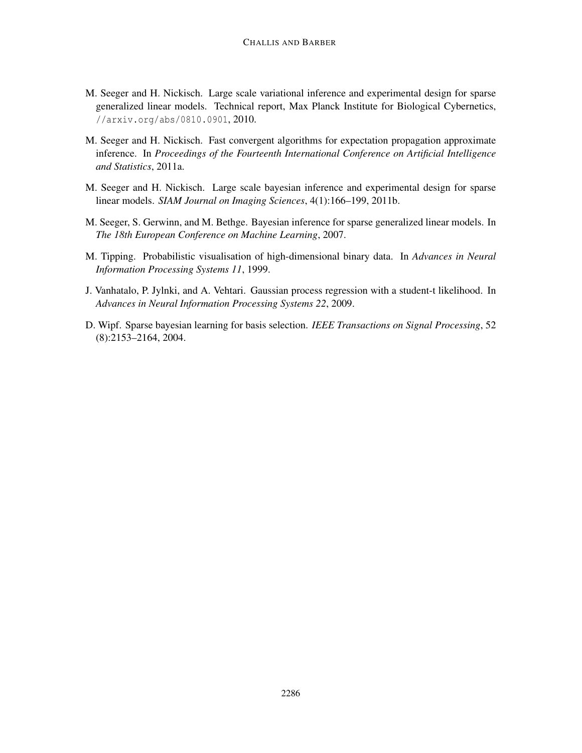M. Seeger and H. Nickisch. Large scale variational inference and experimental design for sparse generalized linear models. Technical report, Max Planck Institute for Biological Cybernetics, //arxiv.org/abs/0810.0901, 2010.

M. Seeger and H. Nickisch. Fast convergent algorithms for expectation propagation approximate inference. In *Proceedings of the Fourteenth International Conference on Artificial Intelligence and Statistics*, 2011a.

M. Seeger and H. Nickisch. Large scale bayesian inference and experimental design for sparse linear models. *SIAM Journal on Imaging Sciences*, 4(1):166–199, 2011b.

M. Seeger, S. Gerwinn, and M. Bethge. Bayesian inference for sparse generalized linear models. In *The 18th European Conference on Machine Learning*, 2007.

M. Tipping. Probabilistic visualisation of high-dimensional binary data. In *Advances in Neural Information Processing Systems 11*, 1999.

J. Vanhatalo, P. Jylnki, and A. Vehtari. Gaussian process regression with a student-t likelihood. In *Advances in Neural Information Processing Systems 22*, 2009.

D. Wipf. Sparse bayesian learning for basis selection. *IEEE Transactions on Signal Processing*, 52 (8):2153–2164, 2004.